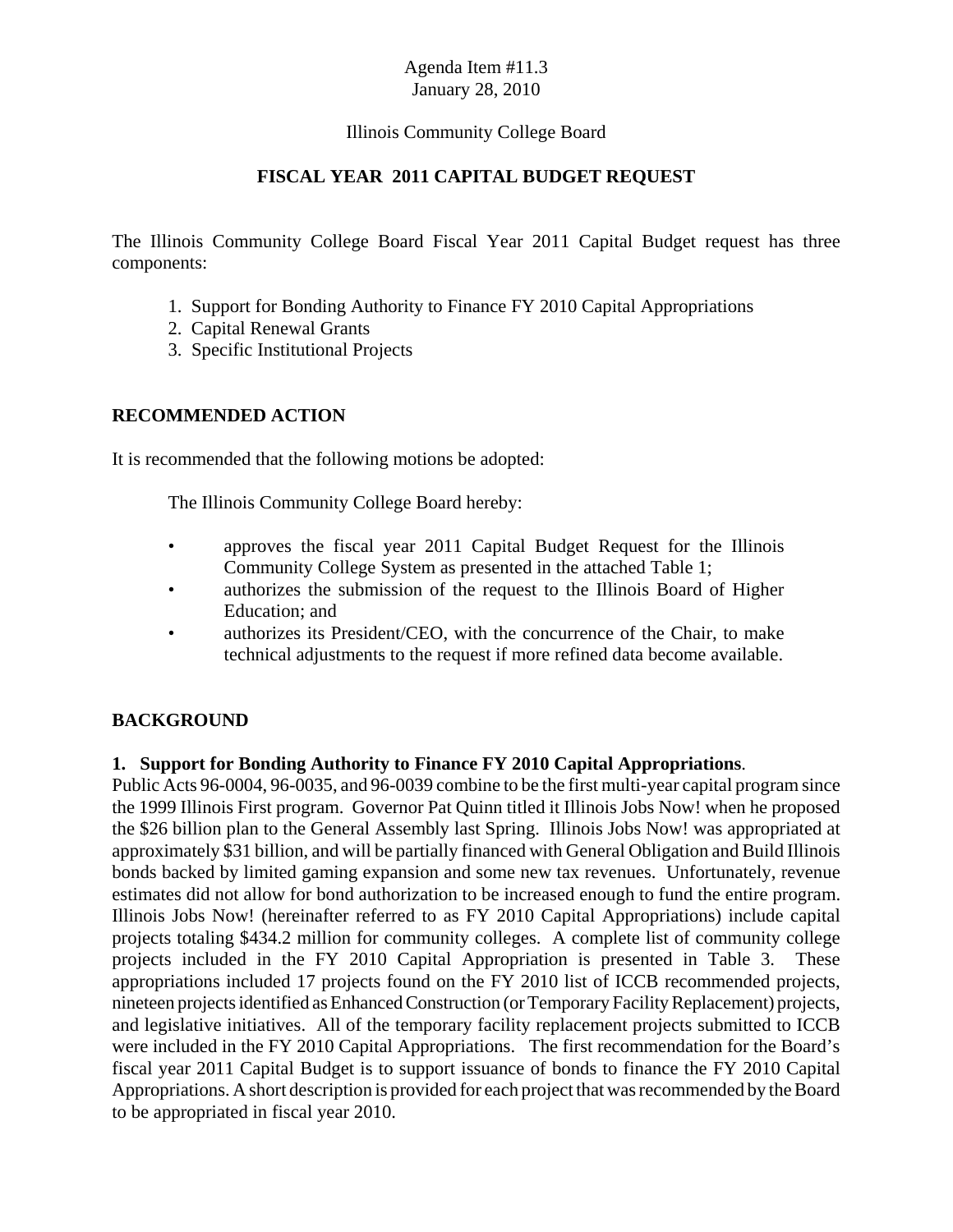Agenda Item #11.3
January 28, 2010

Illinois Community College Board

# FISCAL YEAR 2011 CAPITAL BUDGET REQUEST

The Illinois Community College Board Fiscal Year 2011 Capital Budget request has three components:

1. Support for Bonding Authority to Finance FY 2010 Capital Appropriations
2. Capital Renewal Grants
3. Specific Institutional Projects

## RECOMMENDED ACTION

It is recommended that the following motions be adopted:

The Illinois Community College Board hereby:

- approves the fiscal year 2011 Capital Budget Request for the Illinois Community College System as presented in the attached Table 1;
- authorizes the submission of the request to the Illinois Board of Higher Education; and
- authorizes its President/CEO, with the concurrence of the Chair, to make technical adjustments to the request if more refined data become available.

## BACKGROUND

**1. Support for Bonding Authority to Finance FY 2010 Capital Appropriations**.
Public Acts 96-0004, 96-0035, and 96-0039 combine to be the first multi-year capital program since the 1999 Illinois First program. Governor Pat Quinn titled it Illinois Jobs Now! when he proposed the $26 billion plan to the General Assembly last Spring. Illinois Jobs Now! was appropriated at approximately $31 billion, and will be partially financed with General Obligation and Build Illinois bonds backed by limited gaming expansion and some new tax revenues. Unfortunately, revenue estimates did not allow for bond authorization to be increased enough to fund the entire program. Illinois Jobs Now! (hereinafter referred to as FY 2010 Capital Appropriations) include capital projects totaling $434.2 million for community colleges. A complete list of community college projects included in the FY 2010 Capital Appropriation is presented in Table 3. These appropriations included 17 projects found on the FY 2010 list of ICCB recommended projects, nineteen projects identified as Enhanced Construction (or Temporary Facility Replacement) projects, and legislative initiatives. All of the temporary facility replacement projects submitted to ICCB were included in the FY 2010 Capital Appropriations. The first recommendation for the Board's fiscal year 2011 Capital Budget is to support issuance of bonds to finance the FY 2010 Capital Appropriations. A short description is provided for each project that was recommended by the Board to be appropriated in fiscal year 2010.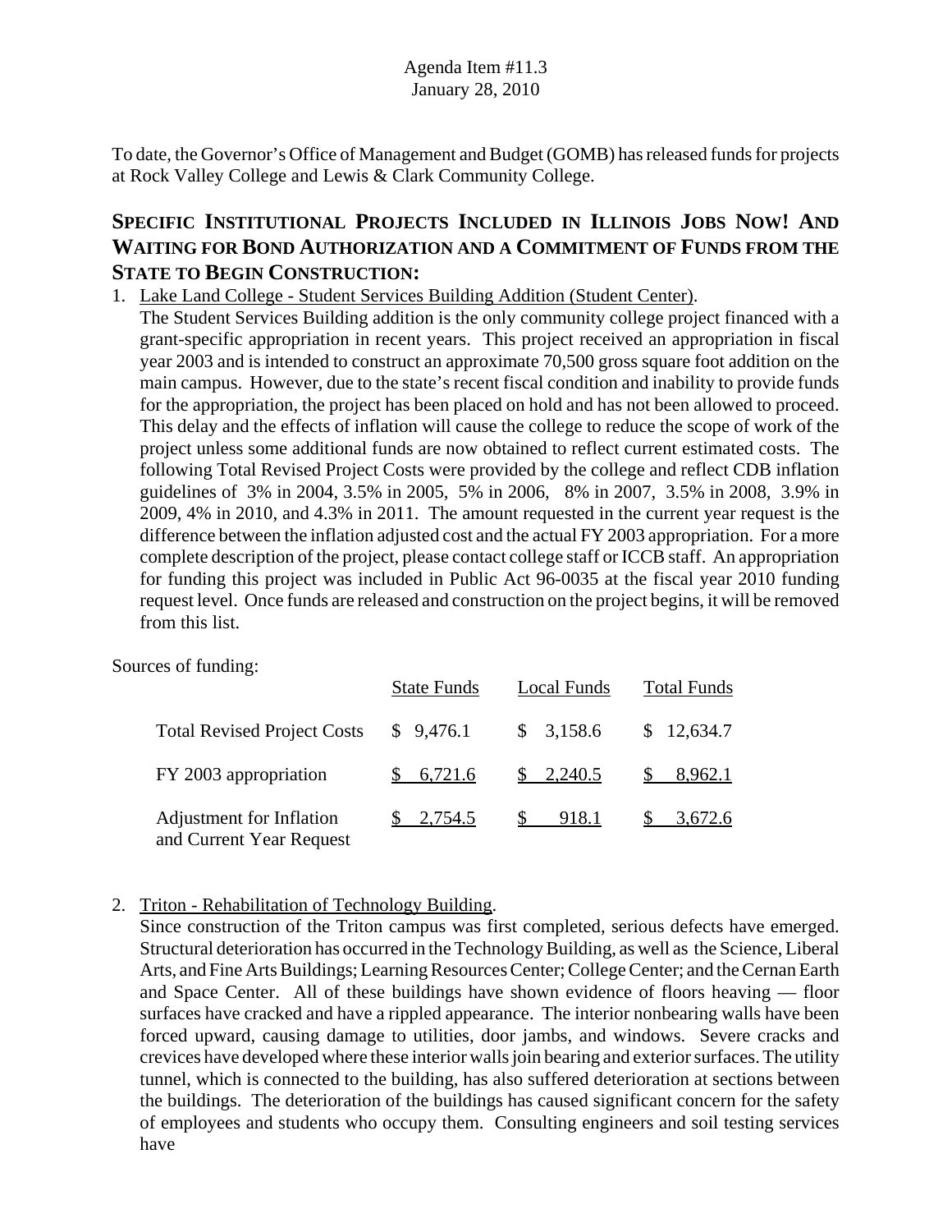Agenda Item #11.3
January 28, 2010

To date, the Governor's Office of Management and Budget (GOMB) has released funds for projects at Rock Valley College and Lewis & Clark Community College.

## SPECIFIC INSTITUTIONAL PROJECTS INCLUDED IN ILLINOIS JOBS NOW! AND WAITING FOR BOND AUTHORIZATION AND A COMMITMENT OF FUNDS FROM THE STATE TO BEGIN CONSTRUCTION:

1. Lake Land College - Student Services Building Addition (Student Center).
   The Student Services Building addition is the only community college project financed with a grant-specific appropriation in recent years. This project received an appropriation in fiscal year 2003 and is intended to construct an approximate 70,500 gross square foot addition on the main campus. However, due to the state's recent fiscal condition and inability to provide funds for the appropriation, the project has been placed on hold and has not been allowed to proceed. This delay and the effects of inflation will cause the college to reduce the scope of work of the project unless some additional funds are now obtained to reflect current estimated costs. The following Total Revised Project Costs were provided by the college and reflect CDB inflation guidelines of 3% in 2004, 3.5% in 2005, 5% in 2006, 8% in 2007, 3.5% in 2008, 3.9% in 2009, 4% in 2010, and 4.3% in 2011. The amount requested in the current year request is the difference between the inflation adjusted cost and the actual FY 2003 appropriation. For a more complete description of the project, please contact college staff or ICCB staff. An appropriation for funding this project was included in Public Act 96-0035 at the fiscal year 2010 funding request level. Once funds are released and construction on the project begins, it will be removed from this list.

Sources of funding:

| | State Funds | Local Funds | Total Funds |
|---|---|---|---|
| Total Revised Project Costs | $ 9,476.1 | $ 3,158.6 | $ 12,634.7 |
| FY 2003 appropriation | $ 6,721.6 | $ 2,240.5 | $ 8,962.1 |
| Adjustment for Inflation and Current Year Request | $ 2,754.5 | $ 918.1 | $ 3,672.6 |

2. Triton - Rehabilitation of Technology Building.
   Since construction of the Triton campus was first completed, serious defects have emerged. Structural deterioration has occurred in the Technology Building, as well as the Science, Liberal Arts, and Fine Arts Buildings; Learning Resources Center; College Center; and the Cernan Earth and Space Center. All of these buildings have shown evidence of floors heaving — floor surfaces have cracked and have a rippled appearance. The interior nonbearing walls have been forced upward, causing damage to utilities, door jambs, and windows. Severe cracks and crevices have developed where these interior walls join bearing and exterior surfaces. The utility tunnel, which is connected to the building, has also suffered deterioration at sections between the buildings. The deterioration of the buildings has caused significant concern for the safety of employees and students who occupy them. Consulting engineers and soil testing services have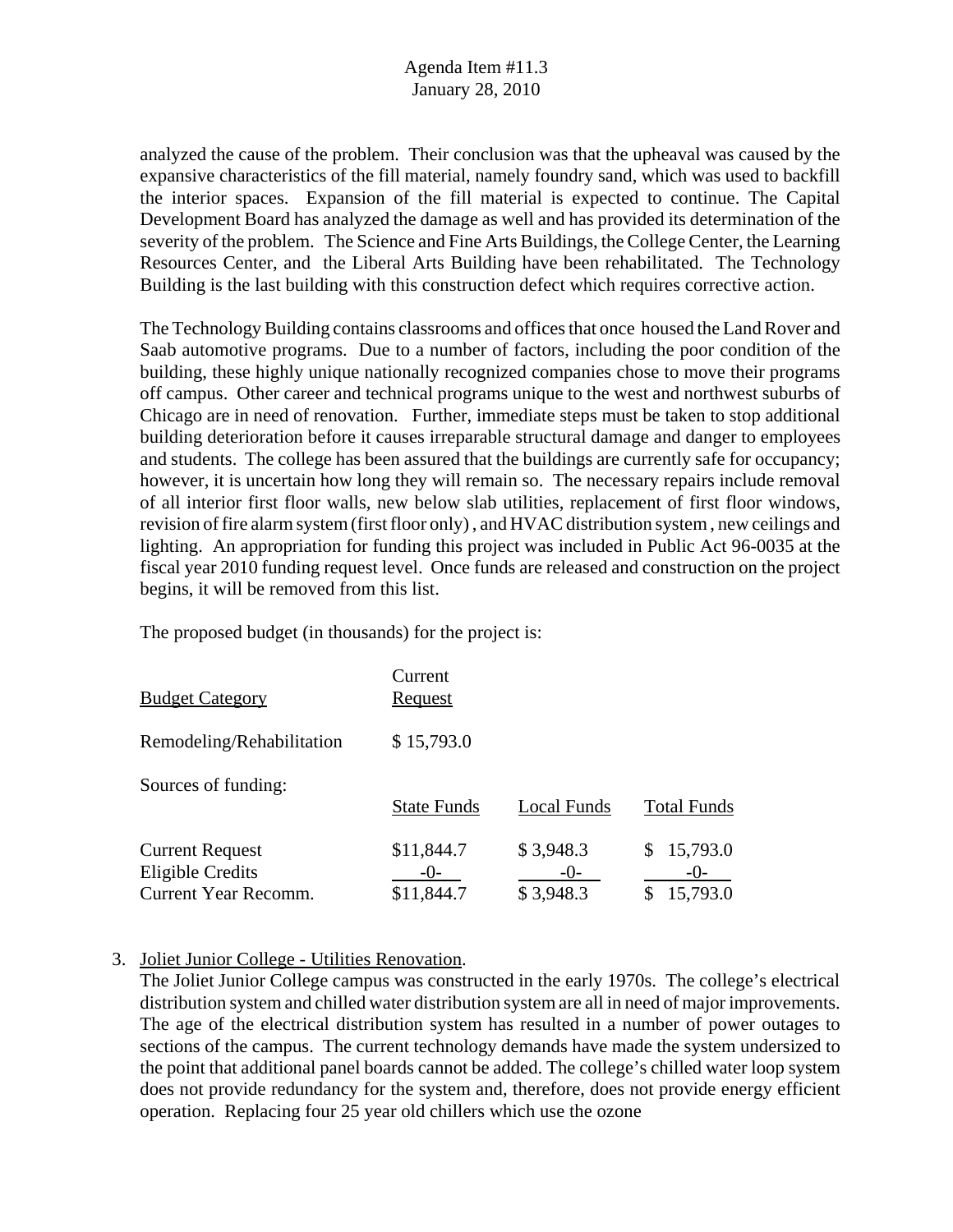analyzed the cause of the problem. Their conclusion was that the upheaval was caused by the expansive characteristics of the fill material, namely foundry sand, which was used to backfill the interior spaces. Expansion of the fill material is expected to continue. The Capital Development Board has analyzed the damage as well and has provided its determination of the severity of the problem. The Science and Fine Arts Buildings, the College Center, the Learning Resources Center, and the Liberal Arts Building have been rehabilitated. The Technology Building is the last building with this construction defect which requires corrective action.

The Technology Building contains classrooms and offices that once housed the Land Rover and Saab automotive programs. Due to a number of factors, including the poor condition of the building, these highly unique nationally recognized companies chose to move their programs off campus. Other career and technical programs unique to the west and northwest suburbs of Chicago are in need of renovation. Further, immediate steps must be taken to stop additional building deterioration before it causes irreparable structural damage and danger to employees and students. The college has been assured that the buildings are currently safe for occupancy; however, it is uncertain how long they will remain so. The necessary repairs include removal of all interior first floor walls, new below slab utilities, replacement of first floor windows, revision of fire alarm system (first floor only), and HVAC distribution system, new ceilings and lighting. An appropriation for funding this project was included in Public Act 96-0035 at the fiscal year 2010 funding request level. Once funds are released and construction on the project begins, it will be removed from this list.

The proposed budget (in thousands) for the project is:

| Budget Category | Current Request |
|---|---|
| Remodeling/Rehabilitation | $ 15,793.0 |

Sources of funding:

| | State Funds | Local Funds | Total Funds |
|---|---|---|---|
| Current Request | $11,844.7 | $ 3,948.3 | $ 15,793.0 |
| Eligible Credits | -0- | -0- | -0- |
| Current Year Recomm. | $11,844.7 | $ 3,948.3 | $ 15,793.0 |

3. Joliet Junior College - Utilities Renovation.

The Joliet Junior College campus was constructed in the early 1970s. The college's electrical distribution system and chilled water distribution system are all in need of major improvements. The age of the electrical distribution system has resulted in a number of power outages to sections of the campus. The current technology demands have made the system undersized to the point that additional panel boards cannot be added. The college's chilled water loop system does not provide redundancy for the system and, therefore, does not provide energy efficient operation. Replacing four 25 year old chillers which use the ozone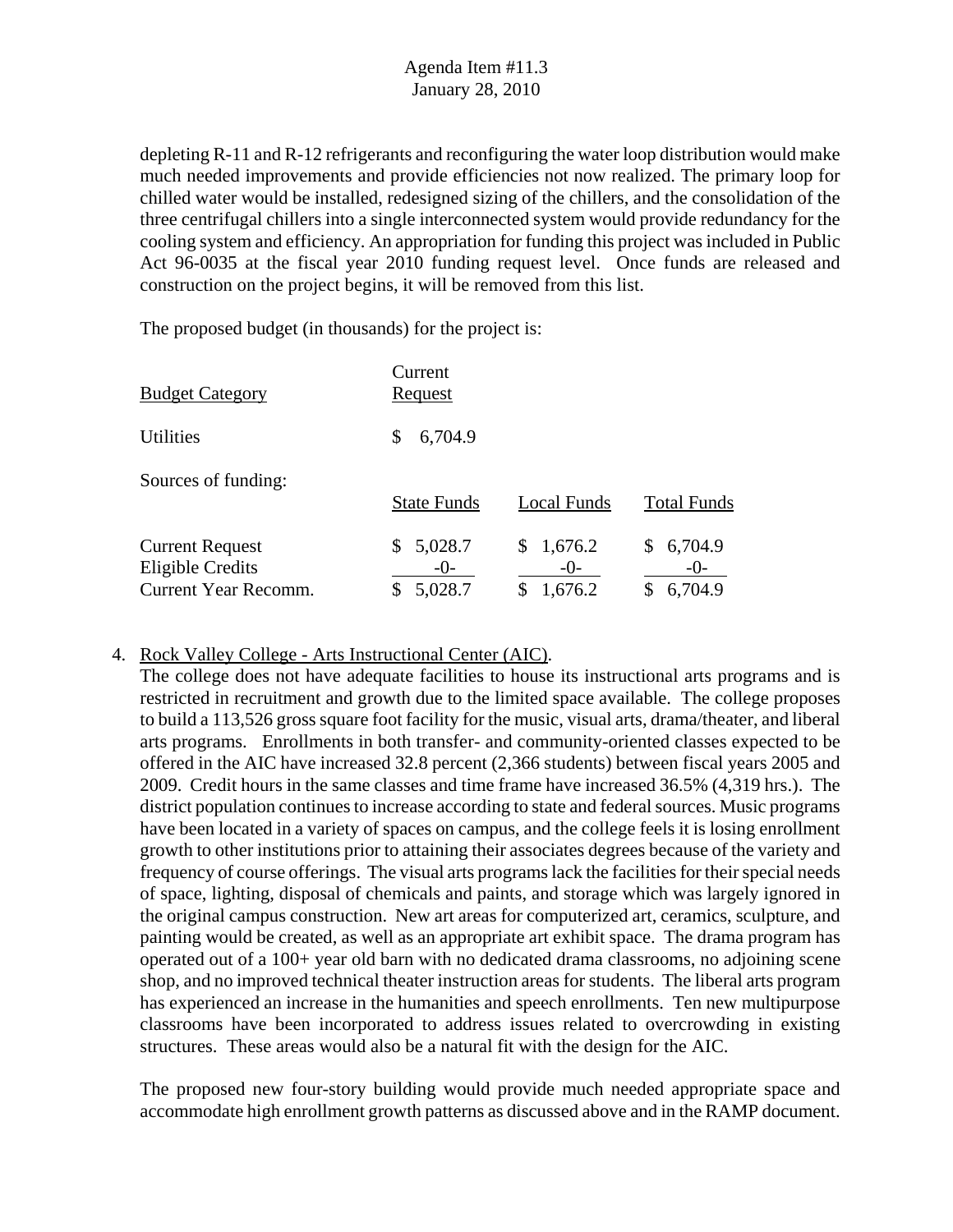depleting R-11 and R-12 refrigerants and reconfiguring the water loop distribution would make much needed improvements and provide efficiencies not now realized. The primary loop for chilled water would be installed, redesigned sizing of the chillers, and the consolidation of the three centrifugal chillers into a single interconnected system would provide redundancy for the cooling system and efficiency. An appropriation for funding this project was included in Public Act 96-0035 at the fiscal year 2010 funding request level. Once funds are released and construction on the project begins, it will be removed from this list.

The proposed budget (in thousands) for the project is:

| Budget Category | Current Request |
|---|---|
| Utilities | $ 6,704.9 |

Sources of funding:

| | State Funds | Local Funds | Total Funds |
|---|---|---|---|
| Current Request | $ 5,028.7 | $ 1,676.2 | $ 6,704.9 |
| Eligible Credits | -0- | -0- | -0- |
| Current Year Recomm. | $ 5,028.7 | $ 1,676.2 | $ 6,704.9 |

4. Rock Valley College - Arts Instructional Center (AIC).
   The college does not have adequate facilities to house its instructional arts programs and is restricted in recruitment and growth due to the limited space available. The college proposes to build a 113,526 gross square foot facility for the music, visual arts, drama/theater, and liberal arts programs. Enrollments in both transfer- and community-oriented classes expected to be offered in the AIC have increased 32.8 percent (2,366 students) between fiscal years 2005 and 2009. Credit hours in the same classes and time frame have increased 36.5% (4,319 hrs.). The district population continues to increase according to state and federal sources. Music programs have been located in a variety of spaces on campus, and the college feels it is losing enrollment growth to other institutions prior to attaining their associates degrees because of the variety and frequency of course offerings. The visual arts programs lack the facilities for their special needs of space, lighting, disposal of chemicals and paints, and storage which was largely ignored in the original campus construction. New art areas for computerized art, ceramics, sculpture, and painting would be created, as well as an appropriate art exhibit space. The drama program has operated out of a 100+ year old barn with no dedicated drama classrooms, no adjoining scene shop, and no improved technical theater instruction areas for students. The liberal arts program has experienced an increase in the humanities and speech enrollments. Ten new multipurpose classrooms have been incorporated to address issues related to overcrowding in existing structures. These areas would also be a natural fit with the design for the AIC.

   The proposed new four-story building would provide much needed appropriate space and accommodate high enrollment growth patterns as discussed above and in the RAMP document.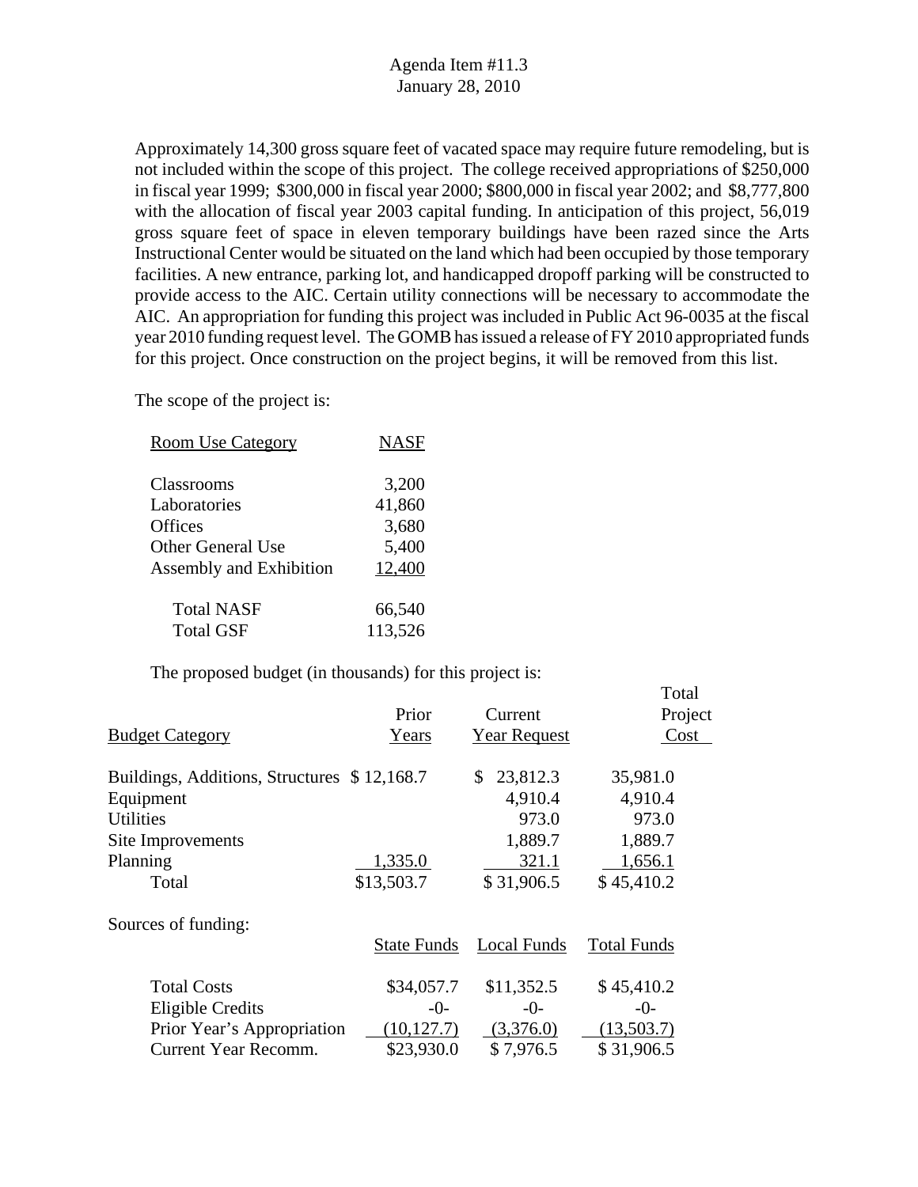Agenda Item #11.3
January 28, 2010

Approximately 14,300 gross square feet of vacated space may require future remodeling, but is not included within the scope of this project. The college received appropriations of $250,000 in fiscal year 1999; $300,000 in fiscal year 2000; $800,000 in fiscal year 2002; and $8,777,800 with the allocation of fiscal year 2003 capital funding. In anticipation of this project, 56,019 gross square feet of space in eleven temporary buildings have been razed since the Arts Instructional Center would be situated on the land which had been occupied by those temporary facilities. A new entrance, parking lot, and handicapped dropoff parking will be constructed to provide access to the AIC. Certain utility connections will be necessary to accommodate the AIC. An appropriation for funding this project was included in Public Act 96-0035 at the fiscal year 2010 funding request level. The GOMB has issued a release of FY 2010 appropriated funds for this project. Once construction on the project begins, it will be removed from this list.

The scope of the project is:

| Room Use Category | NASF |
|---|---|
| Classrooms | 3,200 |
| Laboratories | 41,860 |
| Offices | 3,680 |
| Other General Use | 5,400 |
| Assembly and Exhibition | 12,400 |
| Total NASF | 66,540 |
| Total GSF | 113,526 |

The proposed budget (in thousands) for this project is:

| Budget Category | Prior Years | Current Year Request | Total Project Cost |
|---|---|---|---|
| Buildings, Additions, Structures | $ 12,168.7 | $ 23,812.3 | 35,981.0 |
| Equipment | | 4,910.4 | 4,910.4 |
| Utilities | | 973.0 | 973.0 |
| Site Improvements | | 1,889.7 | 1,889.7 |
| Planning | 1,335.0 | 321.1 | 1,656.1 |
| Total | $13,503.7 | $ 31,906.5 | $ 45,410.2 |

Sources of funding:

| | State Funds | Local Funds | Total Funds |
|---|---|---|---|
| Total Costs | $34,057.7 | $11,352.5 | $ 45,410.2 |
| Eligible Credits | -0- | -0- | -0- |
| Prior Year's Appropriation | (10,127.7) | (3,376.0) | (13,503.7) |
| Current Year Recomm. | $23,930.0 | $ 7,976.5 | $ 31,906.5 |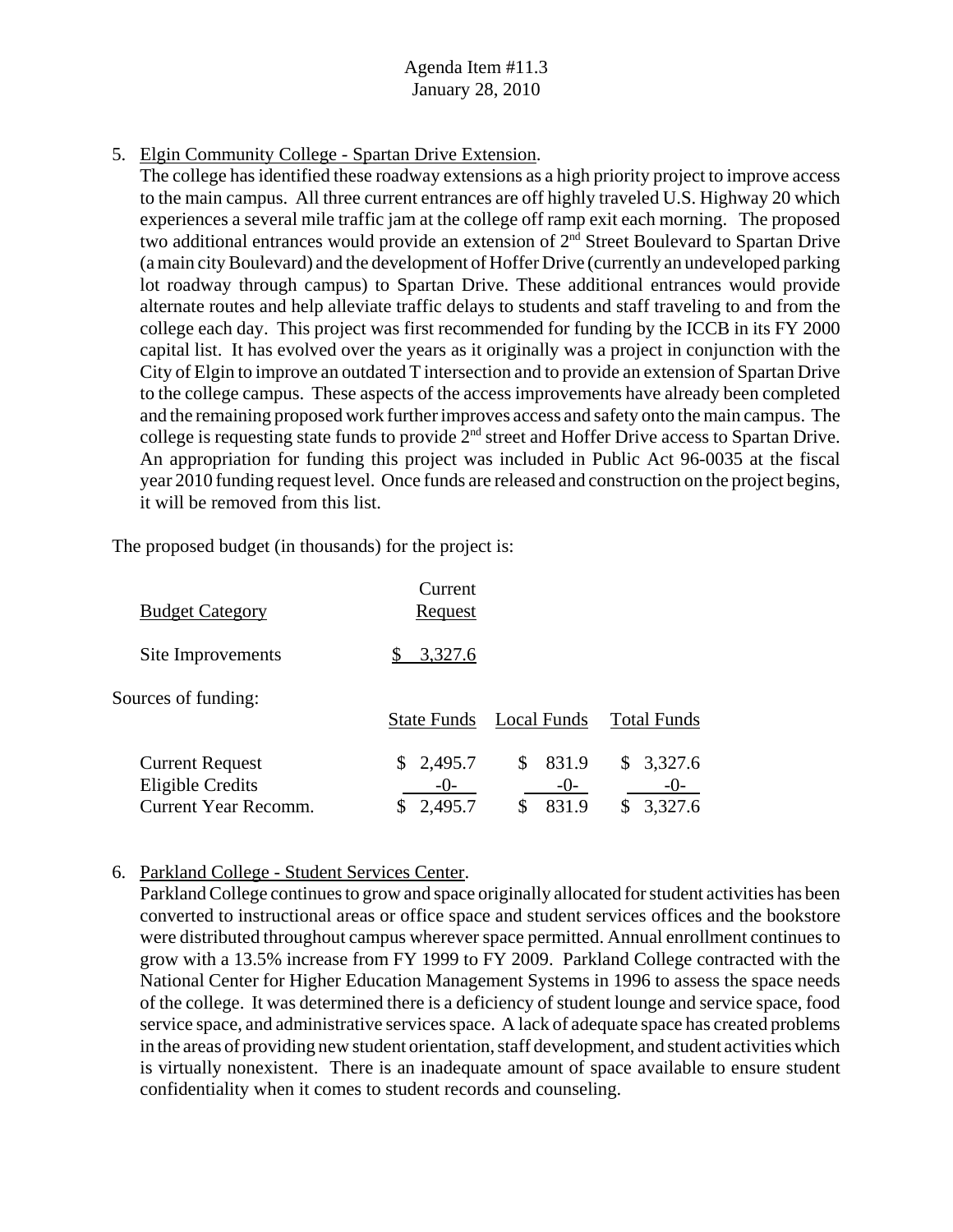5. Elgin Community College - Spartan Drive Extension.

   The college has identified these roadway extensions as a high priority project to improve access to the main campus. All three current entrances are off highly traveled U.S. Highway 20 which experiences a several mile traffic jam at the college off ramp exit each morning. The proposed two additional entrances would provide an extension of 2nd Street Boulevard to Spartan Drive (a main city Boulevard) and the development of Hoffer Drive (currently an undeveloped parking lot roadway through campus) to Spartan Drive. These additional entrances would provide alternate routes and help alleviate traffic delays to students and staff traveling to and from the college each day. This project was first recommended for funding by the ICCB in its FY 2000 capital list. It has evolved over the years as it originally was a project in conjunction with the City of Elgin to improve an outdated T intersection and to provide an extension of Spartan Drive to the college campus. These aspects of the access improvements have already been completed and the remaining proposed work further improves access and safety onto the main campus. The college is requesting state funds to provide 2nd street and Hoffer Drive access to Spartan Drive. An appropriation for funding this project was included in Public Act 96-0035 at the fiscal year 2010 funding request level. Once funds are released and construction on the project begins, it will be removed from this list.

The proposed budget (in thousands) for the project is:

| Budget Category | Current Request |
|---|---|
| Site Improvements | $ 3,327.6 |

Sources of funding:

| | State Funds | Local Funds | Total Funds |
|---|---|---|---|
| Current Request | $ 2,495.7 | $ 831.9 | $ 3,327.6 |
| Eligible Credits | -0- | -0- | -0- |
| Current Year Recomm. | $ 2,495.7 | $ 831.9 | $ 3,327.6 |

6. Parkland College - Student Services Center.

   Parkland College continues to grow and space originally allocated for student activities has been converted to instructional areas or office space and student services offices and the bookstore were distributed throughout campus wherever space permitted. Annual enrollment continues to grow with a 13.5% increase from FY 1999 to FY 2009. Parkland College contracted with the National Center for Higher Education Management Systems in 1996 to assess the space needs of the college. It was determined there is a deficiency of student lounge and service space, food service space, and administrative services space. A lack of adequate space has created problems in the areas of providing new student orientation, staff development, and student activities which is virtually nonexistent. There is an inadequate amount of space available to ensure student confidentiality when it comes to student records and counseling.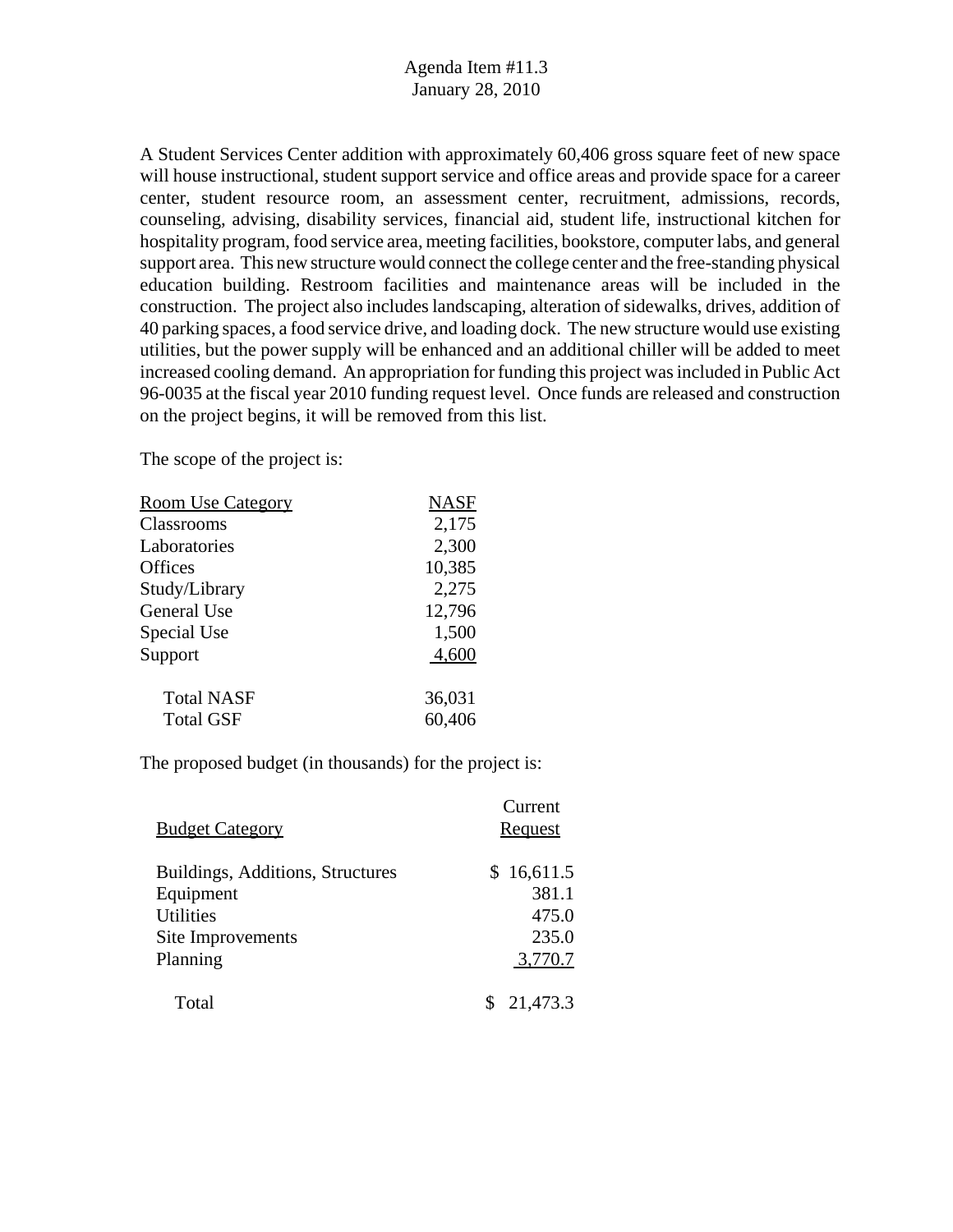A Student Services Center addition with approximately 60,406 gross square feet of new space will house instructional, student support service and office areas and provide space for a career center, student resource room, an assessment center, recruitment, admissions, records, counseling, advising, disability services, financial aid, student life, instructional kitchen for hospitality program, food service area, meeting facilities, bookstore, computer labs, and general support area. This new structure would connect the college center and the free-standing physical education building. Restroom facilities and maintenance areas will be included in the construction. The project also includes landscaping, alteration of sidewalks, drives, addition of 40 parking spaces, a food service drive, and loading dock. The new structure would use existing utilities, but the power supply will be enhanced and an additional chiller will be added to meet increased cooling demand. An appropriation for funding this project was included in Public Act 96-0035 at the fiscal year 2010 funding request level. Once funds are released and construction on the project begins, it will be removed from this list.

The scope of the project is:

| Room Use Category | NASF |
|---|---|
| Classrooms | 2,175 |
| Laboratories | 2,300 |
| Offices | 10,385 |
| Study/Library | 2,275 |
| General Use | 12,796 |
| Special Use | 1,500 |
| Support | 4,600 |
| Total NASF | 36,031 |
| Total GSF | 60,406 |

The proposed budget (in thousands) for the project is:

| Budget Category | Current Request |
|---|---|
| Buildings, Additions, Structures | $ 16,611.5 |
| Equipment | 381.1 |
| Utilities | 475.0 |
| Site Improvements | 235.0 |
| Planning | 3,770.7 |
| Total | $ 21,473.3 |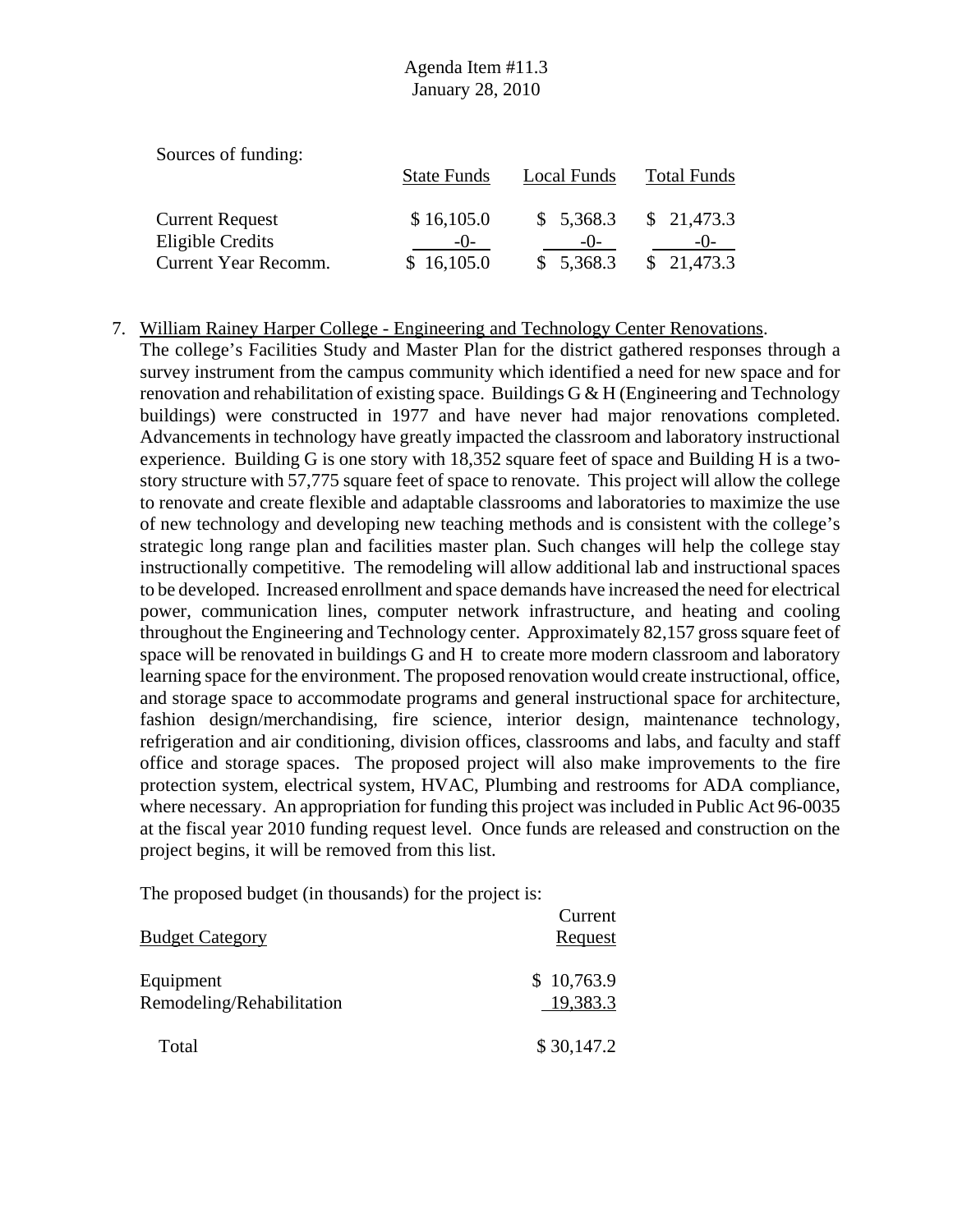Sources of funding:

| | State Funds | Local Funds | Total Funds |
|---|---|---|---|
| Current Request | $ 16,105.0 | $ 5,368.3 | $ 21,473.3 |
| Eligible Credits | -0- | -0- | -0- |
| Current Year Recomm. | $ 16,105.0 | $ 5,368.3 | $ 21,473.3 |

7. William Rainey Harper College - Engineering and Technology Center Renovations.
   The college's Facilities Study and Master Plan for the district gathered responses through a survey instrument from the campus community which identified a need for new space and for renovation and rehabilitation of existing space. Buildings G & H (Engineering and Technology buildings) were constructed in 1977 and have never had major renovations completed. Advancements in technology have greatly impacted the classroom and laboratory instructional experience. Building G is one story with 18,352 square feet of space and Building H is a two-story structure with 57,775 square feet of space to renovate. This project will allow the college to renovate and create flexible and adaptable classrooms and laboratories to maximize the use of new technology and developing new teaching methods and is consistent with the college's strategic long range plan and facilities master plan. Such changes will help the college stay instructionally competitive. The remodeling will allow additional lab and instructional spaces to be developed. Increased enrollment and space demands have increased the need for electrical power, communication lines, computer network infrastructure, and heating and cooling throughout the Engineering and Technology center. Approximately 82,157 gross square feet of space will be renovated in buildings G and H to create more modern classroom and laboratory learning space for the environment. The proposed renovation would create instructional, office, and storage space to accommodate programs and general instructional space for architecture, fashion design/merchandising, fire science, interior design, maintenance technology, refrigeration and air conditioning, division offices, classrooms and labs, and faculty and staff office and storage spaces. The proposed project will also make improvements to the fire protection system, electrical system, HVAC, Plumbing and restrooms for ADA compliance, where necessary. An appropriation for funding this project was included in Public Act 96-0035 at the fiscal year 2010 funding request level. Once funds are released and construction on the project begins, it will be removed from this list.

   The proposed budget (in thousands) for the project is:

| Budget Category | Current Request |
|---|---|
| Equipment | $ 10,763.9 |
| Remodeling/Rehabilitation | 19,383.3 |
| Total | $ 30,147.2 |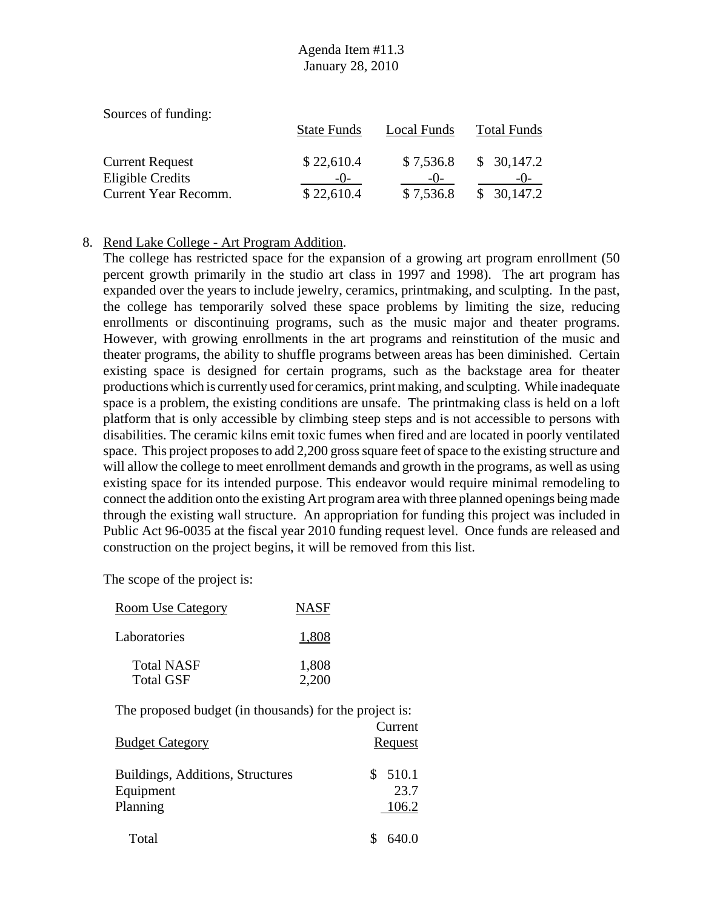Sources of funding:

| | State Funds | Local Funds | Total Funds |
|---|---|---|---|
| Current Request | $ 22,610.4 | $ 7,536.8 | $ 30,147.2 |
| Eligible Credits | -0- | -0- | -0- |
| Current Year Recomm. | $ 22,610.4 | $ 7,536.8 | $ 30,147.2 |

8. Rend Lake College - Art Program Addition.
   The college has restricted space for the expansion of a growing art program enrollment (50 percent growth primarily in the studio art class in 1997 and 1998). The art program has expanded over the years to include jewelry, ceramics, printmaking, and sculpting. In the past, the college has temporarily solved these space problems by limiting the size, reducing enrollments or discontinuing programs, such as the music major and theater programs. However, with growing enrollments in the art programs and reinstitution of the music and theater programs, the ability to shuffle programs between areas has been diminished. Certain existing space is designed for certain programs, such as the backstage area for theater productions which is currently used for ceramics, print making, and sculpting. While inadequate space is a problem, the existing conditions are unsafe. The printmaking class is held on a loft platform that is only accessible by climbing steep steps and is not accessible to persons with disabilities. The ceramic kilns emit toxic fumes when fired and are located in poorly ventilated space. This project proposes to add 2,200 gross square feet of space to the existing structure and will allow the college to meet enrollment demands and growth in the programs, as well as using existing space for its intended purpose. This endeavor would require minimal remodeling to connect the addition onto the existing Art program area with three planned openings being made through the existing wall structure. An appropriation for funding this project was included in Public Act 96-0035 at the fiscal year 2010 funding request level. Once funds are released and construction on the project begins, it will be removed from this list.

   The scope of the project is:

| Room Use Category | NASF |
|---|---|
| Laboratories | 1,808 |
| Total NASF | 1,808 |
| Total GSF | 2,200 |

   The proposed budget (in thousands) for the project is:

| Budget Category | Current Request |
|---|---|
| Buildings, Additions, Structures | $ 510.1 |
| Equipment | 23.7 |
| Planning | 106.2 |
| Total | $ 640.0 |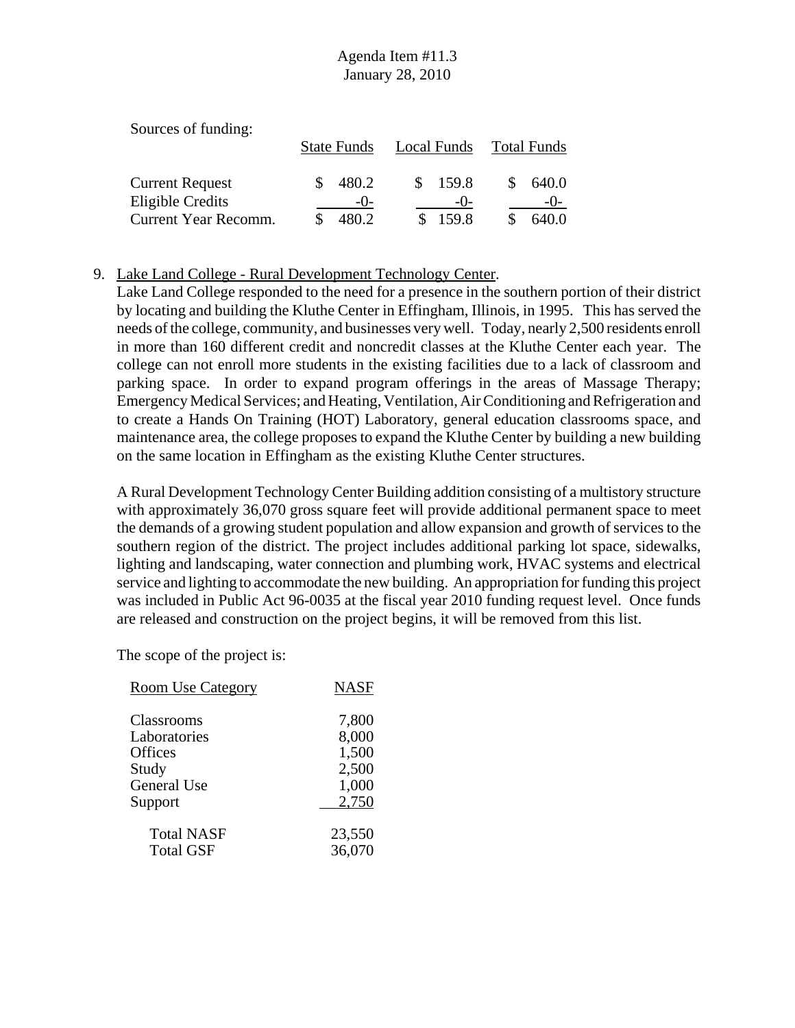Sources of funding:

| | State Funds | Local Funds | Total Funds |
|---|---|---|---|
| Current Request | $ 480.2 | $ 159.8 | $ 640.0 |
| Eligible Credits | -0- | -0- | -0- |
| Current Year Recomm. | $ 480.2 | $ 159.8 | $ 640.0 |

9. Lake Land College - Rural Development Technology Center.

Lake Land College responded to the need for a presence in the southern portion of their district by locating and building the Kluthe Center in Effingham, Illinois, in 1995. This has served the needs of the college, community, and businesses very well. Today, nearly 2,500 residents enroll in more than 160 different credit and noncredit classes at the Kluthe Center each year. The college can not enroll more students in the existing facilities due to a lack of classroom and parking space. In order to expand program offerings in the areas of Massage Therapy; Emergency Medical Services; and Heating, Ventilation, Air Conditioning and Refrigeration and to create a Hands On Training (HOT) Laboratory, general education classrooms space, and maintenance area, the college proposes to expand the Kluthe Center by building a new building on the same location in Effingham as the existing Kluthe Center structures.

A Rural Development Technology Center Building addition consisting of a multistory structure with approximately 36,070 gross square feet will provide additional permanent space to meet the demands of a growing student population and allow expansion and growth of services to the southern region of the district. The project includes additional parking lot space, sidewalks, lighting and landscaping, water connection and plumbing work, HVAC systems and electrical service and lighting to accommodate the new building. An appropriation for funding this project was included in Public Act 96-0035 at the fiscal year 2010 funding request level. Once funds are released and construction on the project begins, it will be removed from this list.

The scope of the project is:

| Room Use Category | NASF |
|---|---|
| Classrooms | 7,800 |
| Laboratories | 8,000 |
| Offices | 1,500 |
| Study | 2,500 |
| General Use | 1,000 |
| Support | 2,750 |
| Total NASF | 23,550 |
| Total GSF | 36,070 |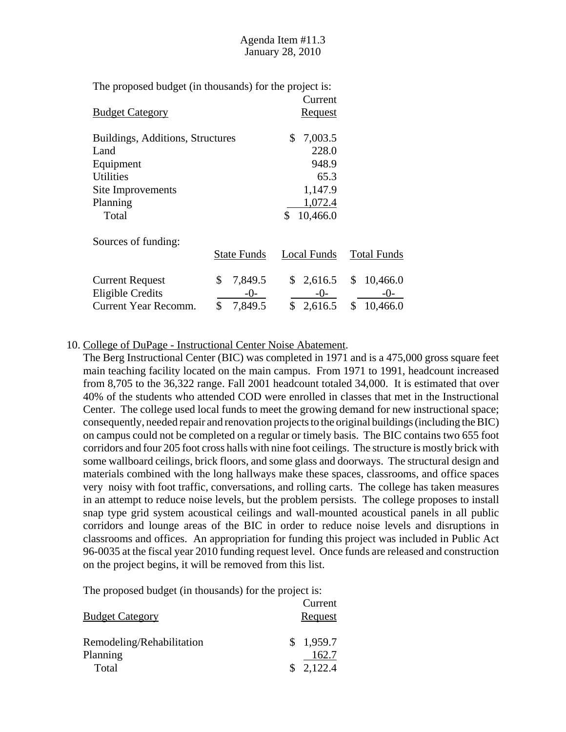The proposed budget (in thousands) for the project is:

| Budget Category | Current Request |
|---|---|
| Buildings, Additions, Structures | $ 7,003.5 |
| Land | 228.0 |
| Equipment | 948.9 |
| Utilities | 65.3 |
| Site Improvements | 1,147.9 |
| Planning | 1,072.4 |
| Total | $ 10,466.0 |

Sources of funding:

| | State Funds | Local Funds | Total Funds |
|---|---|---|---|
| Current Request | $ 7,849.5 | $ 2,616.5 | $ 10,466.0 |
| Eligible Credits | -0- | -0- | -0- |
| Current Year Recomm. | $ 7,849.5 | $ 2,616.5 | $ 10,466.0 |

10. College of DuPage - Instructional Center Noise Abatement.
The Berg Instructional Center (BIC) was completed in 1971 and is a 475,000 gross square feet main teaching facility located on the main campus. From 1971 to 1991, headcount increased from 8,705 to the 36,322 range. Fall 2001 headcount totaled 34,000. It is estimated that over 40% of the students who attended COD were enrolled in classes that met in the Instructional Center. The college used local funds to meet the growing demand for new instructional space; consequently, needed repair and renovation projects to the original buildings (including the BIC) on campus could not be completed on a regular or timely basis. The BIC contains two 655 foot corridors and four 205 foot cross halls with nine foot ceilings. The structure is mostly brick with some wallboard ceilings, brick floors, and some glass and doorways. The structural design and materials combined with the long hallways make these spaces, classrooms, and office spaces very noisy with foot traffic, conversations, and rolling carts. The college has taken measures in an attempt to reduce noise levels, but the problem persists. The college proposes to install snap type grid system acoustical ceilings and wall-mounted acoustical panels in all public corridors and lounge areas of the BIC in order to reduce noise levels and disruptions in classrooms and offices. An appropriation for funding this project was included in Public Act 96-0035 at the fiscal year 2010 funding request level. Once funds are released and construction on the project begins, it will be removed from this list.

The proposed budget (in thousands) for the project is:

| Budget Category | Current Request |
|---|---|
| Remodeling/Rehabilitation | $ 1,959.7 |
| Planning | 162.7 |
| Total | $ 2,122.4 |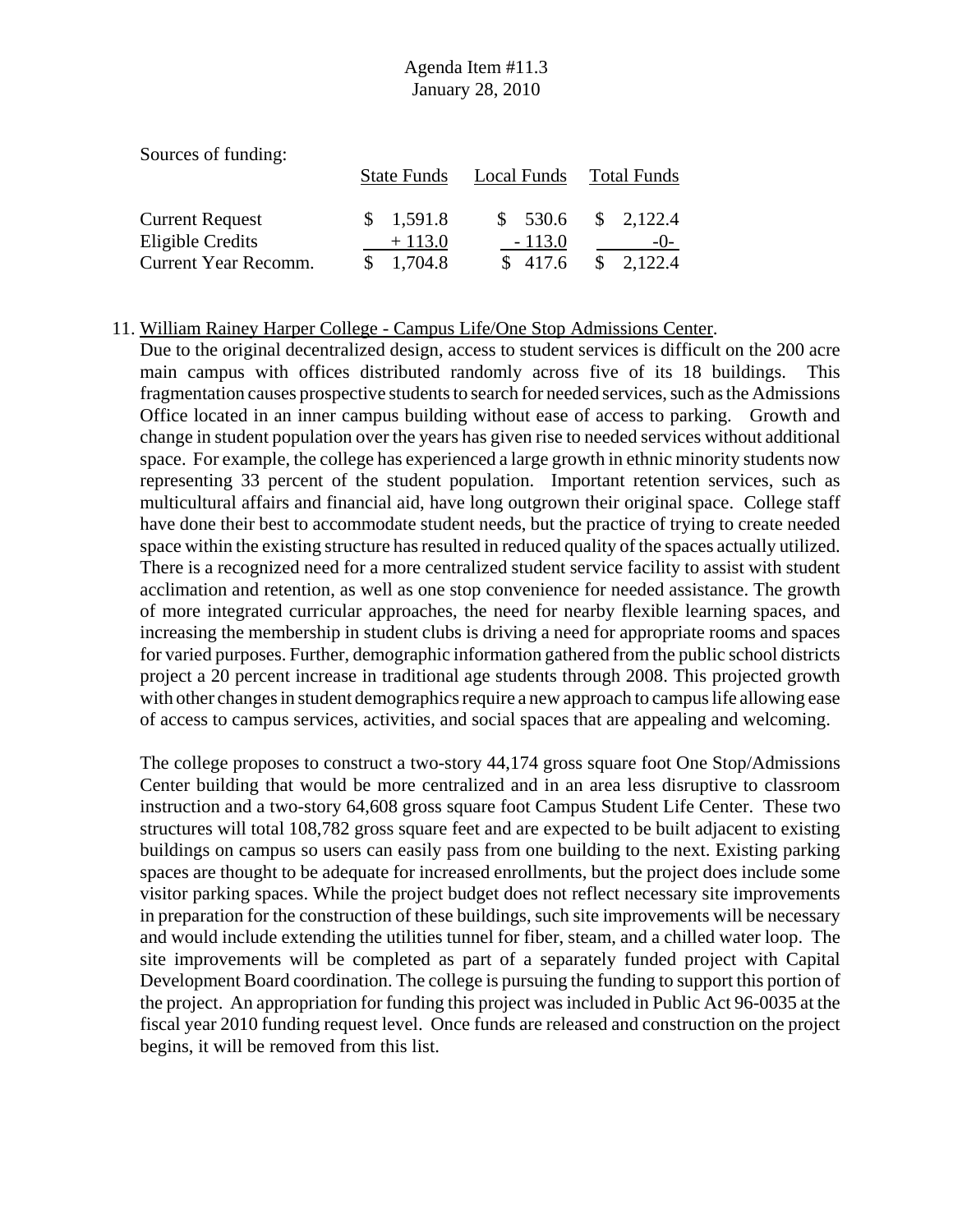Sources of funding:

| | State Funds | Local Funds | Total Funds |
|---|---|---|---|
| Current Request | $ 1,591.8 | $ 530.6 | $ 2,122.4 |
| Eligible Credits | + 113.0 | - 113.0 | -0- |
| Current Year Recomm. | $ 1,704.8 | $ 417.6 | $ 2,122.4 |

11. William Rainey Harper College - Campus Life/One Stop Admissions Center.
Due to the original decentralized design, access to student services is difficult on the 200 acre main campus with offices distributed randomly across five of its 18 buildings. This fragmentation causes prospective students to search for needed services, such as the Admissions Office located in an inner campus building without ease of access to parking. Growth and change in student population over the years has given rise to needed services without additional space. For example, the college has experienced a large growth in ethnic minority students now representing 33 percent of the student population. Important retention services, such as multicultural affairs and financial aid, have long outgrown their original space. College staff have done their best to accommodate student needs, but the practice of trying to create needed space within the existing structure has resulted in reduced quality of the spaces actually utilized. There is a recognized need for a more centralized student service facility to assist with student acclimation and retention, as well as one stop convenience for needed assistance. The growth of more integrated curricular approaches, the need for nearby flexible learning spaces, and increasing the membership in student clubs is driving a need for appropriate rooms and spaces for varied purposes. Further, demographic information gathered from the public school districts project a 20 percent increase in traditional age students through 2008. This projected growth with other changes in student demographics require a new approach to campus life allowing ease of access to campus services, activities, and social spaces that are appealing and welcoming.

The college proposes to construct a two-story 44,174 gross square foot One Stop/Admissions Center building that would be more centralized and in an area less disruptive to classroom instruction and a two-story 64,608 gross square foot Campus Student Life Center. These two structures will total 108,782 gross square feet and are expected to be built adjacent to existing buildings on campus so users can easily pass from one building to the next. Existing parking spaces are thought to be adequate for increased enrollments, but the project does include some visitor parking spaces. While the project budget does not reflect necessary site improvements in preparation for the construction of these buildings, such site improvements will be necessary and would include extending the utilities tunnel for fiber, steam, and a chilled water loop. The site improvements will be completed as part of a separately funded project with Capital Development Board coordination. The college is pursuing the funding to support this portion of the project. An appropriation for funding this project was included in Public Act 96-0035 at the fiscal year 2010 funding request level. Once funds are released and construction on the project begins, it will be removed from this list.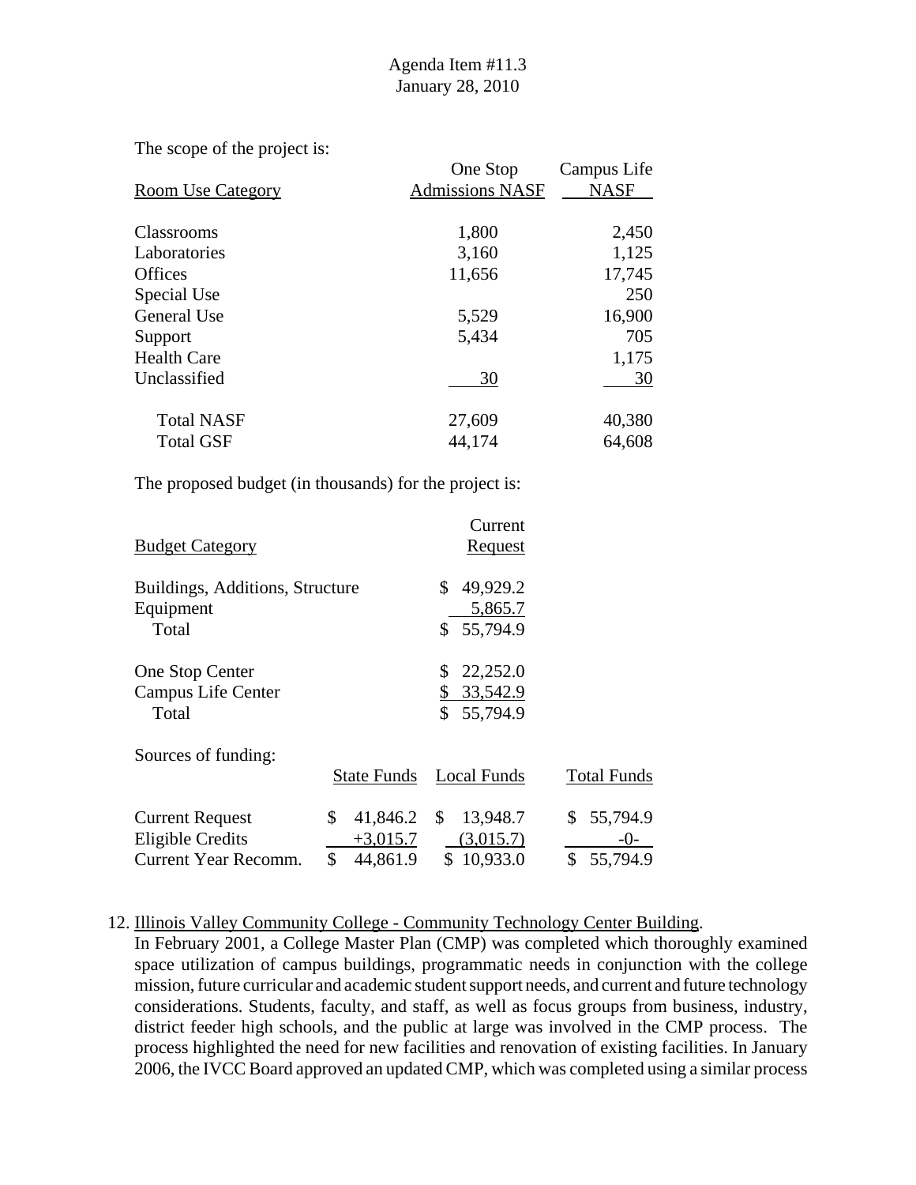The scope of the project is:

| Room Use Category | One Stop Admissions NASF | Campus Life NASF |
|---|---|---|
| Classrooms | 1,800 | 2,450 |
| Laboratories | 3,160 | 1,125 |
| Offices | 11,656 | 17,745 |
| Special Use | | 250 |
| General Use | 5,529 | 16,900 |
| Support | 5,434 | 705 |
| Health Care | | 1,175 |
| Unclassified | 30 | 30 |
| Total NASF | 27,609 | 40,380 |
| Total GSF | 44,174 | 64,608 |

The proposed budget (in thousands) for the project is:

| Budget Category | Current Request |
|---|---|
| Buildings, Additions, Structure | $ 49,929.2 |
| Equipment | 5,865.7 |
| Total | $ 55,794.9 |
| | |
| One Stop Center | $ 22,252.0 |
| Campus Life Center | $ 33,542.9 |
| Total | $ 55,794.9 |

Sources of funding:

| | State Funds | Local Funds | Total Funds |
|---|---|---|---|
| Current Request | $ 41,846.2 | $ 13,948.7 | $ 55,794.9 |
| Eligible Credits | +3,015.7 | (3,015.7) | -0- |
| Current Year Recomm. | $ 44,861.9 | $ 10,933.0 | $ 55,794.9 |

12. Illinois Valley Community College - Community Technology Center Building.
In February 2001, a College Master Plan (CMP) was completed which thoroughly examined space utilization of campus buildings, programmatic needs in conjunction with the college mission, future curricular and academic student support needs, and current and future technology considerations. Students, faculty, and staff, as well as focus groups from business, industry, district feeder high schools, and the public at large was involved in the CMP process. The process highlighted the need for new facilities and renovation of existing facilities. In January 2006, the IVCC Board approved an updated CMP, which was completed using a similar process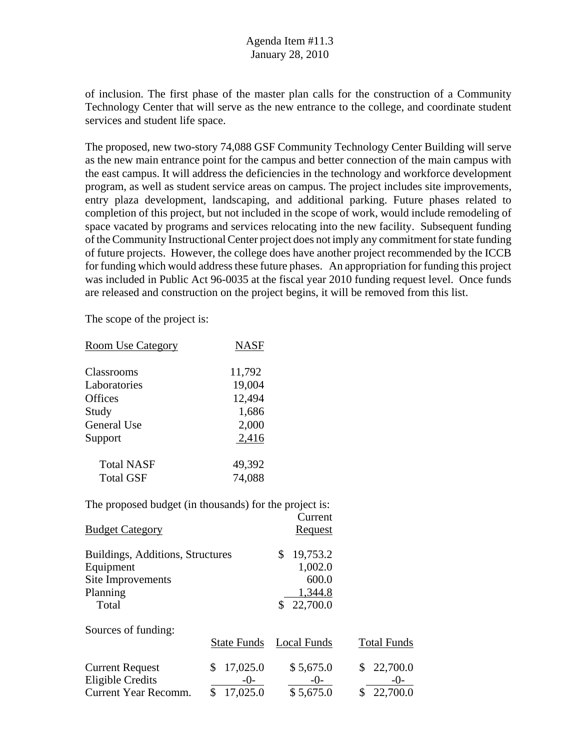of inclusion. The first phase of the master plan calls for the construction of a Community Technology Center that will serve as the new entrance to the college, and coordinate student services and student life space.

The proposed, new two-story 74,088 GSF Community Technology Center Building will serve as the new main entrance point for the campus and better connection of the main campus with the east campus. It will address the deficiencies in the technology and workforce development program, as well as student service areas on campus. The project includes site improvements, entry plaza development, landscaping, and additional parking. Future phases related to completion of this project, but not included in the scope of work, would include remodeling of space vacated by programs and services relocating into the new facility. Subsequent funding of the Community Instructional Center project does not imply any commitment for state funding of future projects. However, the college does have another project recommended by the ICCB for funding which would address these future phases. An appropriation for funding this project was included in Public Act 96-0035 at the fiscal year 2010 funding request level. Once funds are released and construction on the project begins, it will be removed from this list.

The scope of the project is:

| Room Use Category | NASF |
|---|---|
| Classrooms | 11,792 |
| Laboratories | 19,004 |
| Offices | 12,494 |
| Study | 1,686 |
| General Use | 2,000 |
| Support | 2,416 |
| Total NASF | 49,392 |
| Total GSF | 74,088 |

The proposed budget (in thousands) for the project is:

| Budget Category | Current Request |
|---|---|
| Buildings, Additions, Structures | $ 19,753.2 |
| Equipment | 1,002.0 |
| Site Improvements | 600.0 |
| Planning | 1,344.8 |
| Total | $ 22,700.0 |

Sources of funding:

| | State Funds | Local Funds | Total Funds |
|---|---|---|---|
| Current Request | $ 17,025.0 | $ 5,675.0 | $ 22,700.0 |
| Eligible Credits | -0- | -0- | -0- |
| Current Year Recomm. | $ 17,025.0 | $ 5,675.0 | $ 22,700.0 |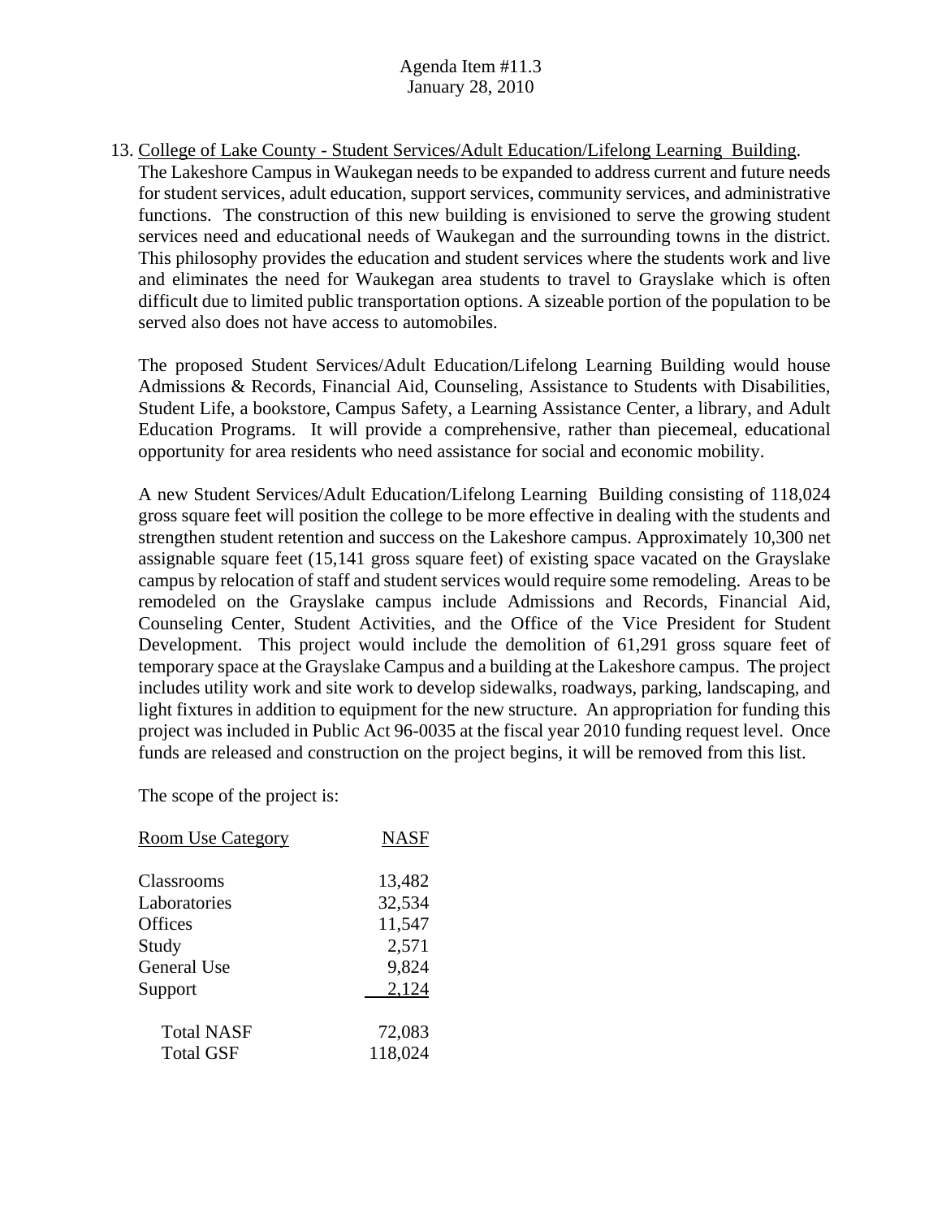13. College of Lake County - Student Services/Adult Education/Lifelong Learning Building. The Lakeshore Campus in Waukegan needs to be expanded to address current and future needs for student services, adult education, support services, community services, and administrative functions. The construction of this new building is envisioned to serve the growing student services need and educational needs of Waukegan and the surrounding towns in the district. This philosophy provides the education and student services where the students work and live and eliminates the need for Waukegan area students to travel to Grayslake which is often difficult due to limited public transportation options. A sizeable portion of the population to be served also does not have access to automobiles.

The proposed Student Services/Adult Education/Lifelong Learning Building would house Admissions & Records, Financial Aid, Counseling, Assistance to Students with Disabilities, Student Life, a bookstore, Campus Safety, a Learning Assistance Center, a library, and Adult Education Programs. It will provide a comprehensive, rather than piecemeal, educational opportunity for area residents who need assistance for social and economic mobility.

A new Student Services/Adult Education/Lifelong Learning Building consisting of 118,024 gross square feet will position the college to be more effective in dealing with the students and strengthen student retention and success on the Lakeshore campus. Approximately 10,300 net assignable square feet (15,141 gross square feet) of existing space vacated on the Grayslake campus by relocation of staff and student services would require some remodeling. Areas to be remodeled on the Grayslake campus include Admissions and Records, Financial Aid, Counseling Center, Student Activities, and the Office of the Vice President for Student Development. This project would include the demolition of 61,291 gross square feet of temporary space at the Grayslake Campus and a building at the Lakeshore campus. The project includes utility work and site work to develop sidewalks, roadways, parking, landscaping, and light fixtures in addition to equipment for the new structure. An appropriation for funding this project was included in Public Act 96-0035 at the fiscal year 2010 funding request level. Once funds are released and construction on the project begins, it will be removed from this list.

The scope of the project is:

| Room Use Category | NASF |
|---|---|
| Classrooms | 13,482 |
| Laboratories | 32,534 |
| Offices | 11,547 |
| Study | 2,571 |
| General Use | 9,824 |
| Support | 2,124 |
| Total NASF | 72,083 |
| Total GSF | 118,024 |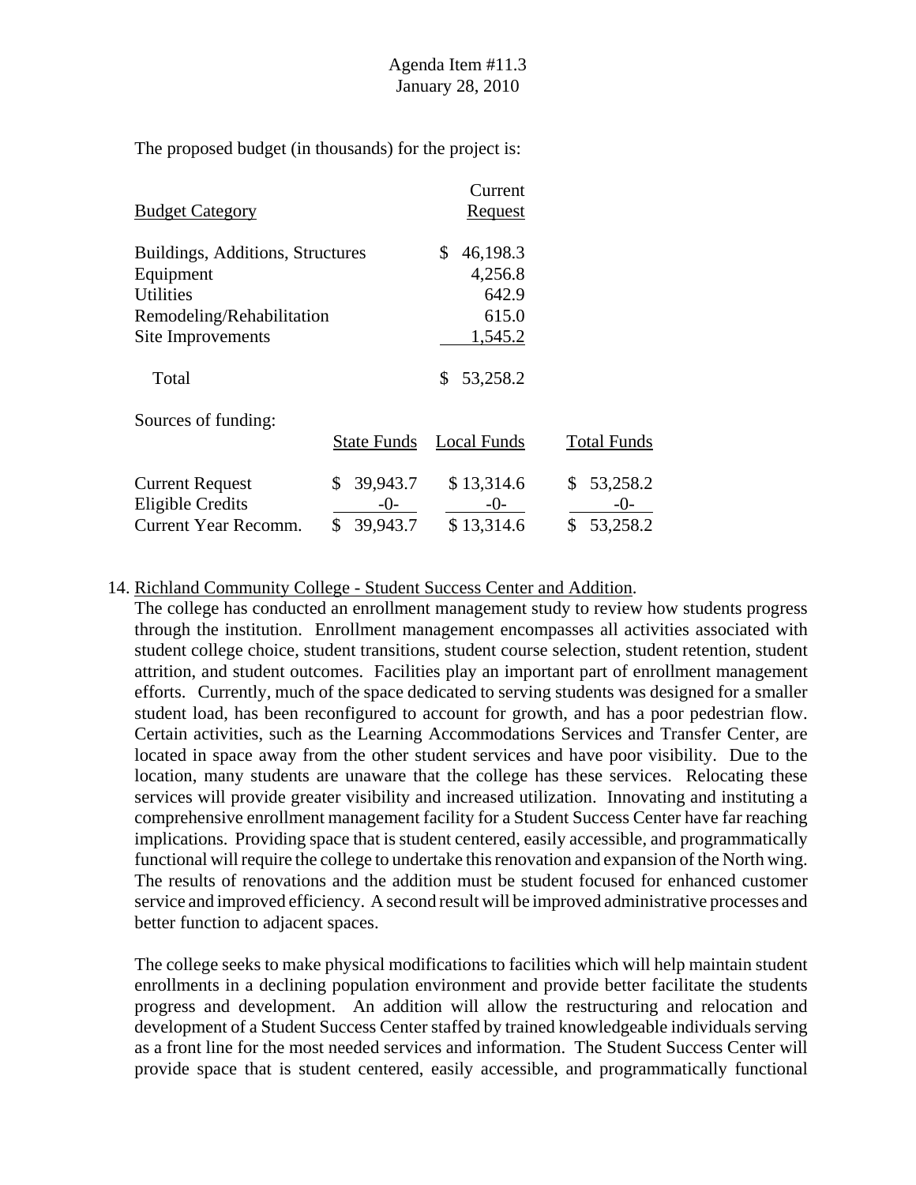The proposed budget (in thousands) for the project is:

| Budget Category | Current Request |
|---|---|
| Buildings, Additions, Structures | $ 46,198.3 |
| Equipment | 4,256.8 |
| Utilities | 642.9 |
| Remodeling/Rehabilitation | 615.0 |
| Site Improvements | 1,545.2 |
| Total | $ 53,258.2 |

Sources of funding:

| | State Funds | Local Funds | Total Funds |
|---|---|---|---|
| Current Request | $ 39,943.7 | $ 13,314.6 | $ 53,258.2 |
| Eligible Credits | -0- | -0- | -0- |
| Current Year Recomm. | $ 39,943.7 | $ 13,314.6 | $ 53,258.2 |

14. Richland Community College - Student Success Center and Addition.

The college has conducted an enrollment management study to review how students progress through the institution. Enrollment management encompasses all activities associated with student college choice, student transitions, student course selection, student retention, student attrition, and student outcomes. Facilities play an important part of enrollment management efforts. Currently, much of the space dedicated to serving students was designed for a smaller student load, has been reconfigured to account for growth, and has a poor pedestrian flow. Certain activities, such as the Learning Accommodations Services and Transfer Center, are located in space away from the other student services and have poor visibility. Due to the location, many students are unaware that the college has these services. Relocating these services will provide greater visibility and increased utilization. Innovating and instituting a comprehensive enrollment management facility for a Student Success Center have far reaching implications. Providing space that is student centered, easily accessible, and programmatically functional will require the college to undertake this renovation and expansion of the North wing. The results of renovations and the addition must be student focused for enhanced customer service and improved efficiency. A second result will be improved administrative processes and better function to adjacent spaces.

The college seeks to make physical modifications to facilities which will help maintain student enrollments in a declining population environment and provide better facilitate the students progress and development. An addition will allow the restructuring and relocation and development of a Student Success Center staffed by trained knowledgeable individuals serving as a front line for the most needed services and information. The Student Success Center will provide space that is student centered, easily accessible, and programmatically functional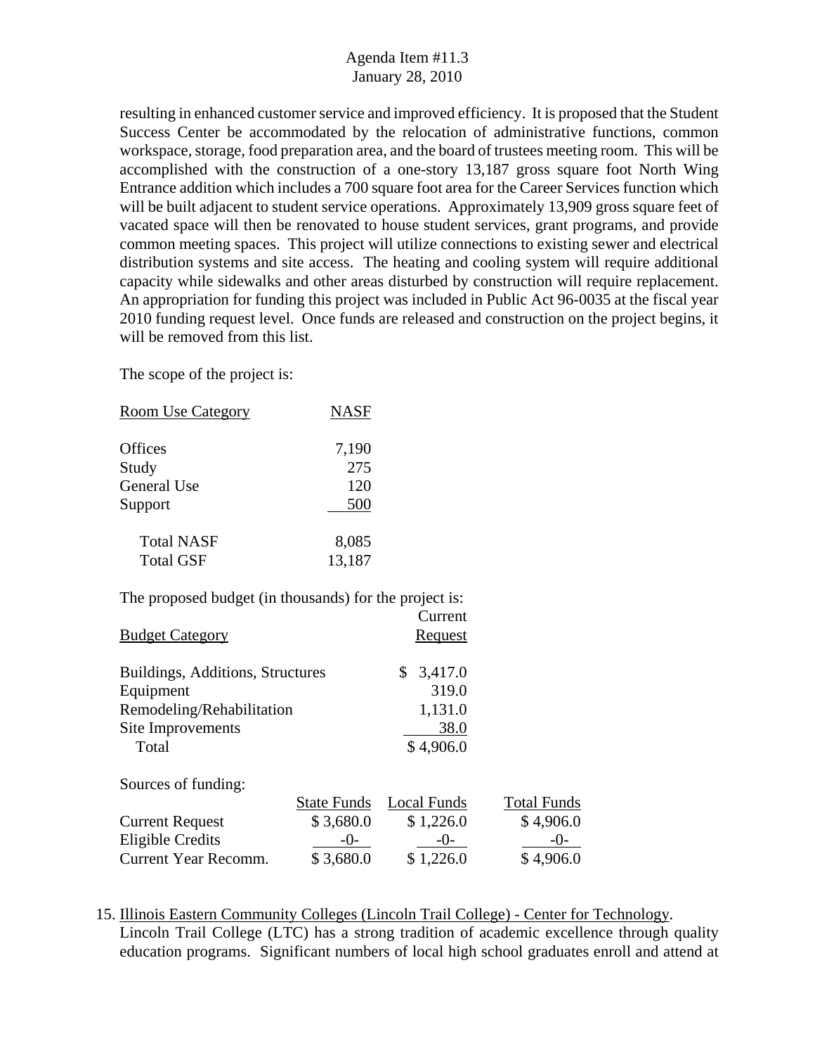resulting in enhanced customer service and improved efficiency. It is proposed that the Student Success Center be accommodated by the relocation of administrative functions, common workspace, storage, food preparation area, and the board of trustees meeting room. This will be accomplished with the construction of a one-story 13,187 gross square foot North Wing Entrance addition which includes a 700 square foot area for the Career Services function which will be built adjacent to student service operations. Approximately 13,909 gross square feet of vacated space will then be renovated to house student services, grant programs, and provide common meeting spaces. This project will utilize connections to existing sewer and electrical distribution systems and site access. The heating and cooling system will require additional capacity while sidewalks and other areas disturbed by construction will require replacement. An appropriation for funding this project was included in Public Act 96-0035 at the fiscal year 2010 funding request level. Once funds are released and construction on the project begins, it will be removed from this list.

The scope of the project is:

| Room Use Category | NASF |
|---|---|
| Offices | 7,190 |
| Study | 275 |
| General Use | 120 |
| Support | 500 |
| Total NASF | 8,085 |
| Total GSF | 13,187 |

The proposed budget (in thousands) for the project is:

| Budget Category | Current Request |
|---|---|
| Buildings, Additions, Structures | $ 3,417.0 |
| Equipment | 319.0 |
| Remodeling/Rehabilitation | 1,131.0 |
| Site Improvements | 38.0 |
| Total | $ 4,906.0 |

Sources of funding:

| | State Funds | Local Funds | Total Funds |
|---|---|---|---|
| Current Request | $ 3,680.0 | $ 1,226.0 | $ 4,906.0 |
| Eligible Credits | -0- | -0- | -0- |
| Current Year Recomm. | $ 3,680.0 | $ 1,226.0 | $ 4,906.0 |

15. Illinois Eastern Community Colleges (Lincoln Trail College) - Center for Technology. Lincoln Trail College (LTC) has a strong tradition of academic excellence through quality education programs. Significant numbers of local high school graduates enroll and attend at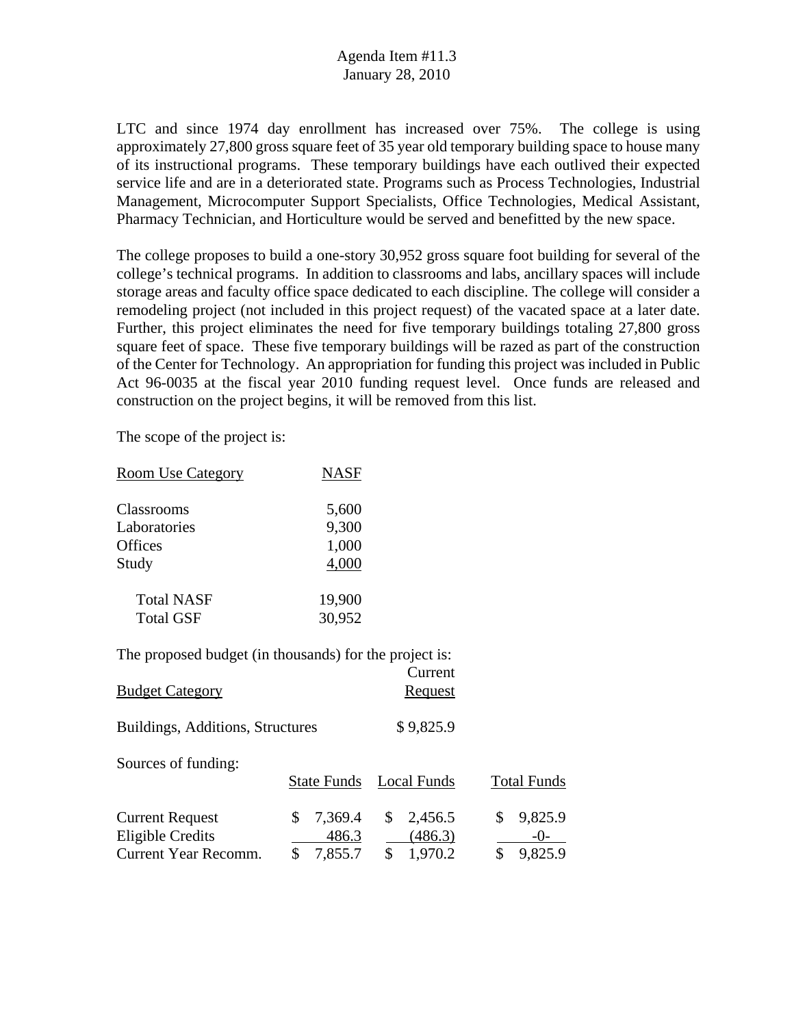LTC and since 1974 day enrollment has increased over 75%. The college is using approximately 27,800 gross square feet of 35 year old temporary building space to house many of its instructional programs. These temporary buildings have each outlived their expected service life and are in a deteriorated state. Programs such as Process Technologies, Industrial Management, Microcomputer Support Specialists, Office Technologies, Medical Assistant, Pharmacy Technician, and Horticulture would be served and benefitted by the new space.

The college proposes to build a one-story 30,952 gross square foot building for several of the college's technical programs. In addition to classrooms and labs, ancillary spaces will include storage areas and faculty office space dedicated to each discipline. The college will consider a remodeling project (not included in this project request) of the vacated space at a later date. Further, this project eliminates the need for five temporary buildings totaling 27,800 gross square feet of space. These five temporary buildings will be razed as part of the construction of the Center for Technology. An appropriation for funding this project was included in Public Act 96-0035 at the fiscal year 2010 funding request level. Once funds are released and construction on the project begins, it will be removed from this list.

The scope of the project is:

| Room Use Category | NASF |
|---|---|
| Classrooms | 5,600 |
| Laboratories | 9,300 |
| Offices | 1,000 |
| Study | 4,000 |
| Total NASF | 19,900 |
| Total GSF | 30,952 |

The proposed budget (in thousands) for the project is:

| Budget Category | Current Request |
|---|---|
| Buildings, Additions, Structures | $ 9,825.9 |

Sources of funding:

| | State Funds | Local Funds | Total Funds |
|---|---|---|---|
| Current Request | $ 7,369.4 | $ 2,456.5 | $ 9,825.9 |
| Eligible Credits | 486.3 | (486.3) | -0- |
| Current Year Recomm. | $ 7,855.7 | $ 1,970.2 | $ 9,825.9 |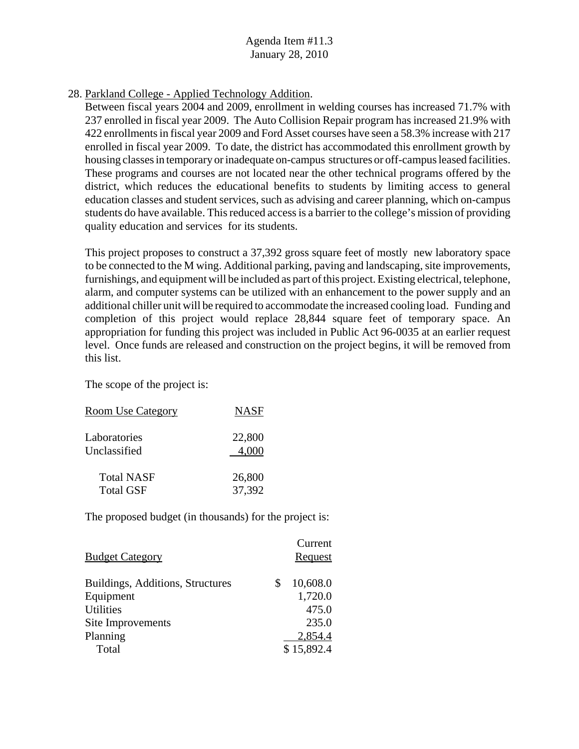28. Parkland College - Applied Technology Addition.

Between fiscal years 2004 and 2009, enrollment in welding courses has increased 71.7% with 237 enrolled in fiscal year 2009. The Auto Collision Repair program has increased 21.9% with 422 enrollments in fiscal year 2009 and Ford Asset courses have seen a 58.3% increase with 217 enrolled in fiscal year 2009. To date, the district has accommodated this enrollment growth by housing classes in temporary or inadequate on-campus structures or off-campus leased facilities. These programs and courses are not located near the other technical programs offered by the district, which reduces the educational benefits to students by limiting access to general education classes and student services, such as advising and career planning, which on-campus students do have available. This reduced access is a barrier to the college's mission of providing quality education and services for its students.

This project proposes to construct a 37,392 gross square feet of mostly new laboratory space to be connected to the M wing. Additional parking, paving and landscaping, site improvements, furnishings, and equipment will be included as part of this project. Existing electrical, telephone, alarm, and computer systems can be utilized with an enhancement to the power supply and an additional chiller unit will be required to accommodate the increased cooling load. Funding and completion of this project would replace 28,844 square feet of temporary space. An appropriation for funding this project was included in Public Act 96-0035 at an earlier request level. Once funds are released and construction on the project begins, it will be removed from this list.

The scope of the project is:

| Room Use Category | NASF |
|---|---|
| Laboratories | 22,800 |
| Unclassified | 4,000 |
| Total NASF | 26,800 |
| Total GSF | 37,392 |

The proposed budget (in thousands) for the project is:

| Budget Category | Current Request |
|---|---|
| Buildings, Additions, Structures | $ 10,608.0 |
| Equipment | 1,720.0 |
| Utilities | 475.0 |
| Site Improvements | 235.0 |
| Planning | 2,854.4 |
| Total | $ 15,892.4 |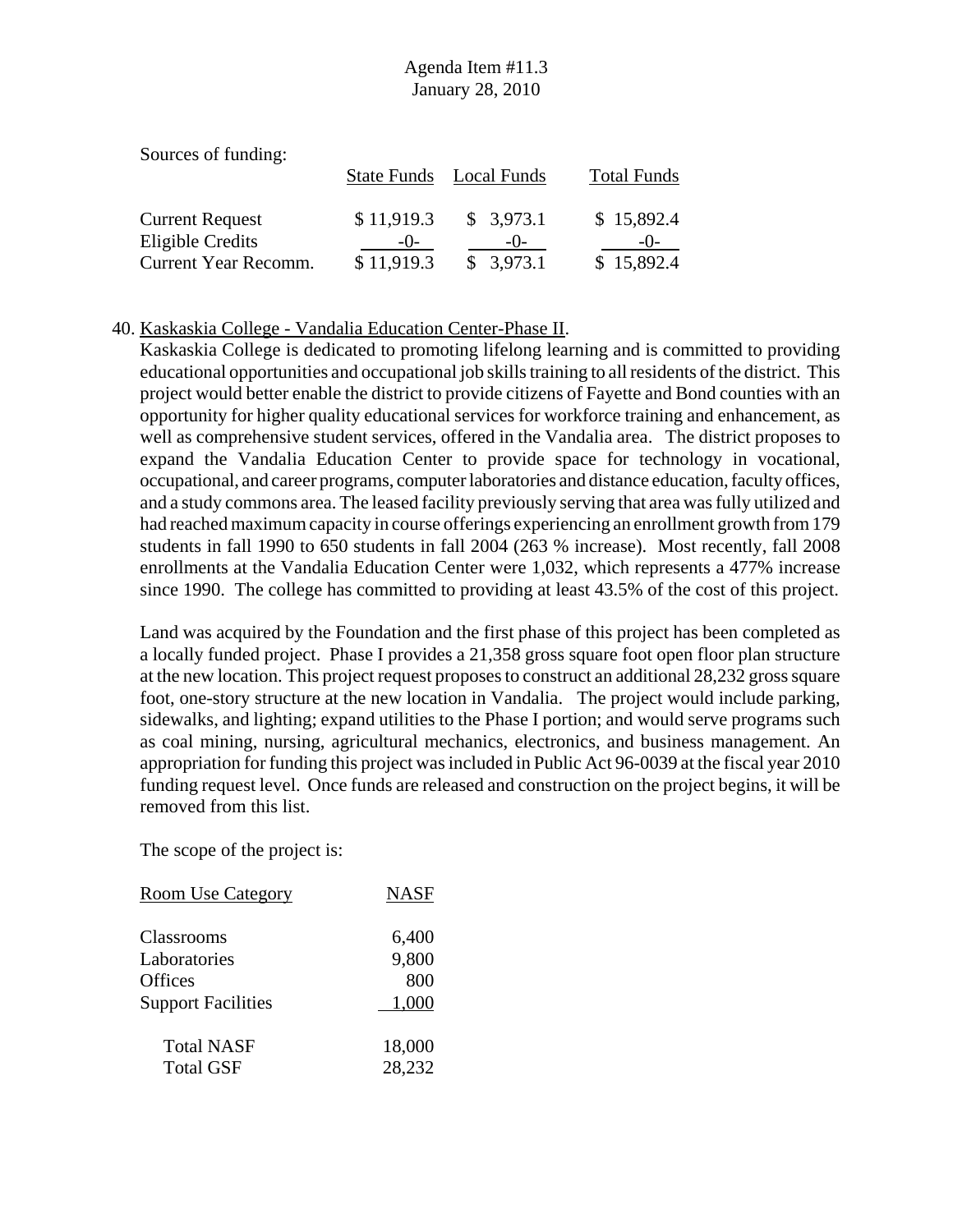Sources of funding:

| | State Funds | Local Funds | Total Funds |
|---|---|---|---|
| Current Request | $ 11,919.3 | $ 3,973.1 | $ 15,892.4 |
| Eligible Credits | -0- | -0- | -0- |
| Current Year Recomm. | $ 11,919.3 | $ 3,973.1 | $ 15,892.4 |

40. Kaskaskia College - Vandalia Education Center-Phase II.

Kaskaskia College is dedicated to promoting lifelong learning and is committed to providing educational opportunities and occupational job skills training to all residents of the district. This project would better enable the district to provide citizens of Fayette and Bond counties with an opportunity for higher quality educational services for workforce training and enhancement, as well as comprehensive student services, offered in the Vandalia area. The district proposes to expand the Vandalia Education Center to provide space for technology in vocational, occupational, and career programs, computer laboratories and distance education, faculty offices, and a study commons area. The leased facility previously serving that area was fully utilized and had reached maximum capacity in course offerings experiencing an enrollment growth from 179 students in fall 1990 to 650 students in fall 2004 (263 % increase). Most recently, fall 2008 enrollments at the Vandalia Education Center were 1,032, which represents a 477% increase since 1990. The college has committed to providing at least 43.5% of the cost of this project.

Land was acquired by the Foundation and the first phase of this project has been completed as a locally funded project. Phase I provides a 21,358 gross square foot open floor plan structure at the new location. This project request proposes to construct an additional 28,232 gross square foot, one-story structure at the new location in Vandalia. The project would include parking, sidewalks, and lighting; expand utilities to the Phase I portion; and would serve programs such as coal mining, nursing, agricultural mechanics, electronics, and business management. An appropriation for funding this project was included in Public Act 96-0039 at the fiscal year 2010 funding request level. Once funds are released and construction on the project begins, it will be removed from this list.

The scope of the project is:

| Room Use Category | NASF |
|---|---|
| Classrooms | 6,400 |
| Laboratories | 9,800 |
| Offices | 800 |
| Support Facilities | 1,000 |
| Total NASF | 18,000 |
| Total GSF | 28,232 |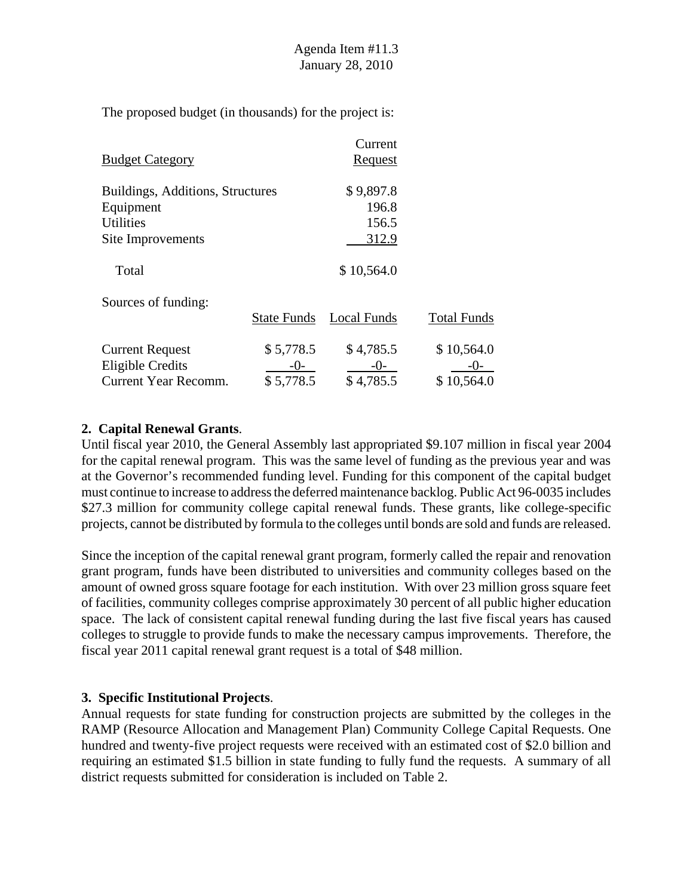The proposed budget (in thousands) for the project is:

| Budget Category | Current Request |
|---|---|
| Buildings, Additions, Structures | $ 9,897.8 |
| Equipment | 196.8 |
| Utilities | 156.5 |
| Site Improvements | 312.9 |
| Total | $ 10,564.0 |

Sources of funding:

| | State Funds | Local Funds | Total Funds |
|---|---|---|---|
| Current Request | $ 5,778.5 | $ 4,785.5 | $ 10,564.0 |
| Eligible Credits | -0- | -0- | -0- |
| Current Year Recomm. | $ 5,778.5 | $ 4,785.5 | $ 10,564.0 |

**2. Capital Renewal Grants**.

Until fiscal year 2010, the General Assembly last appropriated $9.107 million in fiscal year 2004 for the capital renewal program. This was the same level of funding as the previous year and was at the Governor's recommended funding level. Funding for this component of the capital budget must continue to increase to address the deferred maintenance backlog. Public Act 96-0035 includes $27.3 million for community college capital renewal funds. These grants, like college-specific projects, cannot be distributed by formula to the colleges until bonds are sold and funds are released.

Since the inception of the capital renewal grant program, formerly called the repair and renovation grant program, funds have been distributed to universities and community colleges based on the amount of owned gross square footage for each institution. With over 23 million gross square feet of facilities, community colleges comprise approximately 30 percent of all public higher education space. The lack of consistent capital renewal funding during the last five fiscal years has caused colleges to struggle to provide funds to make the necessary campus improvements. Therefore, the fiscal year 2011 capital renewal grant request is a total of $48 million.

**3. Specific Institutional Projects**.

Annual requests for state funding for construction projects are submitted by the colleges in the RAMP (Resource Allocation and Management Plan) Community College Capital Requests. One hundred and twenty-five project requests were received with an estimated cost of $2.0 billion and requiring an estimated $1.5 billion in state funding to fully fund the requests. A summary of all district requests submitted for consideration is included on Table 2.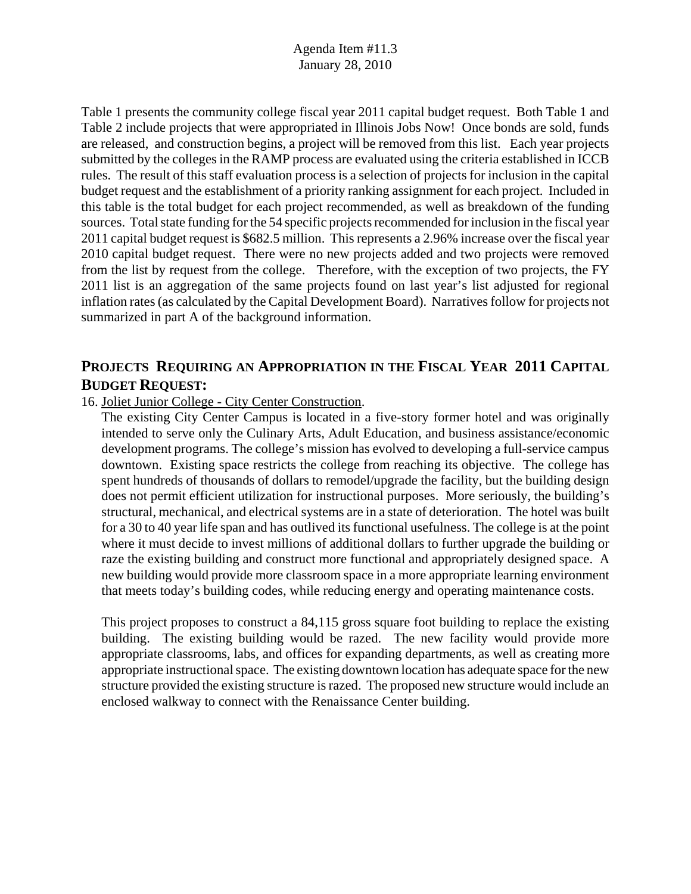Table 1 presents the community college fiscal year 2011 capital budget request. Both Table 1 and Table 2 include projects that were appropriated in Illinois Jobs Now! Once bonds are sold, funds are released, and construction begins, a project will be removed from this list. Each year projects submitted by the colleges in the RAMP process are evaluated using the criteria established in ICCB rules. The result of this staff evaluation process is a selection of projects for inclusion in the capital budget request and the establishment of a priority ranking assignment for each project. Included in this table is the total budget for each project recommended, as well as breakdown of the funding sources. Total state funding for the 54 specific projects recommended for inclusion in the fiscal year 2011 capital budget request is $682.5 million. This represents a 2.96% increase over the fiscal year 2010 capital budget request. There were no new projects added and two projects were removed from the list by request from the college. Therefore, with the exception of two projects, the FY 2011 list is an aggregation of the same projects found on last year's list adjusted for regional inflation rates (as calculated by the Capital Development Board). Narratives follow for projects not summarized in part A of the background information.

## PROJECTS REQUIRING AN APPROPRIATION IN THE FISCAL YEAR 2011 CAPITAL BUDGET REQUEST:

16. Joliet Junior College - City Center Construction.

    The existing City Center Campus is located in a five-story former hotel and was originally intended to serve only the Culinary Arts, Adult Education, and business assistance/economic development programs. The college's mission has evolved to developing a full-service campus downtown. Existing space restricts the college from reaching its objective. The college has spent hundreds of thousands of dollars to remodel/upgrade the facility, but the building design does not permit efficient utilization for instructional purposes. More seriously, the building's structural, mechanical, and electrical systems are in a state of deterioration. The hotel was built for a 30 to 40 year life span and has outlived its functional usefulness. The college is at the point where it must decide to invest millions of additional dollars to further upgrade the building or raze the existing building and construct more functional and appropriately designed space. A new building would provide more classroom space in a more appropriate learning environment that meets today's building codes, while reducing energy and operating maintenance costs.

    This project proposes to construct a 84,115 gross square foot building to replace the existing building. The existing building would be razed. The new facility would provide more appropriate classrooms, labs, and offices for expanding departments, as well as creating more appropriate instructional space. The existing downtown location has adequate space for the new structure provided the existing structure is razed. The proposed new structure would include an enclosed walkway to connect with the Renaissance Center building.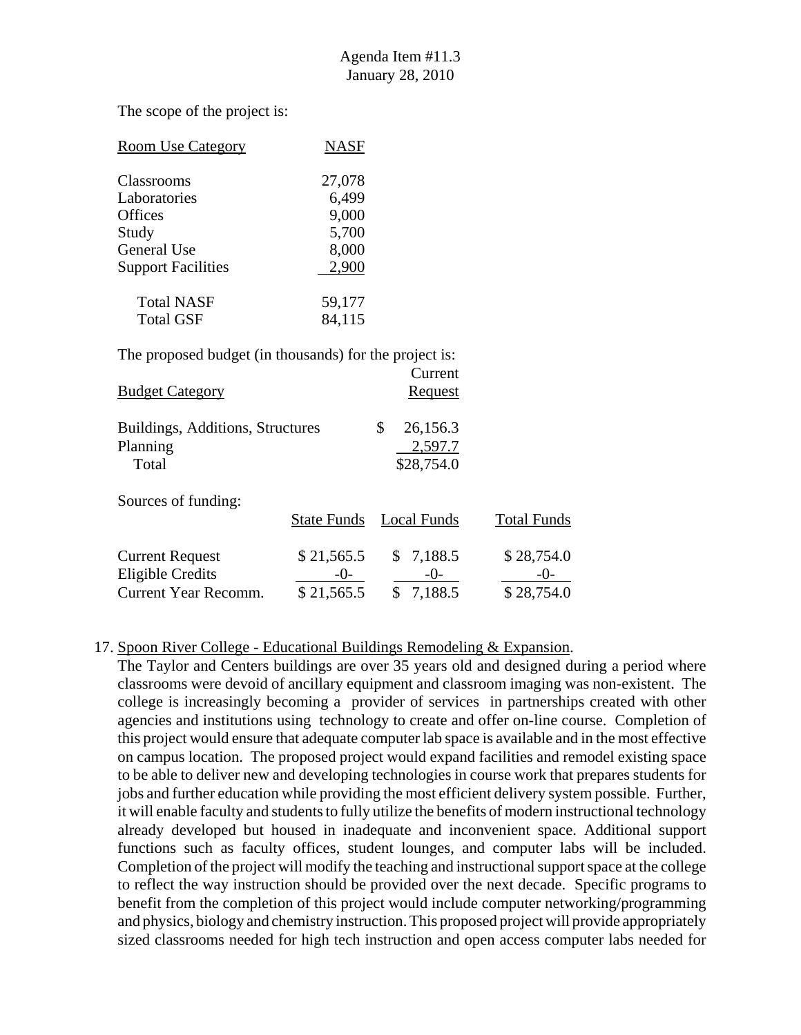The scope of the project is:

| Room Use Category | NASF |
|---|---|
| Classrooms | 27,078 |
| Laboratories | 6,499 |
| Offices | 9,000 |
| Study | 5,700 |
| General Use | 8,000 |
| Support Facilities | 2,900 |
| Total NASF | 59,177 |
| Total GSF | 84,115 |

The proposed budget (in thousands) for the project is:

| Budget Category | Current Request |
|---|---|
| Buildings, Additions, Structures | $ 26,156.3 |
| Planning | 2,597.7 |
| Total | $28,754.0 |

Sources of funding:

| | State Funds | Local Funds | Total Funds |
|---|---|---|---|
| Current Request | $ 21,565.5 | $ 7,188.5 | $ 28,754.0 |
| Eligible Credits | -0- | -0- | -0- |
| Current Year Recomm. | $ 21,565.5 | $ 7,188.5 | $ 28,754.0 |

17. Spoon River College - Educational Buildings Remodeling & Expansion.
The Taylor and Centers buildings are over 35 years old and designed during a period where classrooms were devoid of ancillary equipment and classroom imaging was non-existent. The college is increasingly becoming a provider of services in partnerships created with other agencies and institutions using technology to create and offer on-line course. Completion of this project would ensure that adequate computer lab space is available and in the most effective on campus location. The proposed project would expand facilities and remodel existing space to be able to deliver new and developing technologies in course work that prepares students for jobs and further education while providing the most efficient delivery system possible. Further, it will enable faculty and students to fully utilize the benefits of modern instructional technology already developed but housed in inadequate and inconvenient space. Additional support functions such as faculty offices, student lounges, and computer labs will be included. Completion of the project will modify the teaching and instructional support space at the college to reflect the way instruction should be provided over the next decade. Specific programs to benefit from the completion of this project would include computer networking/programming and physics, biology and chemistry instruction. This proposed project will provide appropriately sized classrooms needed for high tech instruction and open access computer labs needed for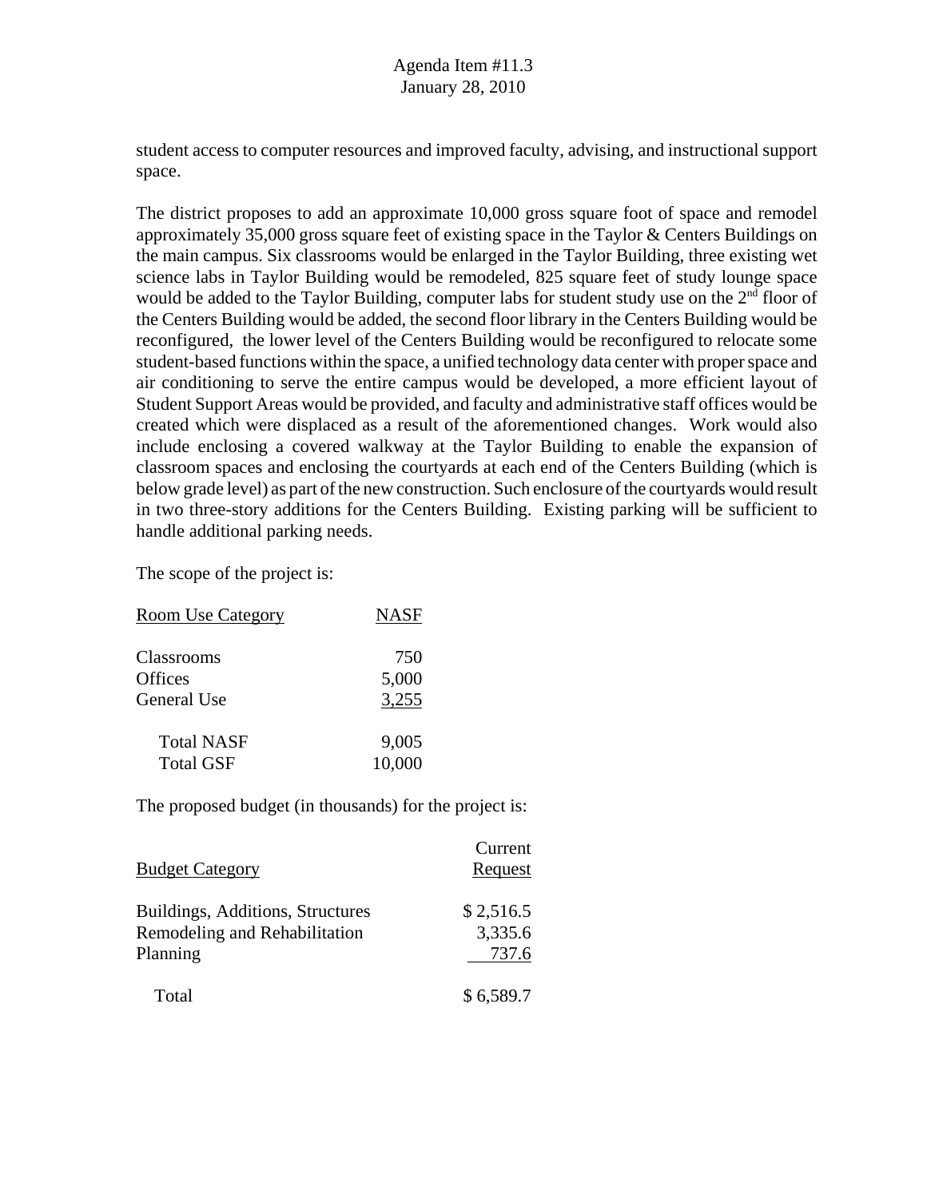student access to computer resources and improved faculty, advising, and instructional support space.

The district proposes to add an approximate 10,000 gross square foot of space and remodel approximately 35,000 gross square feet of existing space in the Taylor & Centers Buildings on the main campus. Six classrooms would be enlarged in the Taylor Building, three existing wet science labs in Taylor Building would be remodeled, 825 square feet of study lounge space would be added to the Taylor Building, computer labs for student study use on the 2nd floor of the Centers Building would be added, the second floor library in the Centers Building would be reconfigured, the lower level of the Centers Building would be reconfigured to relocate some student-based functions within the space, a unified technology data center with proper space and air conditioning to serve the entire campus would be developed, a more efficient layout of Student Support Areas would be provided, and faculty and administrative staff offices would be created which were displaced as a result of the aforementioned changes. Work would also include enclosing a covered walkway at the Taylor Building to enable the expansion of classroom spaces and enclosing the courtyards at each end of the Centers Building (which is below grade level) as part of the new construction. Such enclosure of the courtyards would result in two three-story additions for the Centers Building. Existing parking will be sufficient to handle additional parking needs.

The scope of the project is:

| Room Use Category | NASF |
|---|---|
| Classrooms | 750 |
| Offices | 5,000 |
| General Use | 3,255 |
| Total NASF | 9,005 |
| Total GSF | 10,000 |

The proposed budget (in thousands) for the project is:

| Budget Category | Current Request |
|---|---|
| Buildings, Additions, Structures | $ 2,516.5 |
| Remodeling and Rehabilitation | 3,335.6 |
| Planning | 737.6 |
| Total | $ 6,589.7 |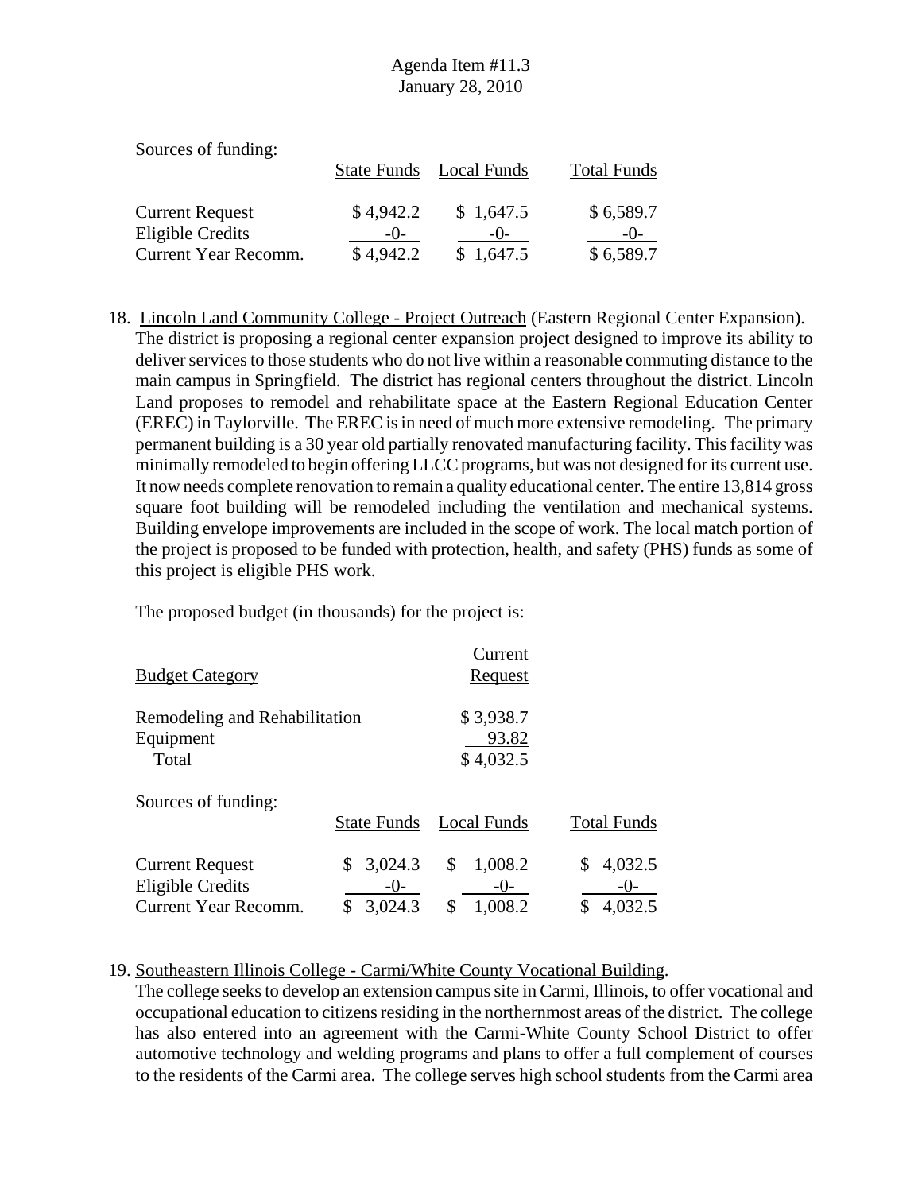Sources of funding:

| | State Funds | Local Funds | Total Funds |
|---|---|---|---|
| Current Request | $ 4,942.2 | $ 1,647.5 | $ 6,589.7 |
| Eligible Credits | -0- | -0- | -0- |
| Current Year Recomm. | $ 4,942.2 | $ 1,647.5 | $ 6,589.7 |

18. Lincoln Land Community College - Project Outreach (Eastern Regional Center Expansion). The district is proposing a regional center expansion project designed to improve its ability to deliver services to those students who do not live within a reasonable commuting distance to the main campus in Springfield. The district has regional centers throughout the district. Lincoln Land proposes to remodel and rehabilitate space at the Eastern Regional Education Center (EREC) in Taylorville. The EREC is in need of much more extensive remodeling. The primary permanent building is a 30 year old partially renovated manufacturing facility. This facility was minimally remodeled to begin offering LLCC programs, but was not designed for its current use. It now needs complete renovation to remain a quality educational center. The entire 13,814 gross square foot building will be remodeled including the ventilation and mechanical systems. Building envelope improvements are included in the scope of work. The local match portion of the project is proposed to be funded with protection, health, and safety (PHS) funds as some of this project is eligible PHS work.

The proposed budget (in thousands) for the project is:

| Budget Category | Current Request |
|---|---|
| Remodeling and Rehabilitation | $ 3,938.7 |
| Equipment | 93.82 |
| Total | $ 4,032.5 |

Sources of funding:

| | State Funds | Local Funds | Total Funds |
|---|---|---|---|
| Current Request | $ 3,024.3 | $ 1,008.2 | $ 4,032.5 |
| Eligible Credits | -0- | -0- | -0- |
| Current Year Recomm. | $ 3,024.3 | $ 1,008.2 | $ 4,032.5 |

19. Southeastern Illinois College - Carmi/White County Vocational Building. The college seeks to develop an extension campus site in Carmi, Illinois, to offer vocational and occupational education to citizens residing in the northernmost areas of the district. The college has also entered into an agreement with the Carmi-White County School District to offer automotive technology and welding programs and plans to offer a full complement of courses to the residents of the Carmi area. The college serves high school students from the Carmi area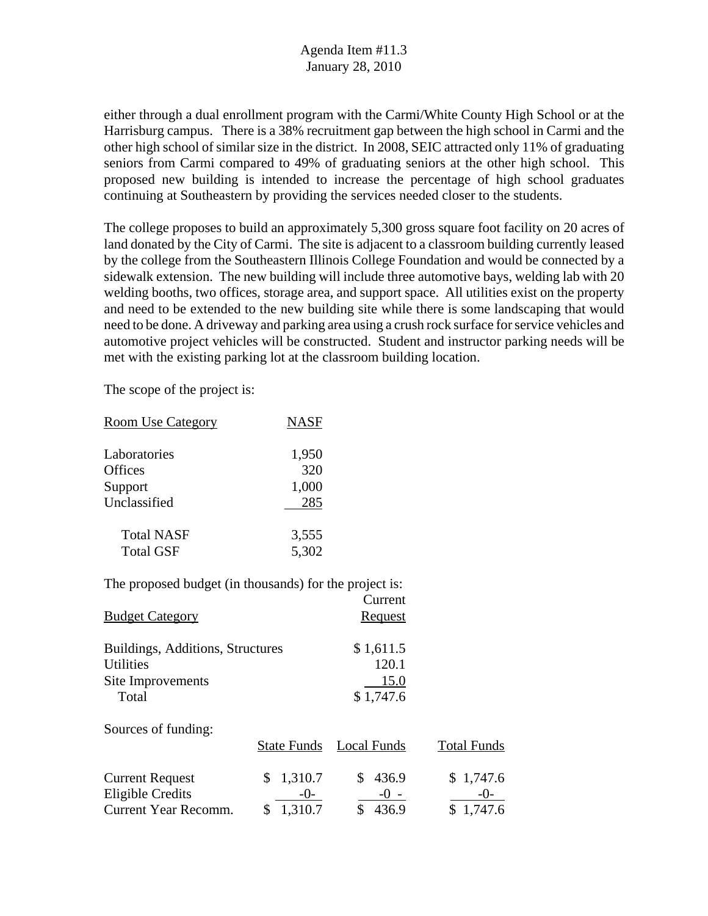either through a dual enrollment program with the Carmi/White County High School or at the Harrisburg campus. There is a 38% recruitment gap between the high school in Carmi and the other high school of similar size in the district. In 2008, SEIC attracted only 11% of graduating seniors from Carmi compared to 49% of graduating seniors at the other high school. This proposed new building is intended to increase the percentage of high school graduates continuing at Southeastern by providing the services needed closer to the students.

The college proposes to build an approximately 5,300 gross square foot facility on 20 acres of land donated by the City of Carmi. The site is adjacent to a classroom building currently leased by the college from the Southeastern Illinois College Foundation and would be connected by a sidewalk extension. The new building will include three automotive bays, welding lab with 20 welding booths, two offices, storage area, and support space. All utilities exist on the property and need to be extended to the new building site while there is some landscaping that would need to be done. A driveway and parking area using a crush rock surface for service vehicles and automotive project vehicles will be constructed. Student and instructor parking needs will be met with the existing parking lot at the classroom building location.

The scope of the project is:

| Room Use Category | NASF |
|---|---|
| Laboratories | 1,950 |
| Offices | 320 |
| Support | 1,000 |
| Unclassified | 285 |
| Total NASF | 3,555 |
| Total GSF | 5,302 |

The proposed budget (in thousands) for the project is:

| Budget Category | Current Request |
|---|---|
| Buildings, Additions, Structures | $ 1,611.5 |
| Utilities | 120.1 |
| Site Improvements | 15.0 |
| Total | $ 1,747.6 |

Sources of funding:

| | State Funds | Local Funds | Total Funds |
|---|---|---|---|
| Current Request | $ 1,310.7 | $ 436.9 | $ 1,747.6 |
| Eligible Credits | -0- | -0 - | -0- |
| Current Year Recomm. | $ 1,310.7 | $ 436.9 | $ 1,747.6 |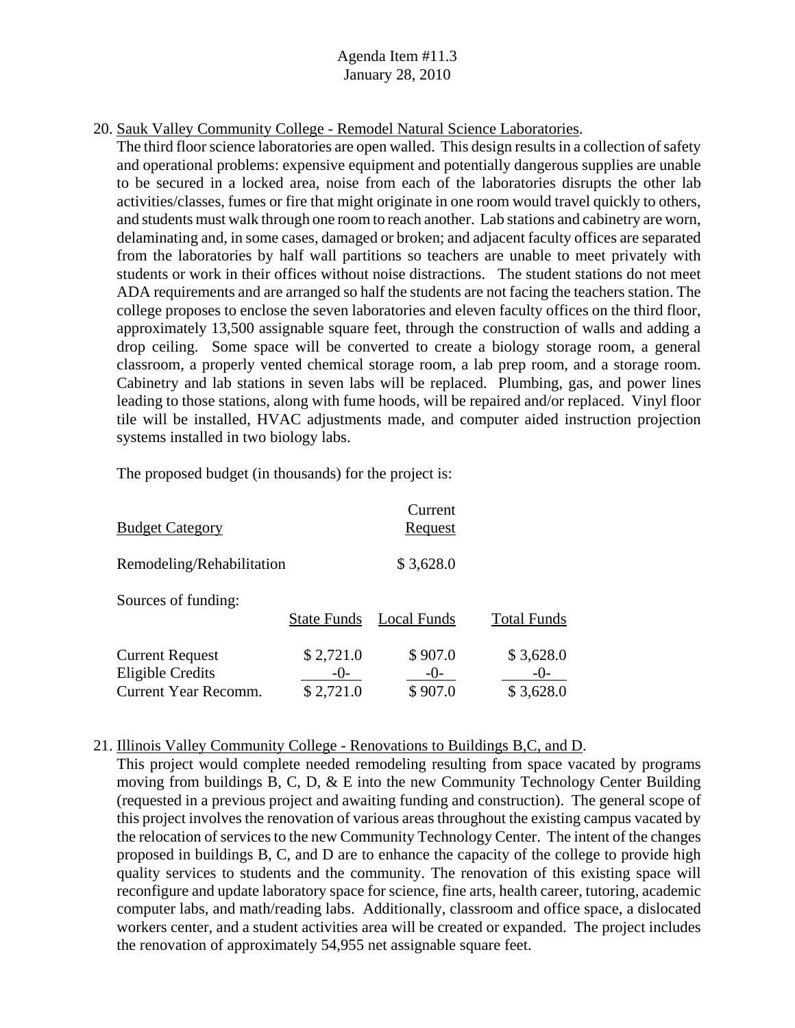20. Sauk Valley Community College - Remodel Natural Science Laboratories.

The third floor science laboratories are open walled. This design results in a collection of safety and operational problems: expensive equipment and potentially dangerous supplies are unable to be secured in a locked area, noise from each of the laboratories disrupts the other lab activities/classes, fumes or fire that might originate in one room would travel quickly to others, and students must walk through one room to reach another. Lab stations and cabinetry are worn, delaminating and, in some cases, damaged or broken; and adjacent faculty offices are separated from the laboratories by half wall partitions so teachers are unable to meet privately with students or work in their offices without noise distractions. The student stations do not meet ADA requirements and are arranged so half the students are not facing the teachers station. The college proposes to enclose the seven laboratories and eleven faculty offices on the third floor, approximately 13,500 assignable square feet, through the construction of walls and adding a drop ceiling. Some space will be converted to create a biology storage room, a general classroom, a properly vented chemical storage room, a lab prep room, and a storage room. Cabinetry and lab stations in seven labs will be replaced. Plumbing, gas, and power lines leading to those stations, along with fume hoods, will be repaired and/or replaced. Vinyl floor tile will be installed, HVAC adjustments made, and computer aided instruction projection systems installed in two biology labs.

The proposed budget (in thousands) for the project is:

| Budget Category | Current Request |
|---|---|
| Remodeling/Rehabilitation | $ 3,628.0 |

Sources of funding:

| | State Funds | Local Funds | Total Funds |
|---|---|---|---|
| Current Request | $ 2,721.0 | $ 907.0 | $ 3,628.0 |
| Eligible Credits | -0- | -0- | -0- |
| Current Year Recomm. | $ 2,721.0 | $ 907.0 | $ 3,628.0 |

21. Illinois Valley Community College - Renovations to Buildings B,C, and D.

This project would complete needed remodeling resulting from space vacated by programs moving from buildings B, C, D, & E into the new Community Technology Center Building (requested in a previous project and awaiting funding and construction). The general scope of this project involves the renovation of various areas throughout the existing campus vacated by the relocation of services to the new Community Technology Center. The intent of the changes proposed in buildings B, C, and D are to enhance the capacity of the college to provide high quality services to students and the community. The renovation of this existing space will reconfigure and update laboratory space for science, fine arts, health career, tutoring, academic computer labs, and math/reading labs. Additionally, classroom and office space, a dislocated workers center, and a student activities area will be created or expanded. The project includes the renovation of approximately 54,955 net assignable square feet.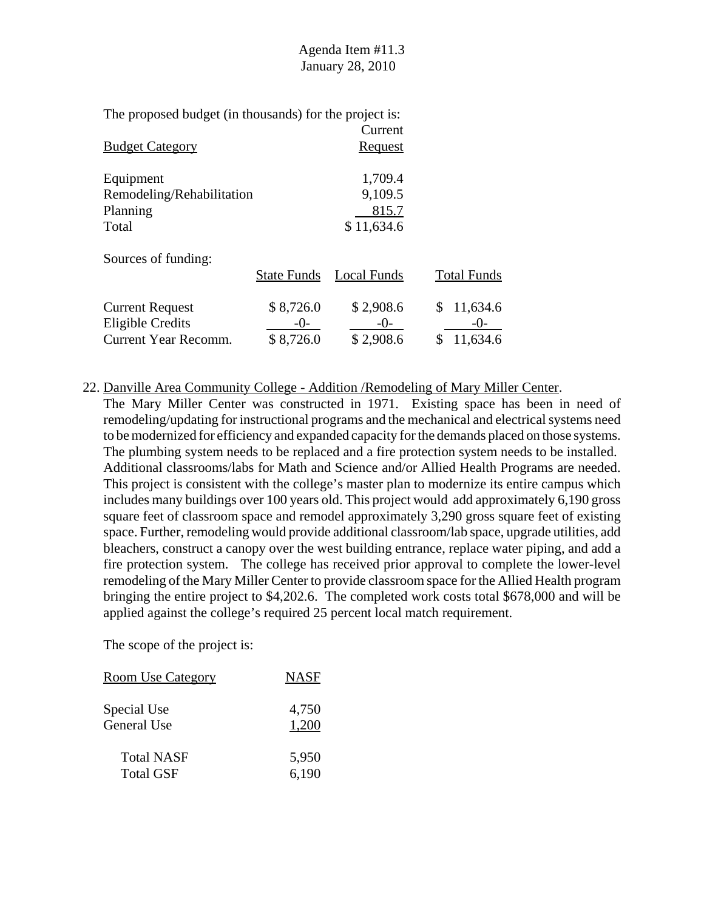The proposed budget (in thousands) for the project is:

| Budget Category | Current Request |
|---|---|
| Equipment | 1,709.4 |
| Remodeling/Rehabilitation | 9,109.5 |
| Planning | 815.7 |
| Total | $ 11,634.6 |

Sources of funding:

| | State Funds | Local Funds | Total Funds |
|---|---|---|---|
| Current Request | $ 8,726.0 | $ 2,908.6 | $ 11,634.6 |
| Eligible Credits | -0- | -0- | -0- |
| Current Year Recomm. | $ 8,726.0 | $ 2,908.6 | $ 11,634.6 |

22. Danville Area Community College - Addition /Remodeling of Mary Miller Center.
The Mary Miller Center was constructed in 1971. Existing space has been in need of remodeling/updating for instructional programs and the mechanical and electrical systems need to be modernized for efficiency and expanded capacity for the demands placed on those systems. The plumbing system needs to be replaced and a fire protection system needs to be installed. Additional classrooms/labs for Math and Science and/or Allied Health Programs are needed. This project is consistent with the college's master plan to modernize its entire campus which includes many buildings over 100 years old. This project would add approximately 6,190 gross square feet of classroom space and remodel approximately 3,290 gross square feet of existing space. Further, remodeling would provide additional classroom/lab space, upgrade utilities, add bleachers, construct a canopy over the west building entrance, replace water piping, and add a fire protection system. The college has received prior approval to complete the lower-level remodeling of the Mary Miller Center to provide classroom space for the Allied Health program bringing the entire project to $4,202.6. The completed work costs total $678,000 and will be applied against the college's required 25 percent local match requirement.

The scope of the project is:

| Room Use Category | NASF |
|---|---|
| Special Use | 4,750 |
| General Use | 1,200 |
| Total NASF | 5,950 |
| Total GSF | 6,190 |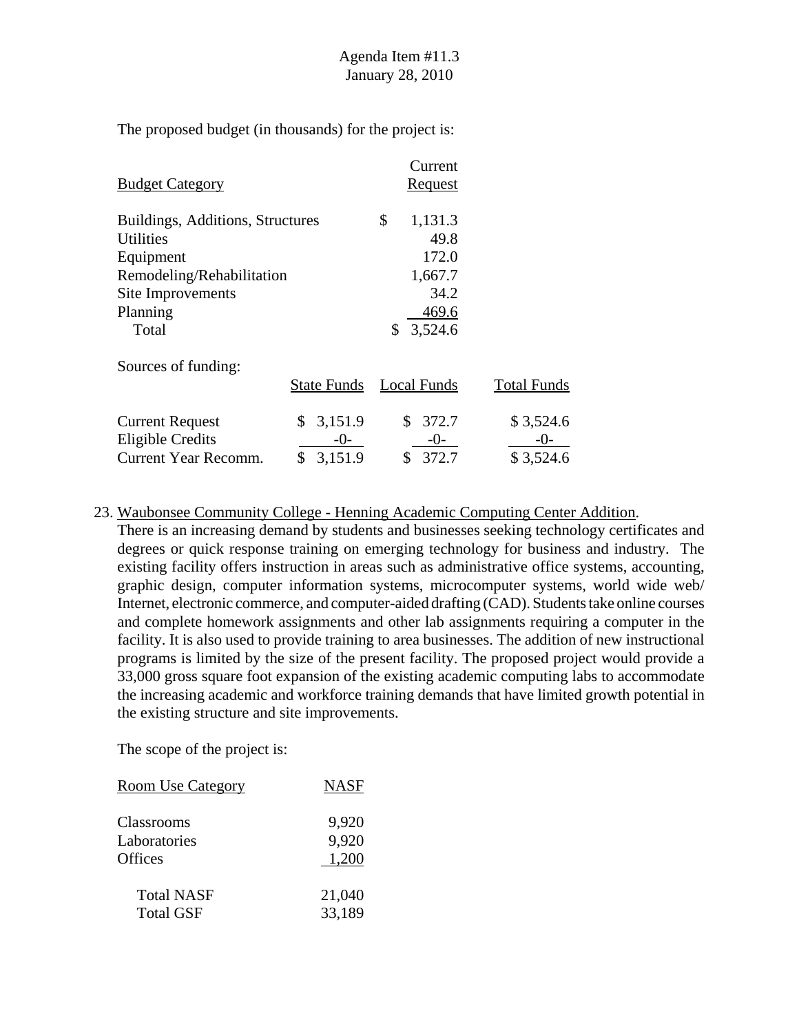The proposed budget (in thousands) for the project is:

| Budget Category | Current Request |
|---|---|
| Buildings, Additions, Structures | $ 1,131.3 |
| Utilities | 49.8 |
| Equipment | 172.0 |
| Remodeling/Rehabilitation | 1,667.7 |
| Site Improvements | 34.2 |
| Planning | 469.6 |
| Total | $ 3,524.6 |

Sources of funding:

| | State Funds | Local Funds | Total Funds |
|---|---|---|---|
| Current Request | $ 3,151.9 | $ 372.7 | $ 3,524.6 |
| Eligible Credits | -0- | -0- | -0- |
| Current Year Recomm. | $ 3,151.9 | $ 372.7 | $ 3,524.6 |

23. Waubonsee Community College - Henning Academic Computing Center Addition.
There is an increasing demand by students and businesses seeking technology certificates and degrees or quick response training on emerging technology for business and industry. The existing facility offers instruction in areas such as administrative office systems, accounting, graphic design, computer information systems, microcomputer systems, world wide web/ Internet, electronic commerce, and computer-aided drafting (CAD). Students take online courses and complete homework assignments and other lab assignments requiring a computer in the facility. It is also used to provide training to area businesses. The addition of new instructional programs is limited by the size of the present facility. The proposed project would provide a 33,000 gross square foot expansion of the existing academic computing labs to accommodate the increasing academic and workforce training demands that have limited growth potential in the existing structure and site improvements.

The scope of the project is:

| Room Use Category | NASF |
|---|---|
| Classrooms | 9,920 |
| Laboratories | 9,920 |
| Offices | 1,200 |
| Total NASF | 21,040 |
| Total GSF | 33,189 |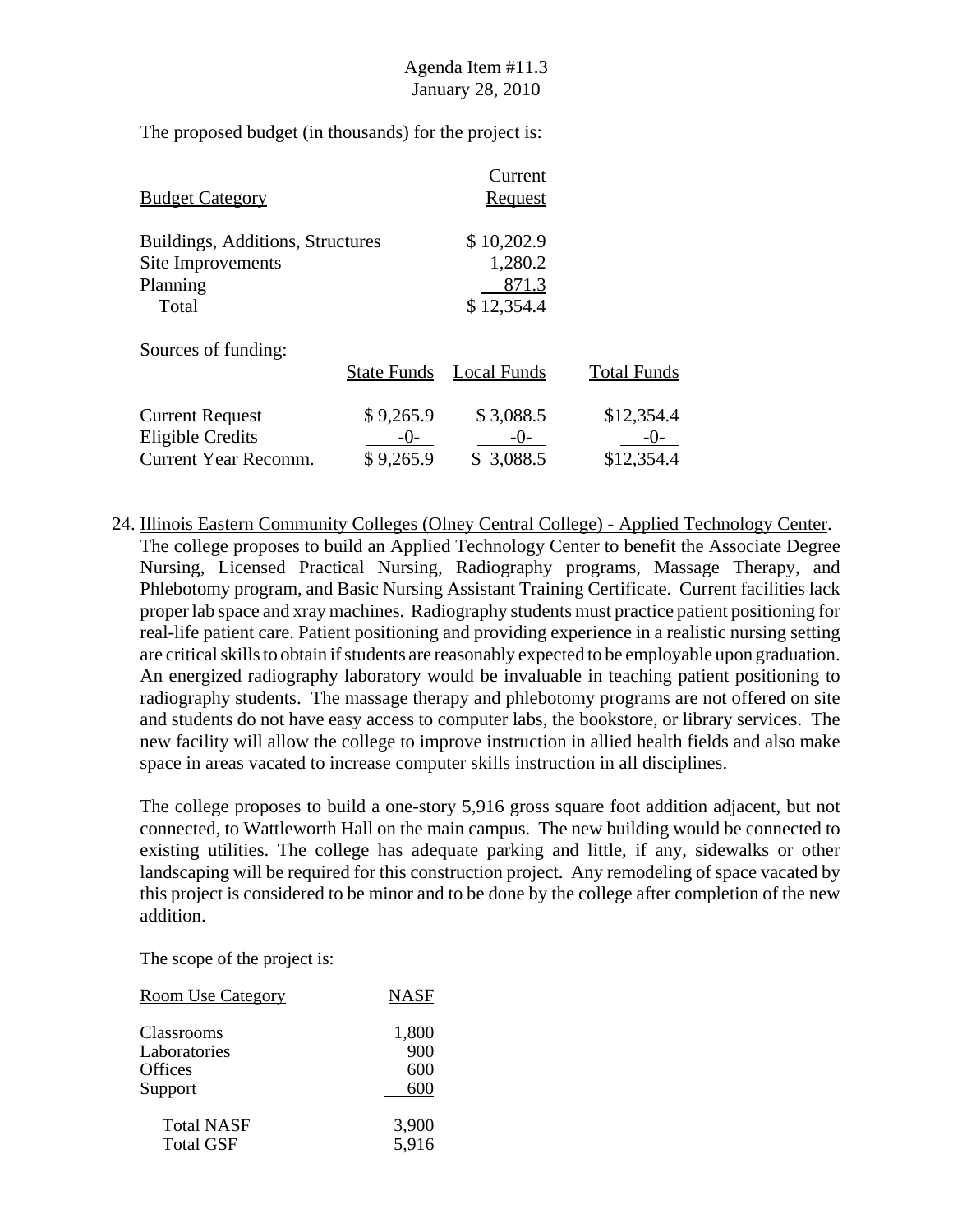Agenda Item #11.3
January 28, 2010

The proposed budget (in thousands) for the project is:

| Budget Category | Current Request |
|---|---|
| Buildings, Additions, Structures | $ 10,202.9 |
| Site Improvements | 1,280.2 |
| Planning | 871.3 |
| Total | $ 12,354.4 |

Sources of funding:

| | State Funds | Local Funds | Total Funds |
|---|---|---|---|
| Current Request | $ 9,265.9 | $ 3,088.5 | $12,354.4 |
| Eligible Credits | -0- | -0- | -0- |
| Current Year Recomm. | $ 9,265.9 | $ 3,088.5 | $12,354.4 |

24. Illinois Eastern Community Colleges (Olney Central College) - Applied Technology Center. The college proposes to build an Applied Technology Center to benefit the Associate Degree Nursing, Licensed Practical Nursing, Radiography programs, Massage Therapy, and Phlebotomy program, and Basic Nursing Assistant Training Certificate. Current facilities lack proper lab space and xray machines. Radiography students must practice patient positioning for real-life patient care. Patient positioning and providing experience in a realistic nursing setting are critical skills to obtain if students are reasonably expected to be employable upon graduation. An energized radiography laboratory would be invaluable in teaching patient positioning to radiography students. The massage therapy and phlebotomy programs are not offered on site and students do not have easy access to computer labs, the bookstore, or library services. The new facility will allow the college to improve instruction in allied health fields and also make space in areas vacated to increase computer skills instruction in all disciplines.

The college proposes to build a one-story 5,916 gross square foot addition adjacent, but not connected, to Wattleworth Hall on the main campus. The new building would be connected to existing utilities. The college has adequate parking and little, if any, sidewalks or other landscaping will be required for this construction project. Any remodeling of space vacated by this project is considered to be minor and to be done by the college after completion of the new addition.

The scope of the project is:

| Room Use Category | NASF |
|---|---|
| Classrooms | 1,800 |
| Laboratories | 900 |
| Offices | 600 |
| Support | 600 |
| Total NASF | 3,900 |
| Total GSF | 5,916 |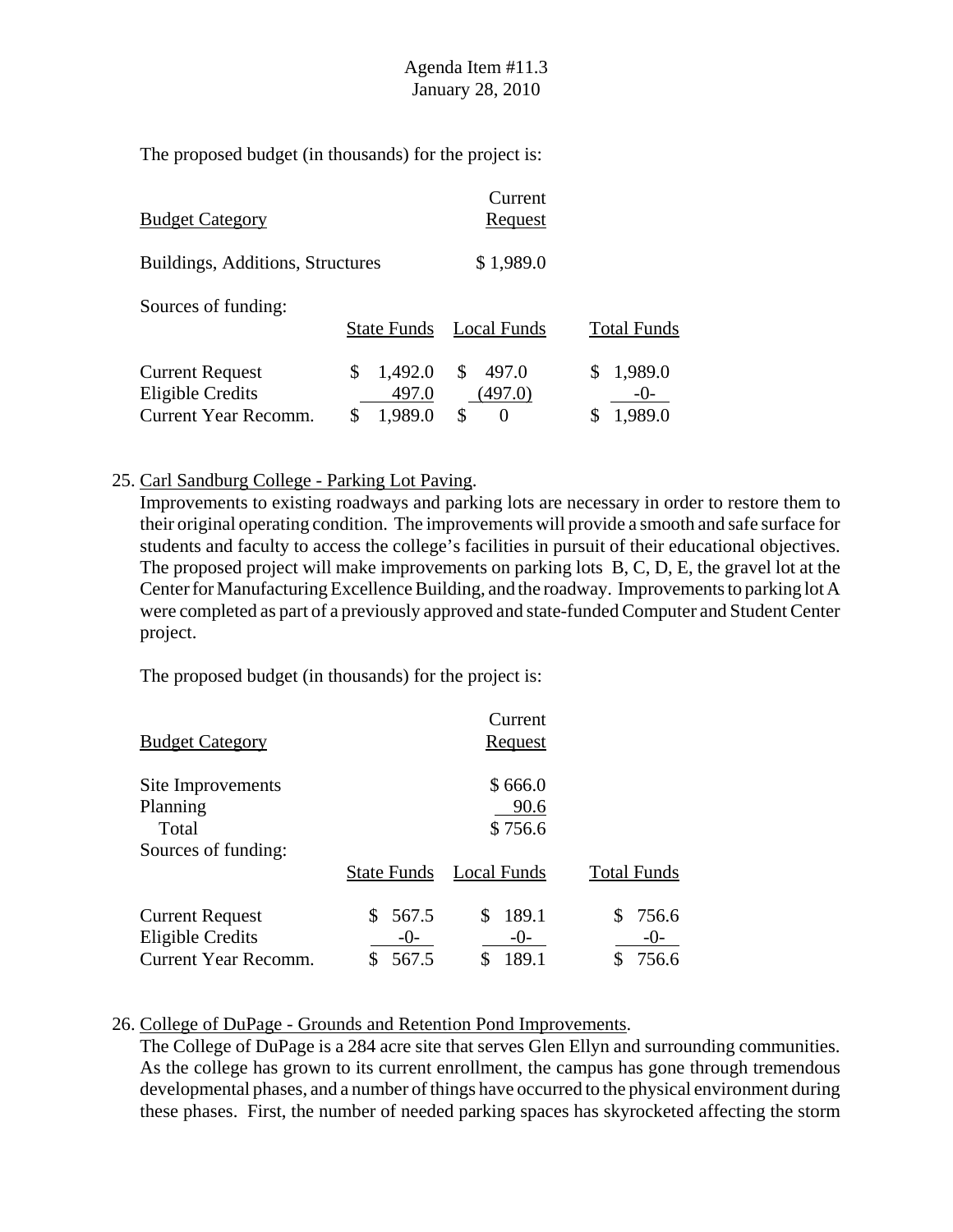Agenda Item #11.3
January 28, 2010

The proposed budget (in thousands) for the project is:

| Budget Category | | Current Request | |
|---|---|---|---|
| Buildings, Additions, Structures | | $ 1,989.0 | |
| Sources of funding: | | | |
| | State Funds | Local Funds | Total Funds |
| Current Request | $ 1,492.0 | $ 497.0 | $ 1,989.0 |
| Eligible Credits | 497.0 | (497.0) | -0- |
| Current Year Recomm. | $ 1,989.0 | $ 0 | $ 1,989.0 |

25. Carl Sandburg College - Parking Lot Paving.
Improvements to existing roadways and parking lots are necessary in order to restore them to their original operating condition. The improvements will provide a smooth and safe surface for students and faculty to access the college's facilities in pursuit of their educational objectives. The proposed project will make improvements on parking lots B, C, D, E, the gravel lot at the Center for Manufacturing Excellence Building, and the roadway. Improvements to parking lot A were completed as part of a previously approved and state-funded Computer and Student Center project.

The proposed budget (in thousands) for the project is:

| Budget Category | | Current Request | |
|---|---|---|---|
| Site Improvements | | $ 666.0 | |
| Planning | | 90.6 | |
| Total | | $ 756.6 | |
| Sources of funding: | | | |
| | State Funds | Local Funds | Total Funds |
| Current Request | $ 567.5 | $ 189.1 | $ 756.6 |
| Eligible Credits | -0- | -0- | -0- |
| Current Year Recomm. | $ 567.5 | $ 189.1 | $ 756.6 |

26. College of DuPage - Grounds and Retention Pond Improvements.
The College of DuPage is a 284 acre site that serves Glen Ellyn and surrounding communities. As the college has grown to its current enrollment, the campus has gone through tremendous developmental phases, and a number of things have occurred to the physical environment during these phases. First, the number of needed parking spaces has skyrocketed affecting the storm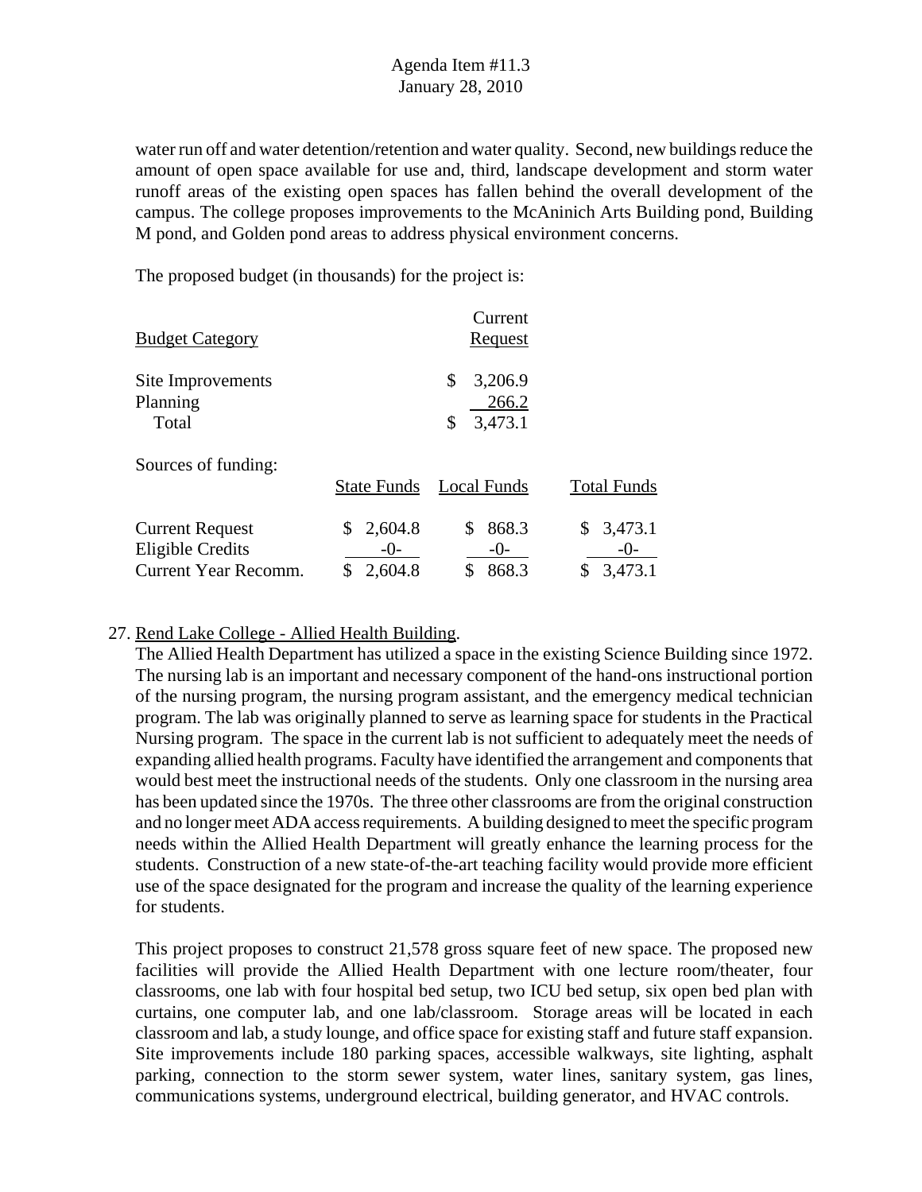water run off and water detention/retention and water quality. Second, new buildings reduce the amount of open space available for use and, third, landscape development and storm water runoff areas of the existing open spaces has fallen behind the overall development of the campus. The college proposes improvements to the McAninich Arts Building pond, Building M pond, and Golden pond areas to address physical environment concerns.

The proposed budget (in thousands) for the project is:

| Budget Category | Current Request |
|---|---|
| Site Improvements | $ 3,206.9 |
| Planning | 266.2 |
| Total | $ 3,473.1 |

Sources of funding:

| | State Funds | Local Funds | Total Funds |
|---|---|---|---|
| Current Request | $ 2,604.8 | $ 868.3 | $ 3,473.1 |
| Eligible Credits | -0- | -0- | -0- |
| Current Year Recomm. | $ 2,604.8 | $ 868.3 | $ 3,473.1 |

27. Rend Lake College - Allied Health Building.

The Allied Health Department has utilized a space in the existing Science Building since 1972. The nursing lab is an important and necessary component of the hand-ons instructional portion of the nursing program, the nursing program assistant, and the emergency medical technician program. The lab was originally planned to serve as learning space for students in the Practical Nursing program. The space in the current lab is not sufficient to adequately meet the needs of expanding allied health programs. Faculty have identified the arrangement and components that would best meet the instructional needs of the students. Only one classroom in the nursing area has been updated since the 1970s. The three other classrooms are from the original construction and no longer meet ADA access requirements. A building designed to meet the specific program needs within the Allied Health Department will greatly enhance the learning process for the students. Construction of a new state-of-the-art teaching facility would provide more efficient use of the space designated for the program and increase the quality of the learning experience for students.

This project proposes to construct 21,578 gross square feet of new space. The proposed new facilities will provide the Allied Health Department with one lecture room/theater, four classrooms, one lab with four hospital bed setup, two ICU bed setup, six open bed plan with curtains, one computer lab, and one lab/classroom. Storage areas will be located in each classroom and lab, a study lounge, and office space for existing staff and future staff expansion. Site improvements include 180 parking spaces, accessible walkways, site lighting, asphalt parking, connection to the storm sewer system, water lines, sanitary system, gas lines, communications systems, underground electrical, building generator, and HVAC controls.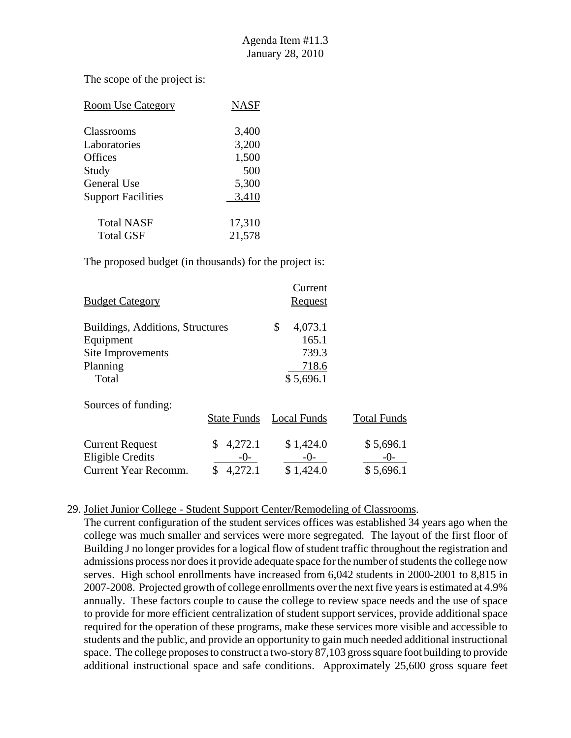The scope of the project is:

| Room Use Category | NASF |
|---|---|
| Classrooms | 3,400 |
| Laboratories | 3,200 |
| Offices | 1,500 |
| Study | 500 |
| General Use | 5,300 |
| Support Facilities | 3,410 |
| Total NASF | 17,310 |
| Total GSF | 21,578 |

The proposed budget (in thousands) for the project is:

| Budget Category | Current Request |
|---|---|
| Buildings, Additions, Structures | $ 4,073.1 |
| Equipment | 165.1 |
| Site Improvements | 739.3 |
| Planning | 718.6 |
| Total | $ 5,696.1 |

Sources of funding:

| | State Funds | Local Funds | Total Funds |
|---|---|---|---|
| Current Request | $ 4,272.1 | $ 1,424.0 | $ 5,696.1 |
| Eligible Credits | -0- | -0- | -0- |
| Current Year Recomm. | $ 4,272.1 | $ 1,424.0 | $ 5,696.1 |

29. Joliet Junior College - Student Support Center/Remodeling of Classrooms.
The current configuration of the student services offices was established 34 years ago when the college was much smaller and services were more segregated. The layout of the first floor of Building J no longer provides for a logical flow of student traffic throughout the registration and admissions process nor does it provide adequate space for the number of students the college now serves. High school enrollments have increased from 6,042 students in 2000-2001 to 8,815 in 2007-2008. Projected growth of college enrollments over the next five years is estimated at 4.9% annually. These factors couple to cause the college to review space needs and the use of space to provide for more efficient centralization of student support services, provide additional space required for the operation of these programs, make these services more visible and accessible to students and the public, and provide an opportunity to gain much needed additional instructional space. The college proposes to construct a two-story 87,103 gross square foot building to provide additional instructional space and safe conditions. Approximately 25,600 gross square feet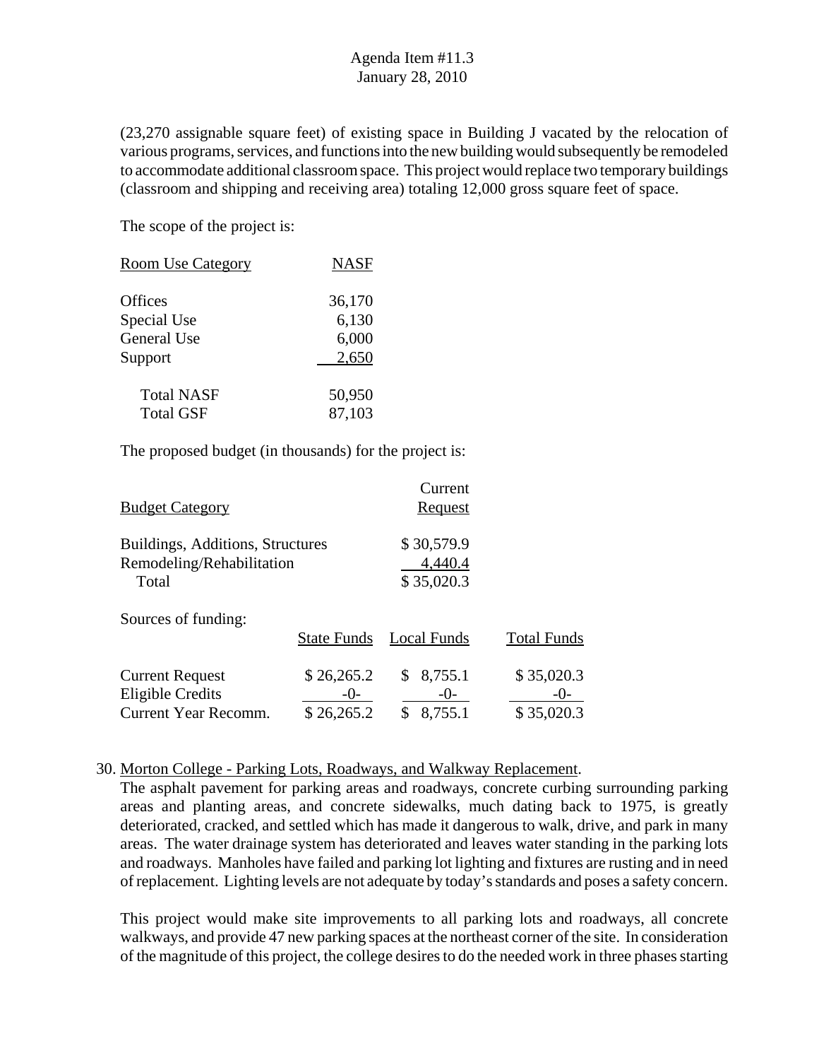(23,270 assignable square feet) of existing space in Building J vacated by the relocation of various programs, services, and functions into the new building would subsequently be remodeled to accommodate additional classroom space. This project would replace two temporary buildings (classroom and shipping and receiving area) totaling 12,000 gross square feet of space.

The scope of the project is:

| Room Use Category | NASF |
|---|---|
| Offices | 36,170 |
| Special Use | 6,130 |
| General Use | 6,000 |
| Support | 2,650 |
| Total NASF | 50,950 |
| Total GSF | 87,103 |

The proposed budget (in thousands) for the project is:

| Budget Category | Current Request |
|---|---|
| Buildings, Additions, Structures | $ 30,579.9 |
| Remodeling/Rehabilitation | 4,440.4 |
| Total | $ 35,020.3 |

Sources of funding:

| | State Funds | Local Funds | Total Funds |
|---|---|---|---|
| Current Request | $ 26,265.2 | $ 8,755.1 | $ 35,020.3 |
| Eligible Credits | -0- | -0- | -0- |
| Current Year Recomm. | $ 26,265.2 | $ 8,755.1 | $ 35,020.3 |

30. Morton College - Parking Lots, Roadways, and Walkway Replacement.

The asphalt pavement for parking areas and roadways, concrete curbing surrounding parking areas and planting areas, and concrete sidewalks, much dating back to 1975, is greatly deteriorated, cracked, and settled which has made it dangerous to walk, drive, and park in many areas. The water drainage system has deteriorated and leaves water standing in the parking lots and roadways. Manholes have failed and parking lot lighting and fixtures are rusting and in need of replacement. Lighting levels are not adequate by today's standards and poses a safety concern.

This project would make site improvements to all parking lots and roadways, all concrete walkways, and provide 47 new parking spaces at the northeast corner of the site. In consideration of the magnitude of this project, the college desires to do the needed work in three phases starting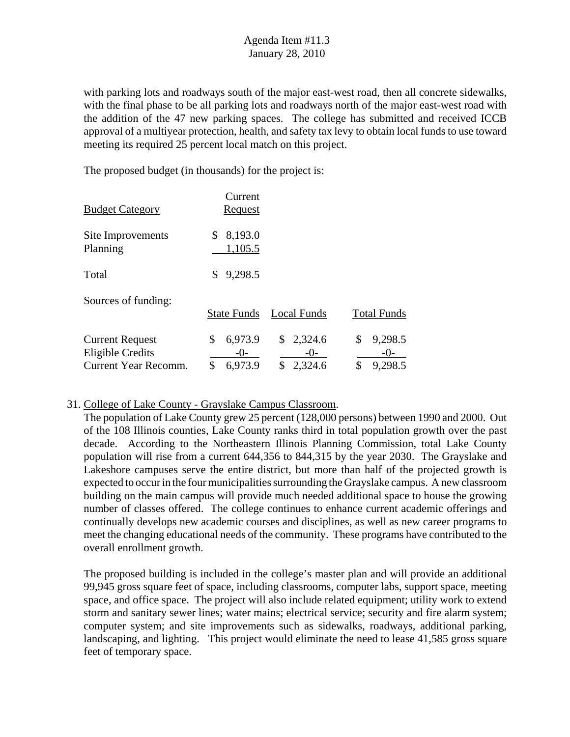with parking lots and roadways south of the major east-west road, then all concrete sidewalks, with the final phase to be all parking lots and roadways north of the major east-west road with the addition of the 47 new parking spaces. The college has submitted and received ICCB approval of a multiyear protection, health, and safety tax levy to obtain local funds to use toward meeting its required 25 percent local match on this project.

The proposed budget (in thousands) for the project is:

| Budget Category | Current Request |
|---|---|
| Site Improvements | $ 8,193.0 |
| Planning | 1,105.5 |
| Total | $ 9,298.5 |

Sources of funding:

| | State Funds | Local Funds | Total Funds |
|---|---|---|---|
| Current Request | $ 6,973.9 | $ 2,324.6 | $ 9,298.5 |
| Eligible Credits | -0- | -0- | -0- |
| Current Year Recomm. | $ 6,973.9 | $ 2,324.6 | $ 9,298.5 |

31. College of Lake County - Grayslake Campus Classroom.
The population of Lake County grew 25 percent (128,000 persons) between 1990 and 2000. Out of the 108 Illinois counties, Lake County ranks third in total population growth over the past decade. According to the Northeastern Illinois Planning Commission, total Lake County population will rise from a current 644,356 to 844,315 by the year 2030. The Grayslake and Lakeshore campuses serve the entire district, but more than half of the projected growth is expected to occur in the four municipalities surrounding the Grayslake campus. A new classroom building on the main campus will provide much needed additional space to house the growing number of classes offered. The college continues to enhance current academic offerings and continually develops new academic courses and disciplines, as well as new career programs to meet the changing educational needs of the community. These programs have contributed to the overall enrollment growth.

The proposed building is included in the college's master plan and will provide an additional 99,945 gross square feet of space, including classrooms, computer labs, support space, meeting space, and office space. The project will also include related equipment; utility work to extend storm and sanitary sewer lines; water mains; electrical service; security and fire alarm system; computer system; and site improvements such as sidewalks, roadways, additional parking, landscaping, and lighting. This project would eliminate the need to lease 41,585 gross square feet of temporary space.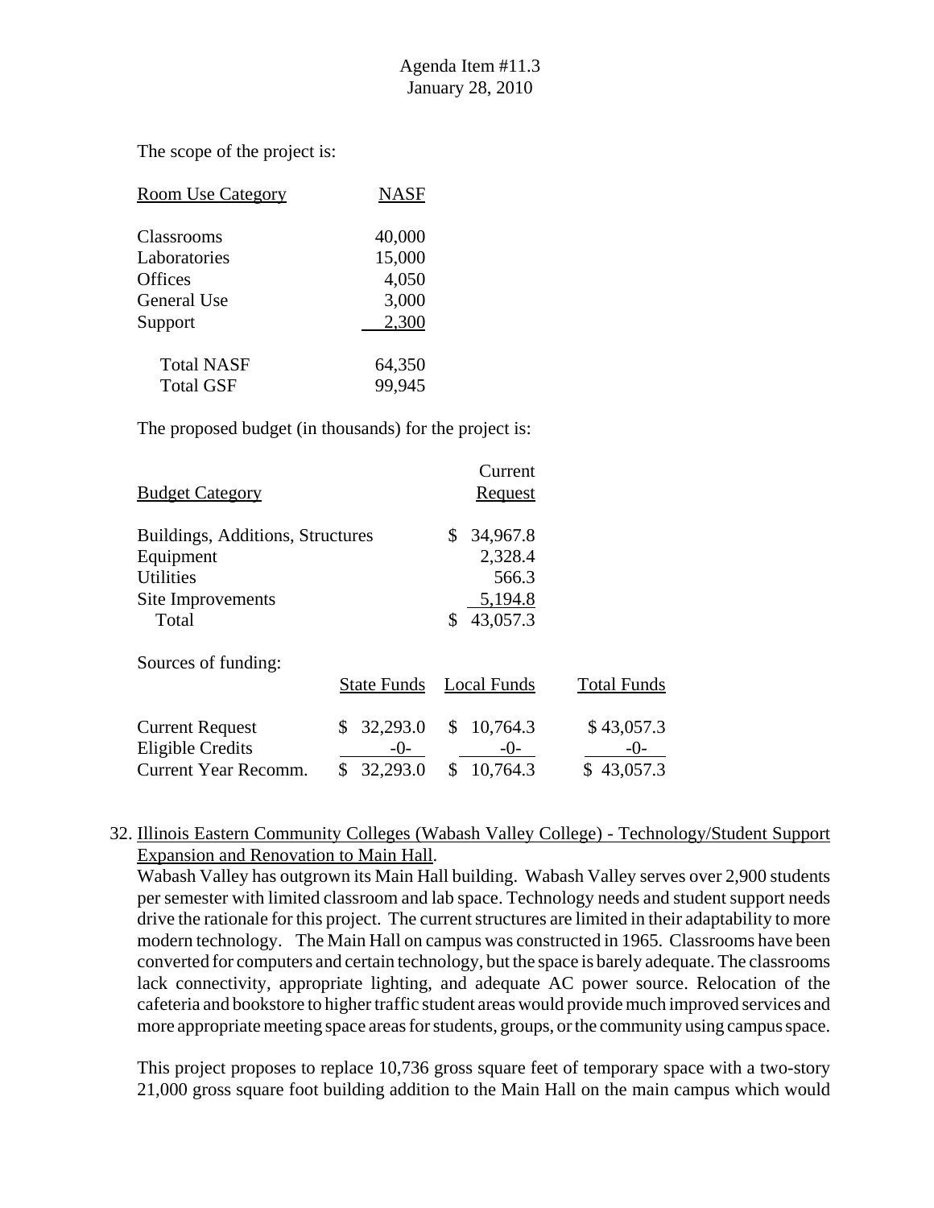The scope of the project is:

| Room Use Category | NASF |
|---|---|
| Classrooms | 40,000 |
| Laboratories | 15,000 |
| Offices | 4,050 |
| General Use | 3,000 |
| Support | 2,300 |
| Total NASF | 64,350 |
| Total GSF | 99,945 |

The proposed budget (in thousands) for the project is:

| Budget Category | Current Request |
|---|---|
| Buildings, Additions, Structures | $ 34,967.8 |
| Equipment | 2,328.4 |
| Utilities | 566.3 |
| Site Improvements | 5,194.8 |
| Total | $ 43,057.3 |

Sources of funding:

| | State Funds | Local Funds | Total Funds |
|---|---|---|---|
| Current Request | $ 32,293.0 | $ 10,764.3 | $ 43,057.3 |
| Eligible Credits | -0- | -0- | -0- |
| Current Year Recomm. | $ 32,293.0 | $ 10,764.3 | $ 43,057.3 |

32. Illinois Eastern Community Colleges (Wabash Valley College) - Technology/Student Support Expansion and Renovation to Main Hall.
Wabash Valley has outgrown its Main Hall building. Wabash Valley serves over 2,900 students per semester with limited classroom and lab space. Technology needs and student support needs drive the rationale for this project. The current structures are limited in their adaptability to more modern technology. The Main Hall on campus was constructed in 1965. Classrooms have been converted for computers and certain technology, but the space is barely adequate. The classrooms lack connectivity, appropriate lighting, and adequate AC power source. Relocation of the cafeteria and bookstore to higher traffic student areas would provide much improved services and more appropriate meeting space areas for students, groups, or the community using campus space.

This project proposes to replace 10,736 gross square feet of temporary space with a two-story 21,000 gross square foot building addition to the Main Hall on the main campus which would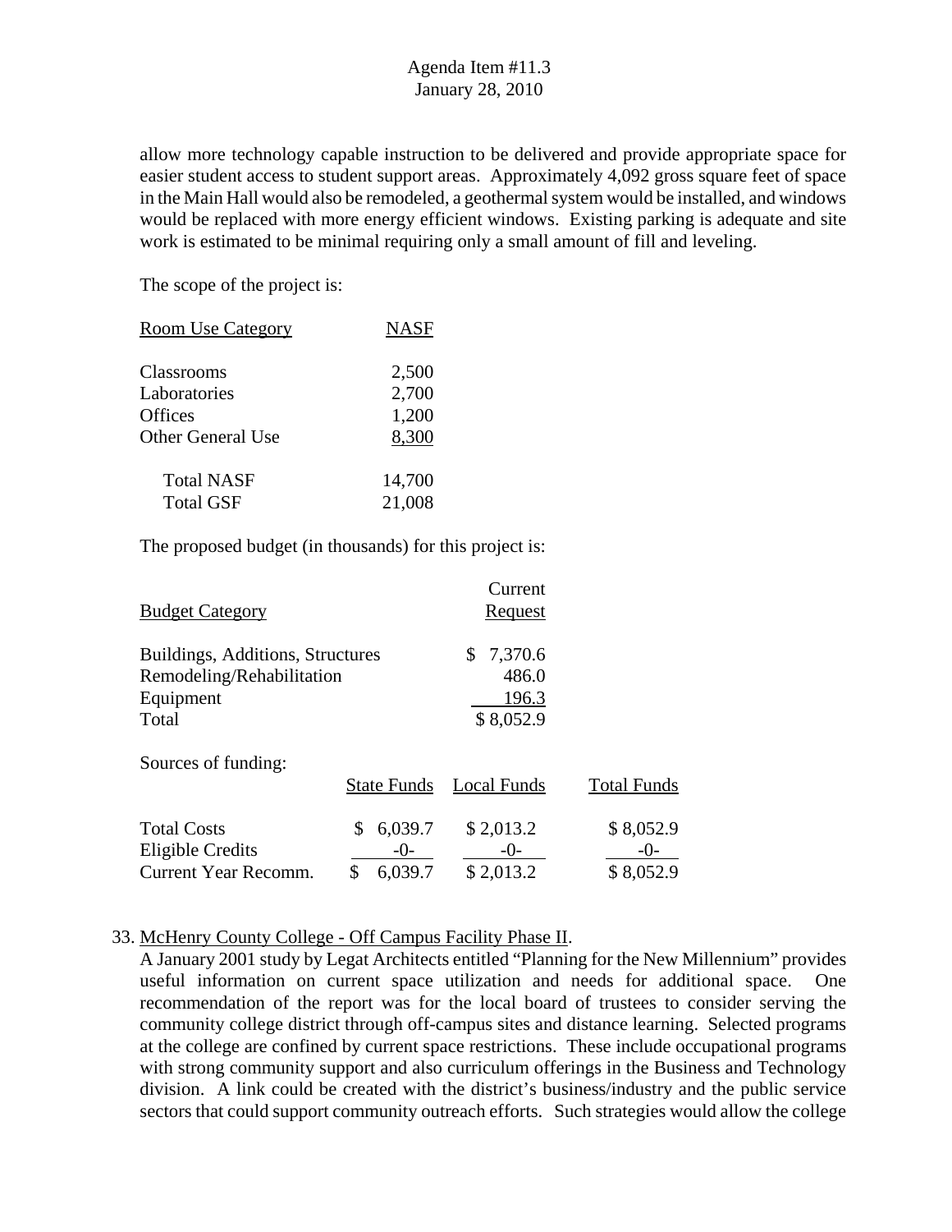allow more technology capable instruction to be delivered and provide appropriate space for easier student access to student support areas. Approximately 4,092 gross square feet of space in the Main Hall would also be remodeled, a geothermal system would be installed, and windows would be replaced with more energy efficient windows. Existing parking is adequate and site work is estimated to be minimal requiring only a small amount of fill and leveling.

The scope of the project is:

| Room Use Category | NASF |
|---|---|
| Classrooms | 2,500 |
| Laboratories | 2,700 |
| Offices | 1,200 |
| Other General Use | 8,300 |
| Total NASF | 14,700 |
| Total GSF | 21,008 |

The proposed budget (in thousands) for this project is:

| Budget Category | Current Request |
|---|---|
| Buildings, Additions, Structures | $ 7,370.6 |
| Remodeling/Rehabilitation | 486.0 |
| Equipment | 196.3 |
| Total | $ 8,052.9 |

Sources of funding:

| | State Funds | Local Funds | Total Funds |
|---|---|---|---|
| Total Costs | $ 6,039.7 | $ 2,013.2 | $ 8,052.9 |
| Eligible Credits | -0- | -0- | -0- |
| Current Year Recomm. | $ 6,039.7 | $ 2,013.2 | $ 8,052.9 |

33. McHenry County College - Off Campus Facility Phase II.
A January 2001 study by Legat Architects entitled "Planning for the New Millennium" provides useful information on current space utilization and needs for additional space. One recommendation of the report was for the local board of trustees to consider serving the community college district through off-campus sites and distance learning. Selected programs at the college are confined by current space restrictions. These include occupational programs with strong community support and also curriculum offerings in the Business and Technology division. A link could be created with the district's business/industry and the public service sectors that could support community outreach efforts. Such strategies would allow the college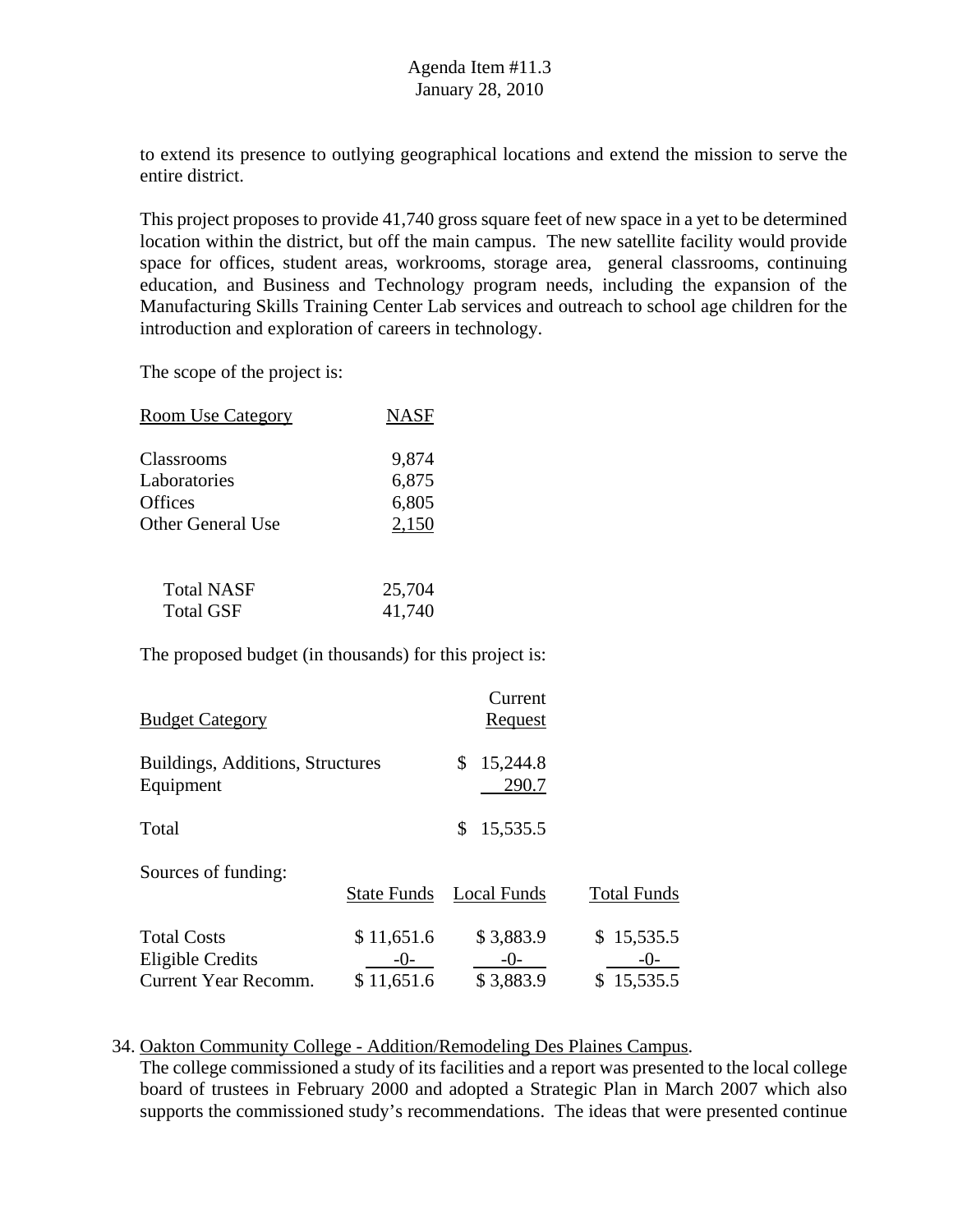to extend its presence to outlying geographical locations and extend the mission to serve the entire district.

This project proposes to provide 41,740 gross square feet of new space in a yet to be determined location within the district, but off the main campus. The new satellite facility would provide space for offices, student areas, workrooms, storage area, general classrooms, continuing education, and Business and Technology program needs, including the expansion of the Manufacturing Skills Training Center Lab services and outreach to school age children for the introduction and exploration of careers in technology.

The scope of the project is:

| Room Use Category | NASF |
|---|---|
| Classrooms | 9,874 |
| Laboratories | 6,875 |
| Offices | 6,805 |
| Other General Use | 2,150 |
| Total NASF | 25,704 |
| Total GSF | 41,740 |

The proposed budget (in thousands) for this project is:

| Budget Category | Current Request |
|---|---|
| Buildings, Additions, Structures | $ 15,244.8 |
| Equipment | 290.7 |
| Total | $ 15,535.5 |

Sources of funding:

| | State Funds | Local Funds | Total Funds |
|---|---|---|---|
| Total Costs | $ 11,651.6 | $ 3,883.9 | $ 15,535.5 |
| Eligible Credits | -0- | -0- | -0- |
| Current Year Recomm. | $ 11,651.6 | $ 3,883.9 | $ 15,535.5 |

34. Oakton Community College - Addition/Remodeling Des Plaines Campus.
The college commissioned a study of its facilities and a report was presented to the local college board of trustees in February 2000 and adopted a Strategic Plan in March 2007 which also supports the commissioned study's recommendations. The ideas that were presented continue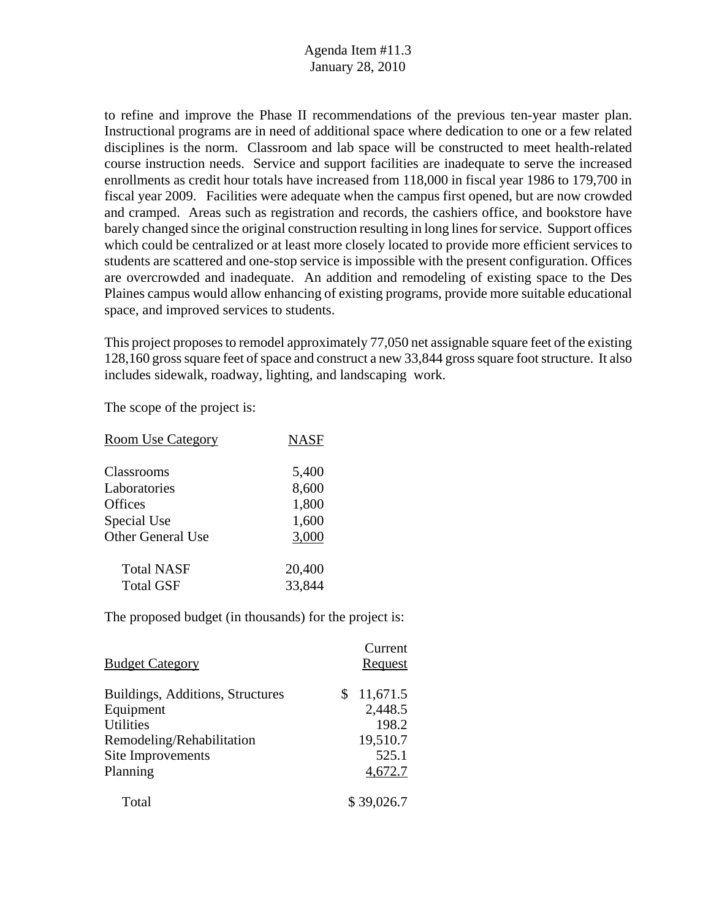to refine and improve the Phase II recommendations of the previous ten-year master plan. Instructional programs are in need of additional space where dedication to one or a few related disciplines is the norm. Classroom and lab space will be constructed to meet health-related course instruction needs. Service and support facilities are inadequate to serve the increased enrollments as credit hour totals have increased from 118,000 in fiscal year 1986 to 179,700 in fiscal year 2009. Facilities were adequate when the campus first opened, but are now crowded and cramped. Areas such as registration and records, the cashiers office, and bookstore have barely changed since the original construction resulting in long lines for service. Support offices which could be centralized or at least more closely located to provide more efficient services to students are scattered and one-stop service is impossible with the present configuration. Offices are overcrowded and inadequate. An addition and remodeling of existing space to the Des Plaines campus would allow enhancing of existing programs, provide more suitable educational space, and improved services to students.

This project proposes to remodel approximately 77,050 net assignable square feet of the existing 128,160 gross square feet of space and construct a new 33,844 gross square foot structure. It also includes sidewalk, roadway, lighting, and landscaping work.

The scope of the project is:

| Room Use Category | NASF |
|---|---|
| Classrooms | 5,400 |
| Laboratories | 8,600 |
| Offices | 1,800 |
| Special Use | 1,600 |
| Other General Use | 3,000 |
| Total NASF | 20,400 |
| Total GSF | 33,844 |

The proposed budget (in thousands) for the project is:

| Budget Category | Current Request |
|---|---|
| Buildings, Additions, Structures | $ 11,671.5 |
| Equipment | 2,448.5 |
| Utilities | 198.2 |
| Remodeling/Rehabilitation | 19,510.7 |
| Site Improvements | 525.1 |
| Planning | 4,672.7 |
| Total | $ 39,026.7 |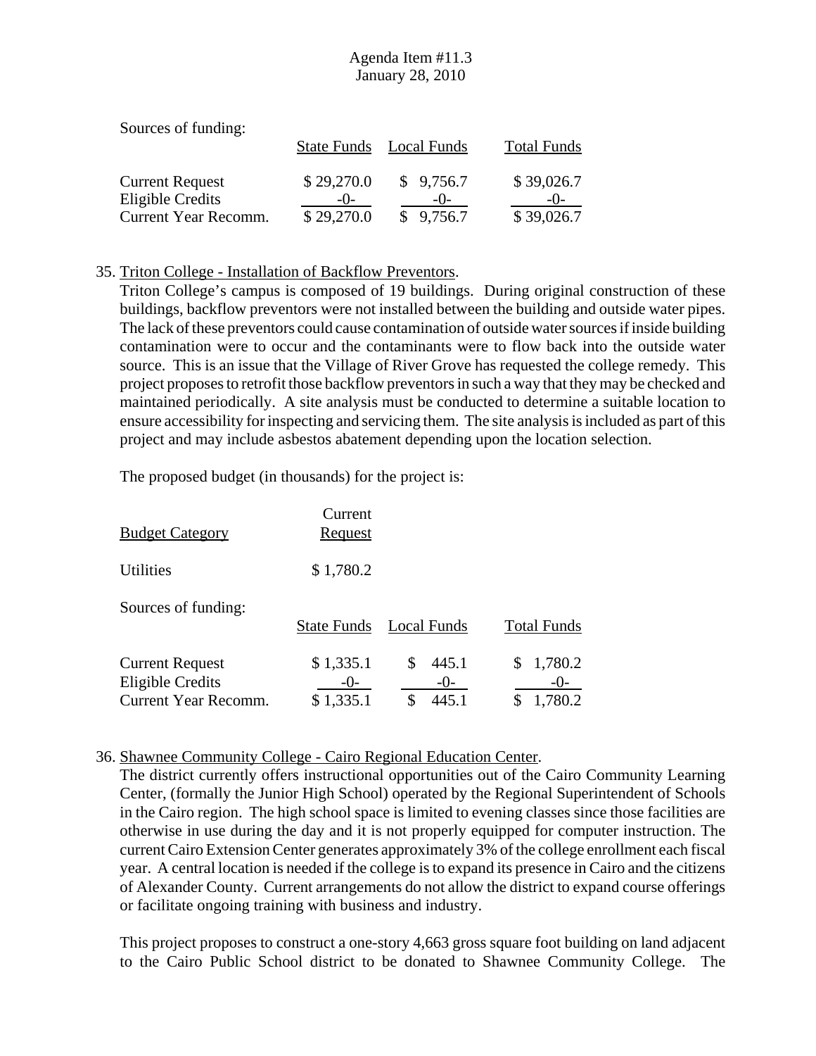Sources of funding:

| | State Funds | Local Funds | Total Funds |
|---|---|---|---|
| Current Request | $ 29,270.0 | $ 9,756.7 | $ 39,026.7 |
| Eligible Credits | -0- | -0- | -0- |
| Current Year Recomm. | $ 29,270.0 | $ 9,756.7 | $ 39,026.7 |

35. Triton College - Installation of Backflow Preventors.

Triton College's campus is composed of 19 buildings. During original construction of these buildings, backflow preventors were not installed between the building and outside water pipes. The lack of these preventors could cause contamination of outside water sources if inside building contamination were to occur and the contaminants were to flow back into the outside water source. This is an issue that the Village of River Grove has requested the college remedy. This project proposes to retrofit those backflow preventors in such a way that they may be checked and maintained periodically. A site analysis must be conducted to determine a suitable location to ensure accessibility for inspecting and servicing them. The site analysis is included as part of this project and may include asbestos abatement depending upon the location selection.

The proposed budget (in thousands) for the project is:

| Budget Category | Current Request |
|---|---|
| Utilities | $ 1,780.2 |

Sources of funding:

| | State Funds | Local Funds | Total Funds |
|---|---|---|---|
| Current Request | $ 1,335.1 | $ 445.1 | $ 1,780.2 |
| Eligible Credits | -0- | -0- | -0- |
| Current Year Recomm. | $ 1,335.1 | $ 445.1 | $ 1,780.2 |

36. Shawnee Community College - Cairo Regional Education Center.

The district currently offers instructional opportunities out of the Cairo Community Learning Center, (formally the Junior High School) operated by the Regional Superintendent of Schools in the Cairo region. The high school space is limited to evening classes since those facilities are otherwise in use during the day and it is not properly equipped for computer instruction. The current Cairo Extension Center generates approximately 3% of the college enrollment each fiscal year. A central location is needed if the college is to expand its presence in Cairo and the citizens of Alexander County. Current arrangements do not allow the district to expand course offerings or facilitate ongoing training with business and industry.

This project proposes to construct a one-story 4,663 gross square foot building on land adjacent to the Cairo Public School district to be donated to Shawnee Community College. The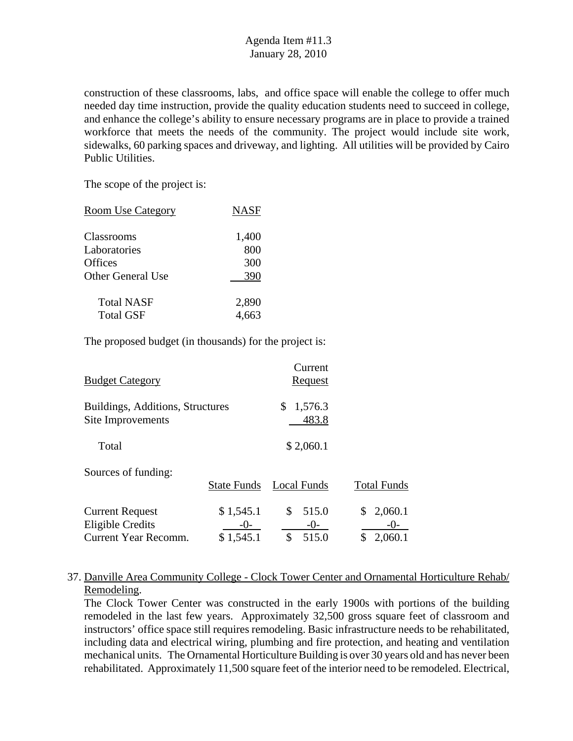construction of these classrooms, labs, and office space will enable the college to offer much needed day time instruction, provide the quality education students need to succeed in college, and enhance the college's ability to ensure necessary programs are in place to provide a trained workforce that meets the needs of the community. The project would include site work, sidewalks, 60 parking spaces and driveway, and lighting. All utilities will be provided by Cairo Public Utilities.

The scope of the project is:

| Room Use Category | NASF |
|---|---|
| Classrooms | 1,400 |
| Laboratories | 800 |
| Offices | 300 |
| Other General Use | 390 |
| Total NASF | 2,890 |
| Total GSF | 4,663 |

The proposed budget (in thousands) for the project is:

| Budget Category | Current Request |
|---|---|
| Buildings, Additions, Structures | $ 1,576.3 |
| Site Improvements | 483.8 |
| Total | $ 2,060.1 |

Sources of funding:

| | State Funds | Local Funds | Total Funds |
|---|---|---|---|
| Current Request | $ 1,545.1 | $ 515.0 | $ 2,060.1 |
| Eligible Credits | -0- | -0- | -0- |
| Current Year Recomm. | $ 1,545.1 | $ 515.0 | $ 2,060.1 |

37. Danville Area Community College - Clock Tower Center and Ornamental Horticulture Rehab/ Remodeling.

The Clock Tower Center was constructed in the early 1900s with portions of the building remodeled in the last few years. Approximately 32,500 gross square feet of classroom and instructors' office space still requires remodeling. Basic infrastructure needs to be rehabilitated, including data and electrical wiring, plumbing and fire protection, and heating and ventilation mechanical units. The Ornamental Horticulture Building is over 30 years old and has never been rehabilitated. Approximately 11,500 square feet of the interior need to be remodeled. Electrical,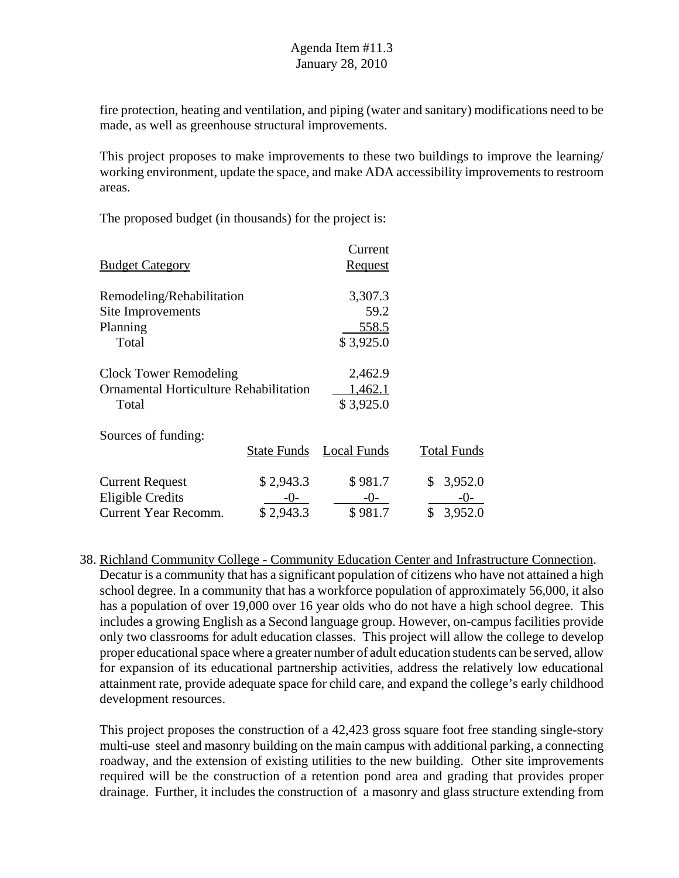fire protection, heating and ventilation, and piping (water and sanitary) modifications need to be made, as well as greenhouse structural improvements.

This project proposes to make improvements to these two buildings to improve the learning/ working environment, update the space, and make ADA accessibility improvements to restroom areas.

The proposed budget (in thousands) for the project is:

| Budget Category | Current Request |
|---|---|
| Remodeling/Rehabilitation | 3,307.3 |
| Site Improvements | 59.2 |
| Planning | 558.5 |
| Total | $ 3,925.0 |
| | |
| Clock Tower Remodeling | 2,462.9 |
| Ornamental Horticulture Rehabilitation | 1,462.1 |
| Total | $ 3,925.0 |

Sources of funding:

| | State Funds | Local Funds | Total Funds |
|---|---|---|---|
| Current Request | $ 2,943.3 | $ 981.7 | $ 3,952.0 |
| Eligible Credits | -0- | -0- | -0- |
| Current Year Recomm. | $ 2,943.3 | $ 981.7 | $ 3,952.0 |

38. Richland Community College - Community Education Center and Infrastructure Connection. Decatur is a community that has a significant population of citizens who have not attained a high school degree. In a community that has a workforce population of approximately 56,000, it also has a population of over 19,000 over 16 year olds who do not have a high school degree. This includes a growing English as a Second language group. However, on-campus facilities provide only two classrooms for adult education classes. This project will allow the college to develop proper educational space where a greater number of adult education students can be served, allow for expansion of its educational partnership activities, address the relatively low educational attainment rate, provide adequate space for child care, and expand the college's early childhood development resources.

This project proposes the construction of a 42,423 gross square foot free standing single-story multi-use steel and masonry building on the main campus with additional parking, a connecting roadway, and the extension of existing utilities to the new building. Other site improvements required will be the construction of a retention pond area and grading that provides proper drainage. Further, it includes the construction of a masonry and glass structure extending from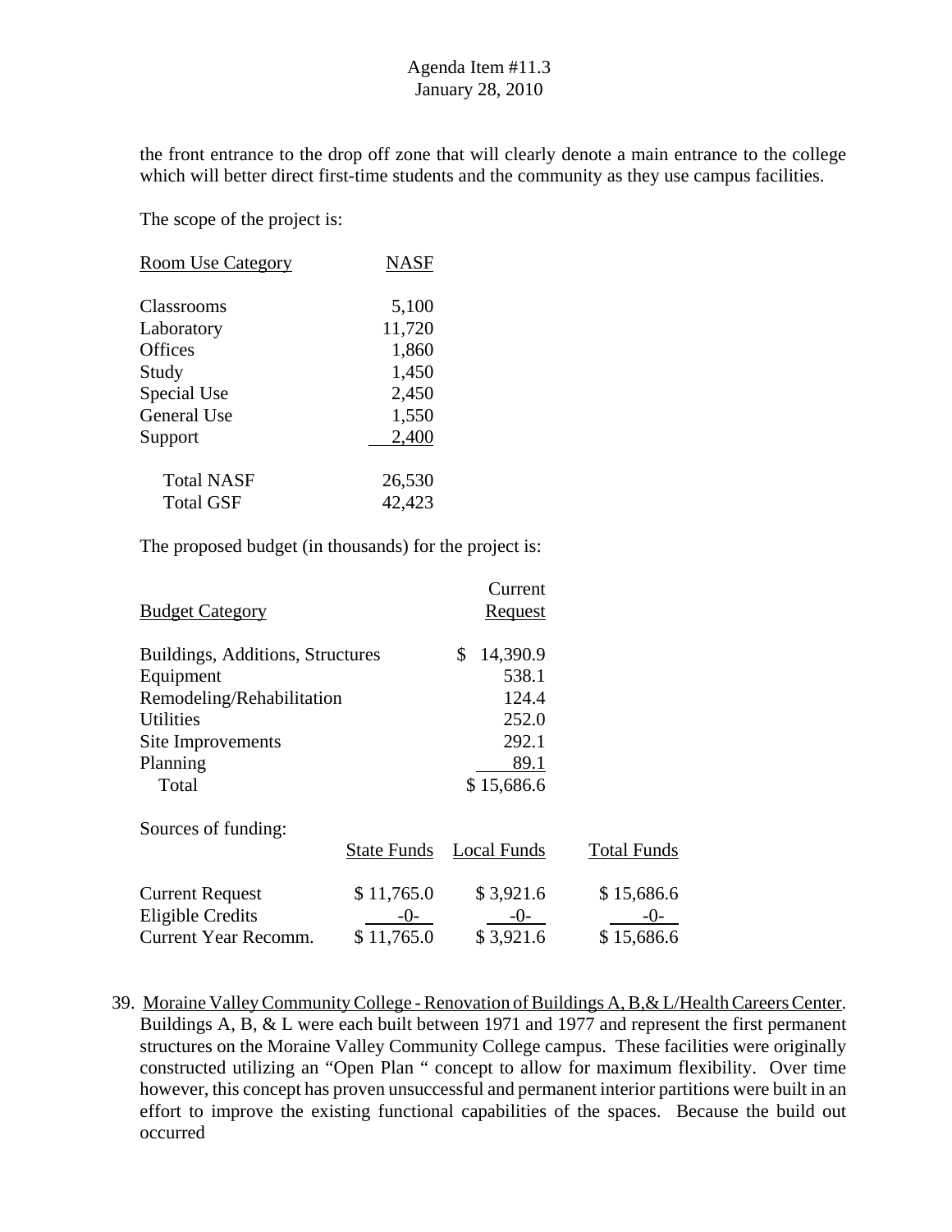the front entrance to the drop off zone that will clearly denote a main entrance to the college which will better direct first-time students and the community as they use campus facilities.

The scope of the project is:

| Room Use Category | NASF |
|---|---|
| Classrooms | 5,100 |
| Laboratory | 11,720 |
| Offices | 1,860 |
| Study | 1,450 |
| Special Use | 2,450 |
| General Use | 1,550 |
| Support | 2,400 |
| Total NASF | 26,530 |
| Total GSF | 42,423 |

The proposed budget (in thousands) for the project is:

| Budget Category | Current Request |
|---|---|
| Buildings, Additions, Structures | $ 14,390.9 |
| Equipment | 538.1 |
| Remodeling/Rehabilitation | 124.4 |
| Utilities | 252.0 |
| Site Improvements | 292.1 |
| Planning | 89.1 |
| Total | $ 15,686.6 |

Sources of funding:

| | State Funds | Local Funds | Total Funds |
|---|---|---|---|
| Current Request | $ 11,765.0 | $ 3,921.6 | $ 15,686.6 |
| Eligible Credits | -0- | -0- | -0- |
| Current Year Recomm. | $ 11,765.0 | $ 3,921.6 | $ 15,686.6 |

39. Moraine Valley Community College - Renovation of Buildings A, B,& L/Health Careers Center. Buildings A, B, & L were each built between 1971 and 1977 and represent the first permanent structures on the Moraine Valley Community College campus. These facilities were originally constructed utilizing an "Open Plan " concept to allow for maximum flexibility. Over time however, this concept has proven unsuccessful and permanent interior partitions were built in an effort to improve the existing functional capabilities of the spaces. Because the build out occurred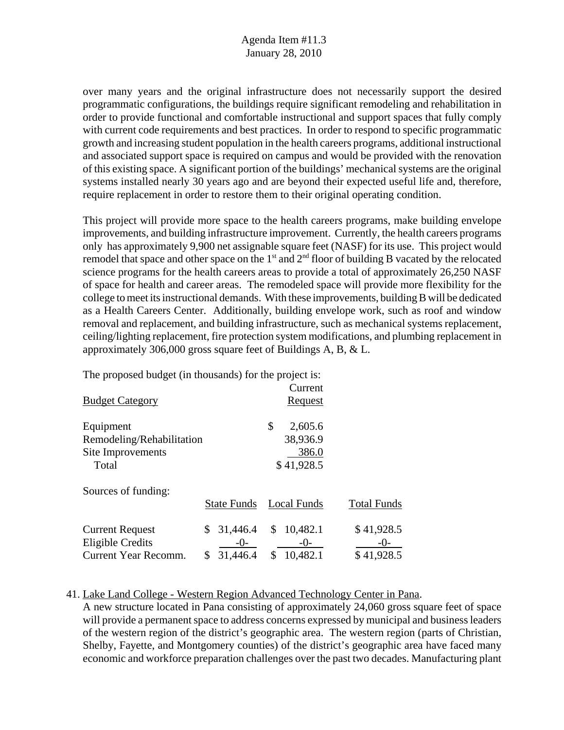over many years and the original infrastructure does not necessarily support the desired programmatic configurations, the buildings require significant remodeling and rehabilitation in order to provide functional and comfortable instructional and support spaces that fully comply with current code requirements and best practices. In order to respond to specific programmatic growth and increasing student population in the health careers programs, additional instructional and associated support space is required on campus and would be provided with the renovation of this existing space. A significant portion of the buildings' mechanical systems are the original systems installed nearly 30 years ago and are beyond their expected useful life and, therefore, require replacement in order to restore them to their original operating condition.

This project will provide more space to the health careers programs, make building envelope improvements, and building infrastructure improvement. Currently, the health careers programs only has approximately 9,900 net assignable square feet (NASF) for its use. This project would remodel that space and other space on the 1st and 2nd floor of building B vacated by the relocated science programs for the health careers areas to provide a total of approximately 26,250 NASF of space for health and career areas. The remodeled space will provide more flexibility for the college to meet its instructional demands. With these improvements, building B will be dedicated as a Health Careers Center. Additionally, building envelope work, such as roof and window removal and replacement, and building infrastructure, such as mechanical systems replacement, ceiling/lighting replacement, fire protection system modifications, and plumbing replacement in approximately 306,000 gross square feet of Buildings A, B, & L.

The proposed budget (in thousands) for the project is:

| Budget Category | Current Request |
|---|---|
| Equipment | $ 2,605.6 |
| Remodeling/Rehabilitation | 38,936.9 |
| Site Improvements | 386.0 |
| Total | $ 41,928.5 |

Sources of funding:

| | State Funds | Local Funds | Total Funds |
|---|---|---|---|
| Current Request | $ 31,446.4 | $ 10,482.1 | $ 41,928.5 |
| Eligible Credits | -0- | -0- | -0- |
| Current Year Recomm. | $ 31,446.4 | $ 10,482.1 | $ 41,928.5 |

41. Lake Land College - Western Region Advanced Technology Center in Pana.
A new structure located in Pana consisting of approximately 24,060 gross square feet of space will provide a permanent space to address concerns expressed by municipal and business leaders of the western region of the district's geographic area. The western region (parts of Christian, Shelby, Fayette, and Montgomery counties) of the district's geographic area have faced many economic and workforce preparation challenges over the past two decades. Manufacturing plant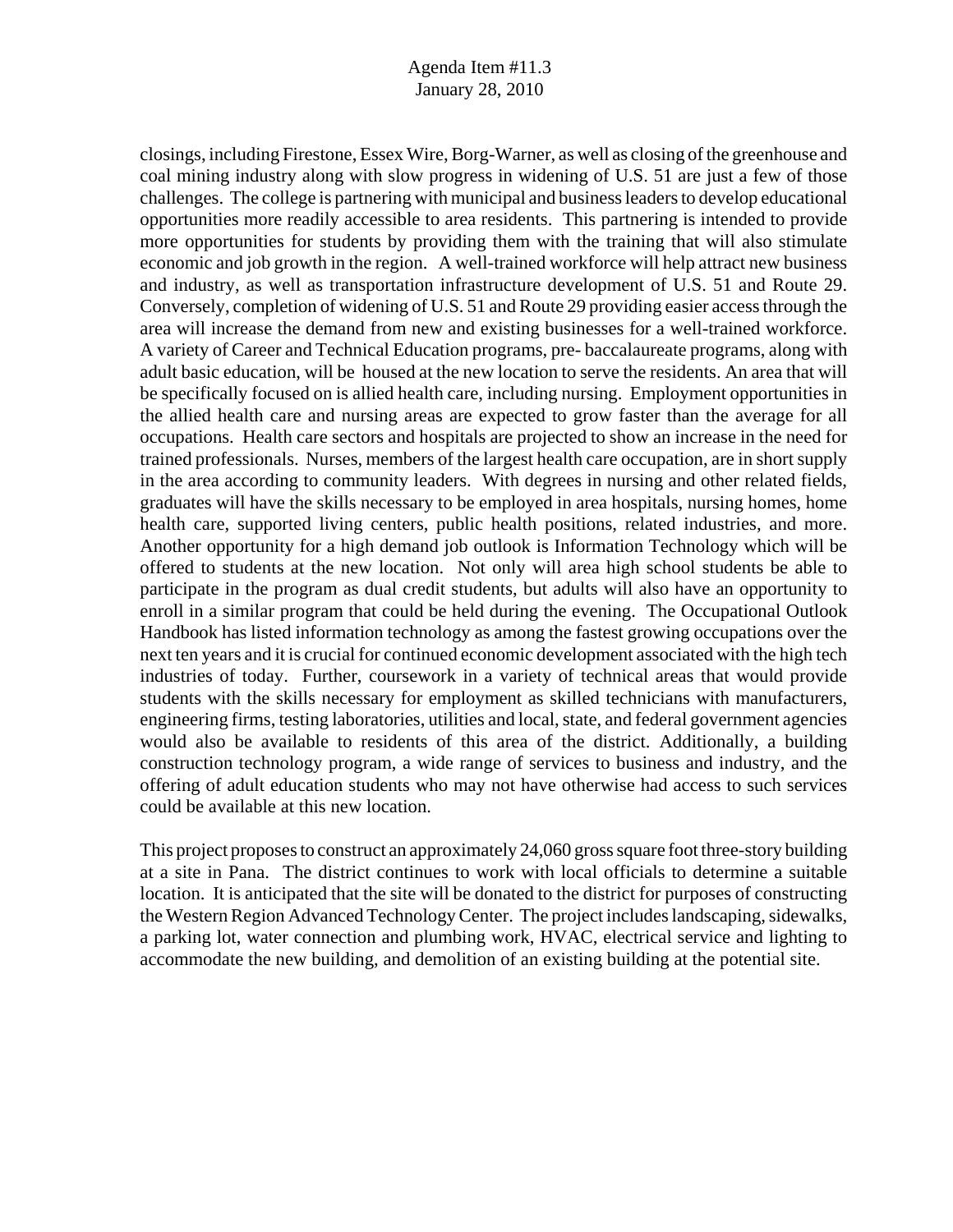closings, including Firestone, Essex Wire, Borg-Warner, as well as closing of the greenhouse and coal mining industry along with slow progress in widening of U.S. 51 are just a few of those challenges. The college is partnering with municipal and business leaders to develop educational opportunities more readily accessible to area residents. This partnering is intended to provide more opportunities for students by providing them with the training that will also stimulate economic and job growth in the region. A well-trained workforce will help attract new business and industry, as well as transportation infrastructure development of U.S. 51 and Route 29. Conversely, completion of widening of U.S. 51 and Route 29 providing easier access through the area will increase the demand from new and existing businesses for a well-trained workforce. A variety of Career and Technical Education programs, pre- baccalaureate programs, along with adult basic education, will be housed at the new location to serve the residents. An area that will be specifically focused on is allied health care, including nursing. Employment opportunities in the allied health care and nursing areas are expected to grow faster than the average for all occupations. Health care sectors and hospitals are projected to show an increase in the need for trained professionals. Nurses, members of the largest health care occupation, are in short supply in the area according to community leaders. With degrees in nursing and other related fields, graduates will have the skills necessary to be employed in area hospitals, nursing homes, home health care, supported living centers, public health positions, related industries, and more. Another opportunity for a high demand job outlook is Information Technology which will be offered to students at the new location. Not only will area high school students be able to participate in the program as dual credit students, but adults will also have an opportunity to enroll in a similar program that could be held during the evening. The Occupational Outlook Handbook has listed information technology as among the fastest growing occupations over the next ten years and it is crucial for continued economic development associated with the high tech industries of today. Further, coursework in a variety of technical areas that would provide students with the skills necessary for employment as skilled technicians with manufacturers, engineering firms, testing laboratories, utilities and local, state, and federal government agencies would also be available to residents of this area of the district. Additionally, a building construction technology program, a wide range of services to business and industry, and the offering of adult education students who may not have otherwise had access to such services could be available at this new location.

This project proposes to construct an approximately 24,060 gross square foot three-story building at a site in Pana. The district continues to work with local officials to determine a suitable location. It is anticipated that the site will be donated to the district for purposes of constructing the Western Region Advanced Technology Center. The project includes landscaping, sidewalks, a parking lot, water connection and plumbing work, HVAC, electrical service and lighting to accommodate the new building, and demolition of an existing building at the potential site.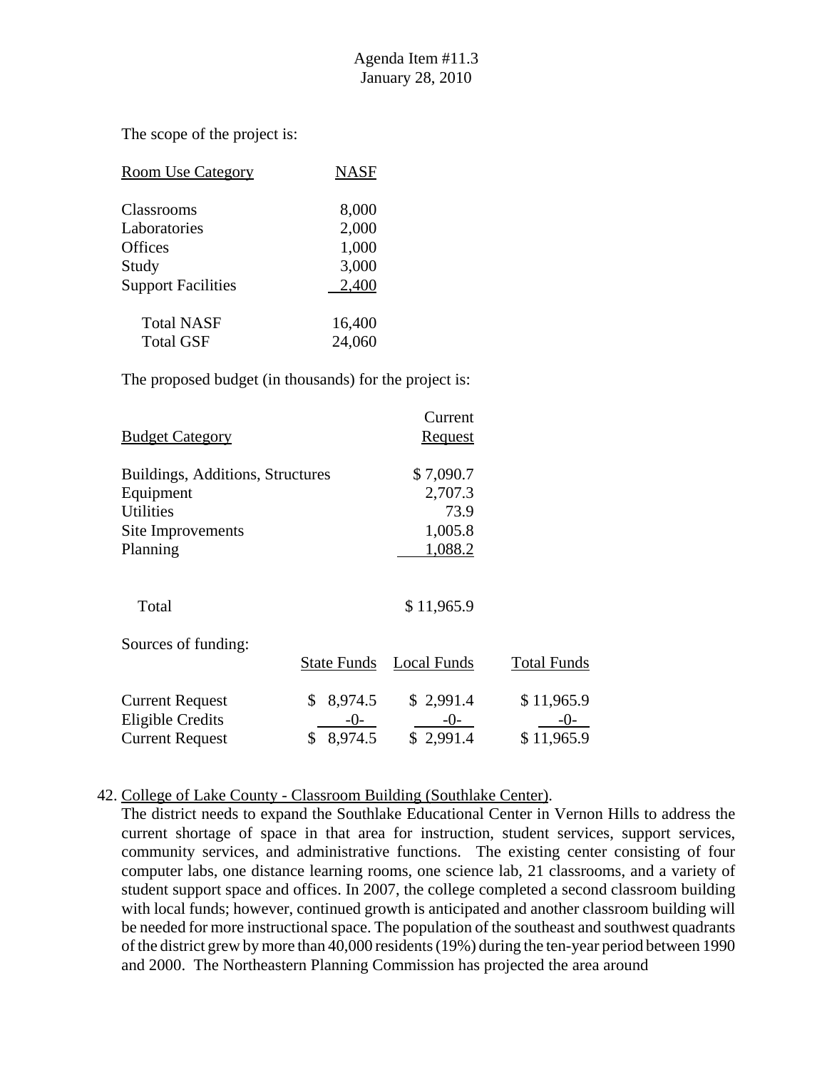The scope of the project is:

| Room Use Category | NASF |
|---|---|
| Classrooms | 8,000 |
| Laboratories | 2,000 |
| Offices | 1,000 |
| Study | 3,000 |
| Support Facilities | 2,400 |
| Total NASF | 16,400 |
| Total GSF | 24,060 |

The proposed budget (in thousands) for the project is:

| Budget Category | Current Request |
|---|---|
| Buildings, Additions, Structures | $ 7,090.7 |
| Equipment | 2,707.3 |
| Utilities | 73.9 |
| Site Improvements | 1,005.8 |
| Planning | 1,088.2 |
| Total | $ 11,965.9 |

Sources of funding:

| | State Funds | Local Funds | Total Funds |
|---|---|---|---|
| Current Request | $ 8,974.5 | $ 2,991.4 | $ 11,965.9 |
| Eligible Credits | -0- | -0- | -0- |
| Current Request | $ 8,974.5 | $ 2,991.4 | $ 11,965.9 |

42. College of Lake County - Classroom Building (Southlake Center).
The district needs to expand the Southlake Educational Center in Vernon Hills to address the current shortage of space in that area for instruction, student services, support services, community services, and administrative functions. The existing center consisting of four computer labs, one distance learning rooms, one science lab, 21 classrooms, and a variety of student support space and offices. In 2007, the college completed a second classroom building with local funds; however, continued growth is anticipated and another classroom building will be needed for more instructional space. The population of the southeast and southwest quadrants of the district grew by more than 40,000 residents (19%) during the ten-year period between 1990 and 2000. The Northeastern Planning Commission has projected the area around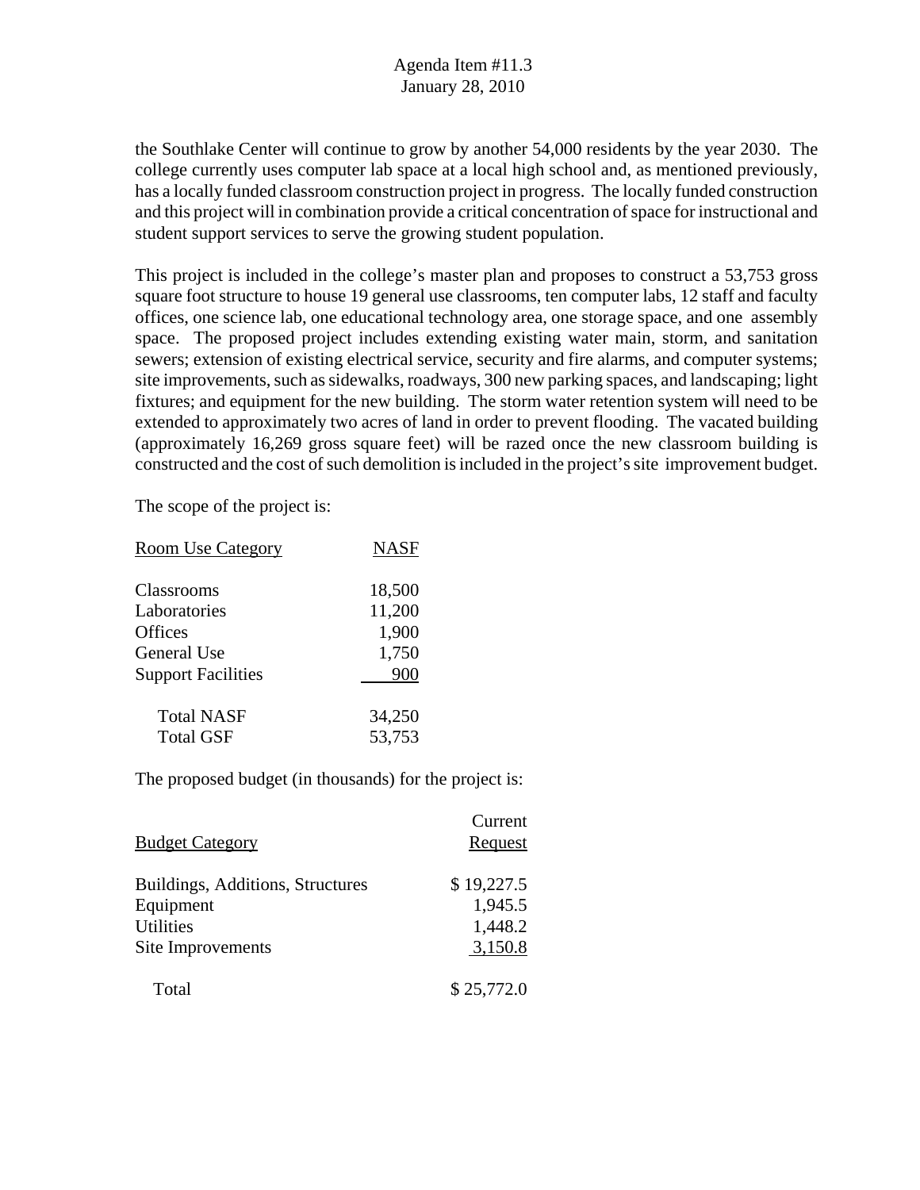the Southlake Center will continue to grow by another 54,000 residents by the year 2030. The college currently uses computer lab space at a local high school and, as mentioned previously, has a locally funded classroom construction project in progress. The locally funded construction and this project will in combination provide a critical concentration of space for instructional and student support services to serve the growing student population.

This project is included in the college's master plan and proposes to construct a 53,753 gross square foot structure to house 19 general use classrooms, ten computer labs, 12 staff and faculty offices, one science lab, one educational technology area, one storage space, and one assembly space. The proposed project includes extending existing water main, storm, and sanitation sewers; extension of existing electrical service, security and fire alarms, and computer systems; site improvements, such as sidewalks, roadways, 300 new parking spaces, and landscaping; light fixtures; and equipment for the new building. The storm water retention system will need to be extended to approximately two acres of land in order to prevent flooding. The vacated building (approximately 16,269 gross square feet) will be razed once the new classroom building is constructed and the cost of such demolition is included in the project's site improvement budget.

The scope of the project is:

| Room Use Category | NASF |
|---|---|
| Classrooms | 18,500 |
| Laboratories | 11,200 |
| Offices | 1,900 |
| General Use | 1,750 |
| Support Facilities | 900 |
| Total NASF | 34,250 |
| Total GSF | 53,753 |

The proposed budget (in thousands) for the project is:

| Budget Category | Current Request |
|---|---|
| Buildings, Additions, Structures | $ 19,227.5 |
| Equipment | 1,945.5 |
| Utilities | 1,448.2 |
| Site Improvements | 3,150.8 |
| Total | $ 25,772.0 |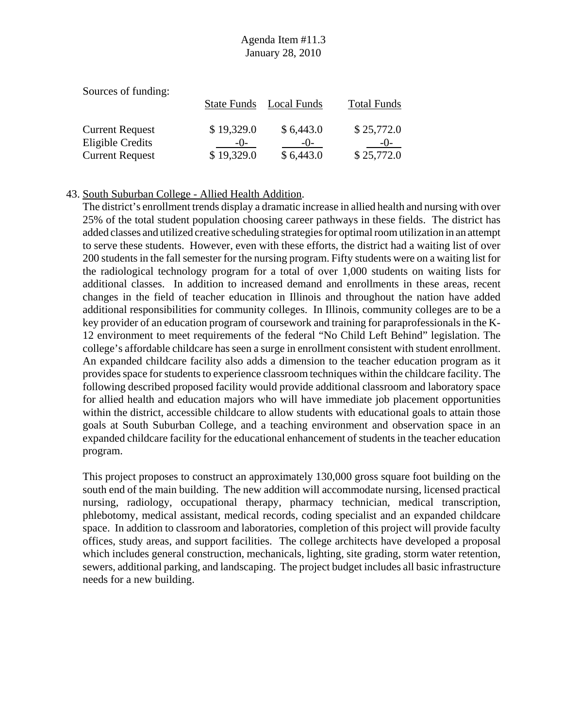Sources of funding:

| | State Funds | Local Funds | Total Funds |
|---|---|---|---|
| Current Request | $ 19,329.0 | $ 6,443.0 | $ 25,772.0 |
| Eligible Credits | -0- | -0- | -0- |
| Current Request | $ 19,329.0 | $ 6,443.0 | $ 25,772.0 |

43. South Suburban College - Allied Health Addition.

The district's enrollment trends display a dramatic increase in allied health and nursing with over 25% of the total student population choosing career pathways in these fields. The district has added classes and utilized creative scheduling strategies for optimal room utilization in an attempt to serve these students. However, even with these efforts, the district had a waiting list of over 200 students in the fall semester for the nursing program. Fifty students were on a waiting list for the radiological technology program for a total of over 1,000 students on waiting lists for additional classes. In addition to increased demand and enrollments in these areas, recent changes in the field of teacher education in Illinois and throughout the nation have added additional responsibilities for community colleges. In Illinois, community colleges are to be a key provider of an education program of coursework and training for paraprofessionals in the K-12 environment to meet requirements of the federal "No Child Left Behind" legislation. The college's affordable childcare has seen a surge in enrollment consistent with student enrollment. An expanded childcare facility also adds a dimension to the teacher education program as it provides space for students to experience classroom techniques within the childcare facility. The following described proposed facility would provide additional classroom and laboratory space for allied health and education majors who will have immediate job placement opportunities within the district, accessible childcare to allow students with educational goals to attain those goals at South Suburban College, and a teaching environment and observation space in an expanded childcare facility for the educational enhancement of students in the teacher education program.

This project proposes to construct an approximately 130,000 gross square foot building on the south end of the main building. The new addition will accommodate nursing, licensed practical nursing, radiology, occupational therapy, pharmacy technician, medical transcription, phlebotomy, medical assistant, medical records, coding specialist and an expanded childcare space. In addition to classroom and laboratories, completion of this project will provide faculty offices, study areas, and support facilities. The college architects have developed a proposal which includes general construction, mechanicals, lighting, site grading, storm water retention, sewers, additional parking, and landscaping. The project budget includes all basic infrastructure needs for a new building.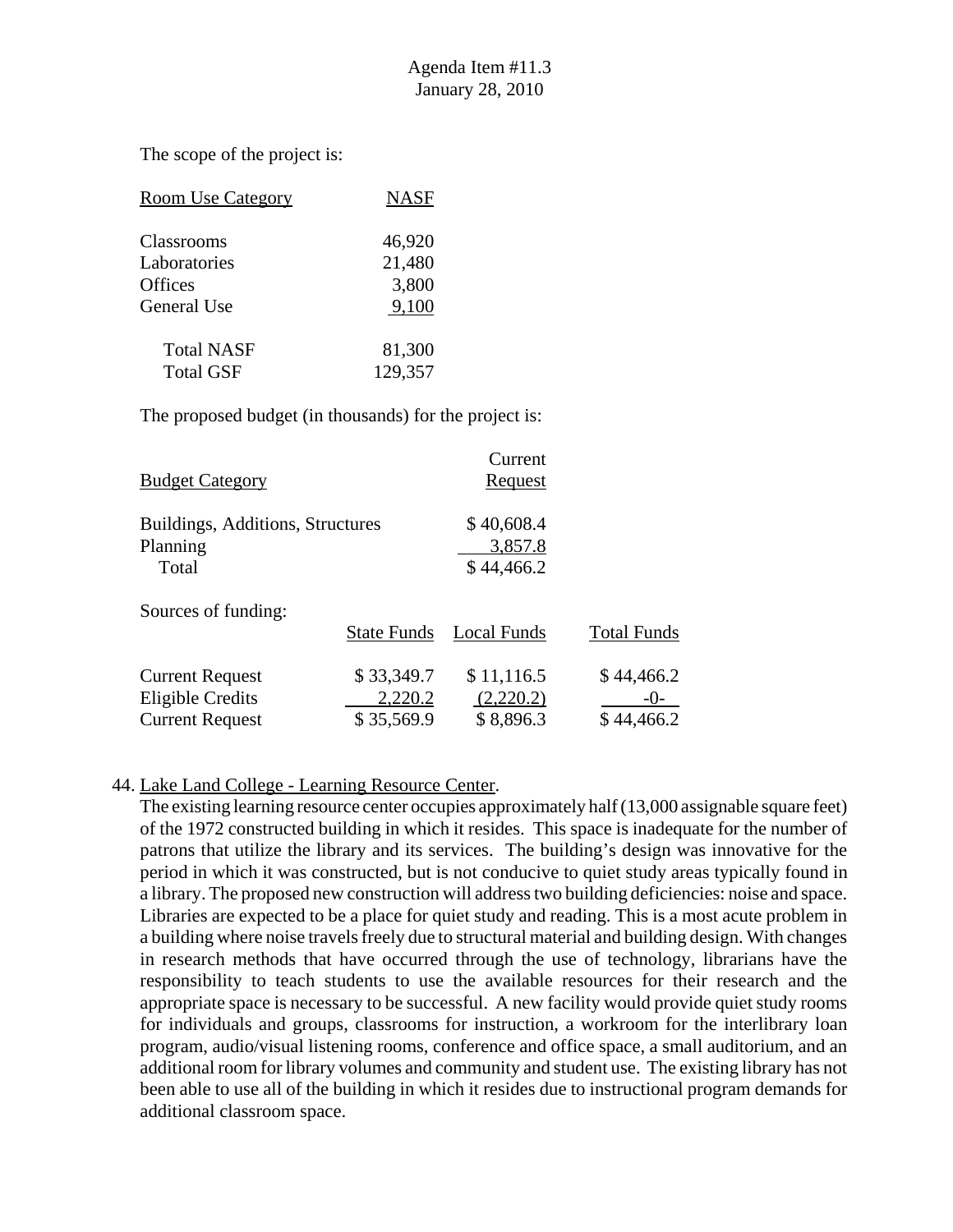The scope of the project is:

| Room Use Category | NASF |
|---|---|
| Classrooms | 46,920 |
| Laboratories | 21,480 |
| Offices | 3,800 |
| General Use | 9,100 |
| Total NASF | 81,300 |
| Total GSF | 129,357 |

The proposed budget (in thousands) for the project is:

| Budget Category | Current Request |
|---|---|
| Buildings, Additions, Structures | $ 40,608.4 |
| Planning | 3,857.8 |
| Total | $ 44,466.2 |

Sources of funding:

| | State Funds | Local Funds | Total Funds |
|---|---|---|---|
| Current Request | $ 33,349.7 | $ 11,116.5 | $ 44,466.2 |
| Eligible Credits | 2,220.2 | (2,220.2) | -0- |
| Current Request | $ 35,569.9 | $ 8,896.3 | $ 44,466.2 |

44. Lake Land College - Learning Resource Center.

The existing learning resource center occupies approximately half (13,000 assignable square feet) of the 1972 constructed building in which it resides. This space is inadequate for the number of patrons that utilize the library and its services. The building's design was innovative for the period in which it was constructed, but is not conducive to quiet study areas typically found in a library. The proposed new construction will address two building deficiencies: noise and space. Libraries are expected to be a place for quiet study and reading. This is a most acute problem in a building where noise travels freely due to structural material and building design. With changes in research methods that have occurred through the use of technology, librarians have the responsibility to teach students to use the available resources for their research and the appropriate space is necessary to be successful. A new facility would provide quiet study rooms for individuals and groups, classrooms for instruction, a workroom for the interlibrary loan program, audio/visual listening rooms, conference and office space, a small auditorium, and an additional room for library volumes and community and student use. The existing library has not been able to use all of the building in which it resides due to instructional program demands for additional classroom space.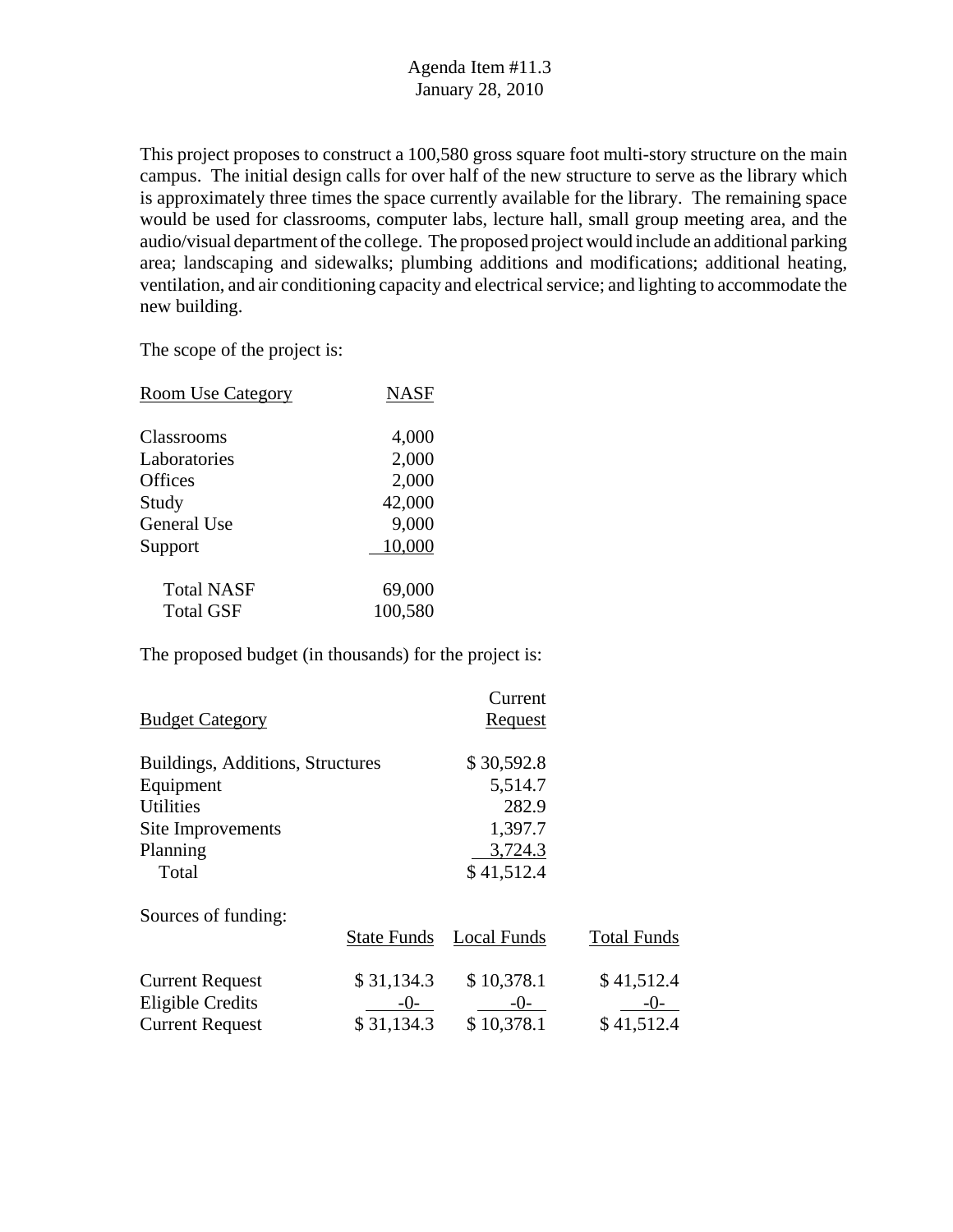Agenda Item #11.3
January 28, 2010

This project proposes to construct a 100,580 gross square foot multi-story structure on the main campus. The initial design calls for over half of the new structure to serve as the library which is approximately three times the space currently available for the library. The remaining space would be used for classrooms, computer labs, lecture hall, small group meeting area, and the audio/visual department of the college. The proposed project would include an additional parking area; landscaping and sidewalks; plumbing additions and modifications; additional heating, ventilation, and air conditioning capacity and electrical service; and lighting to accommodate the new building.

The scope of the project is:

| Room Use Category | NASF |
|---|---|
| Classrooms | 4,000 |
| Laboratories | 2,000 |
| Offices | 2,000 |
| Study | 42,000 |
| General Use | 9,000 |
| Support | 10,000 |
| Total NASF | 69,000 |
| Total GSF | 100,580 |

The proposed budget (in thousands) for the project is:

| Budget Category | Current Request |
|---|---|
| Buildings, Additions, Structures | $ 30,592.8 |
| Equipment | 5,514.7 |
| Utilities | 282.9 |
| Site Improvements | 1,397.7 |
| Planning | 3,724.3 |
| Total | $ 41,512.4 |

Sources of funding:

| | State Funds | Local Funds | Total Funds |
|---|---|---|---|
| Current Request | $ 31,134.3 | $ 10,378.1 | $ 41,512.4 |
| Eligible Credits | -0- | -0- | -0- |
| Current Request | $ 31,134.3 | $ 10,378.1 | $ 41,512.4 |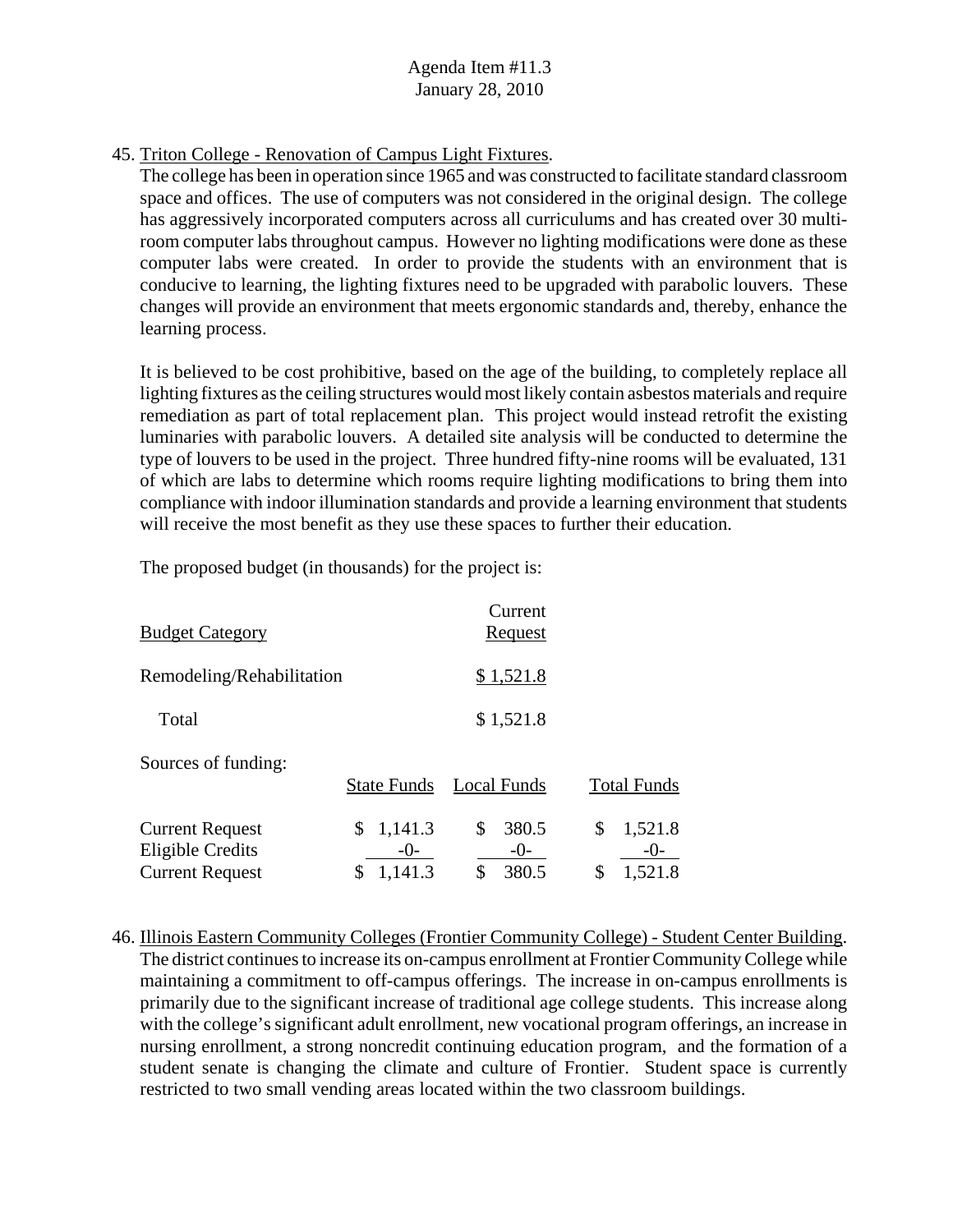45. Triton College - Renovation of Campus Light Fixtures.

The college has been in operation since 1965 and was constructed to facilitate standard classroom space and offices. The use of computers was not considered in the original design. The college has aggressively incorporated computers across all curriculums and has created over 30 multi-room computer labs throughout campus. However no lighting modifications were done as these computer labs were created. In order to provide the students with an environment that is conducive to learning, the lighting fixtures need to be upgraded with parabolic louvers. These changes will provide an environment that meets ergonomic standards and, thereby, enhance the learning process.

It is believed to be cost prohibitive, based on the age of the building, to completely replace all lighting fixtures as the ceiling structures would most likely contain asbestos materials and require remediation as part of total replacement plan. This project would instead retrofit the existing luminaries with parabolic louvers. A detailed site analysis will be conducted to determine the type of louvers to be used in the project. Three hundred fifty-nine rooms will be evaluated, 131 of which are labs to determine which rooms require lighting modifications to bring them into compliance with indoor illumination standards and provide a learning environment that students will receive the most benefit as they use these spaces to further their education.

The proposed budget (in thousands) for the project is:

| Budget Category | Current Request |
|---|---|
| Remodeling/Rehabilitation | $ 1,521.8 |
| Total | $ 1,521.8 |

Sources of funding:

| | State Funds | Local Funds | Total Funds |
|---|---|---|---|
| Current Request | $ 1,141.3 | $ 380.5 | $ 1,521.8 |
| Eligible Credits | -0- | -0- | -0- |
| Current Request | $ 1,141.3 | $ 380.5 | $ 1,521.8 |

46. Illinois Eastern Community Colleges (Frontier Community College) - Student Center Building.

The district continues to increase its on-campus enrollment at Frontier Community College while maintaining a commitment to off-campus offerings. The increase in on-campus enrollments is primarily due to the significant increase of traditional age college students. This increase along with the college's significant adult enrollment, new vocational program offerings, an increase in nursing enrollment, a strong noncredit continuing education program, and the formation of a student senate is changing the climate and culture of Frontier. Student space is currently restricted to two small vending areas located within the two classroom buildings.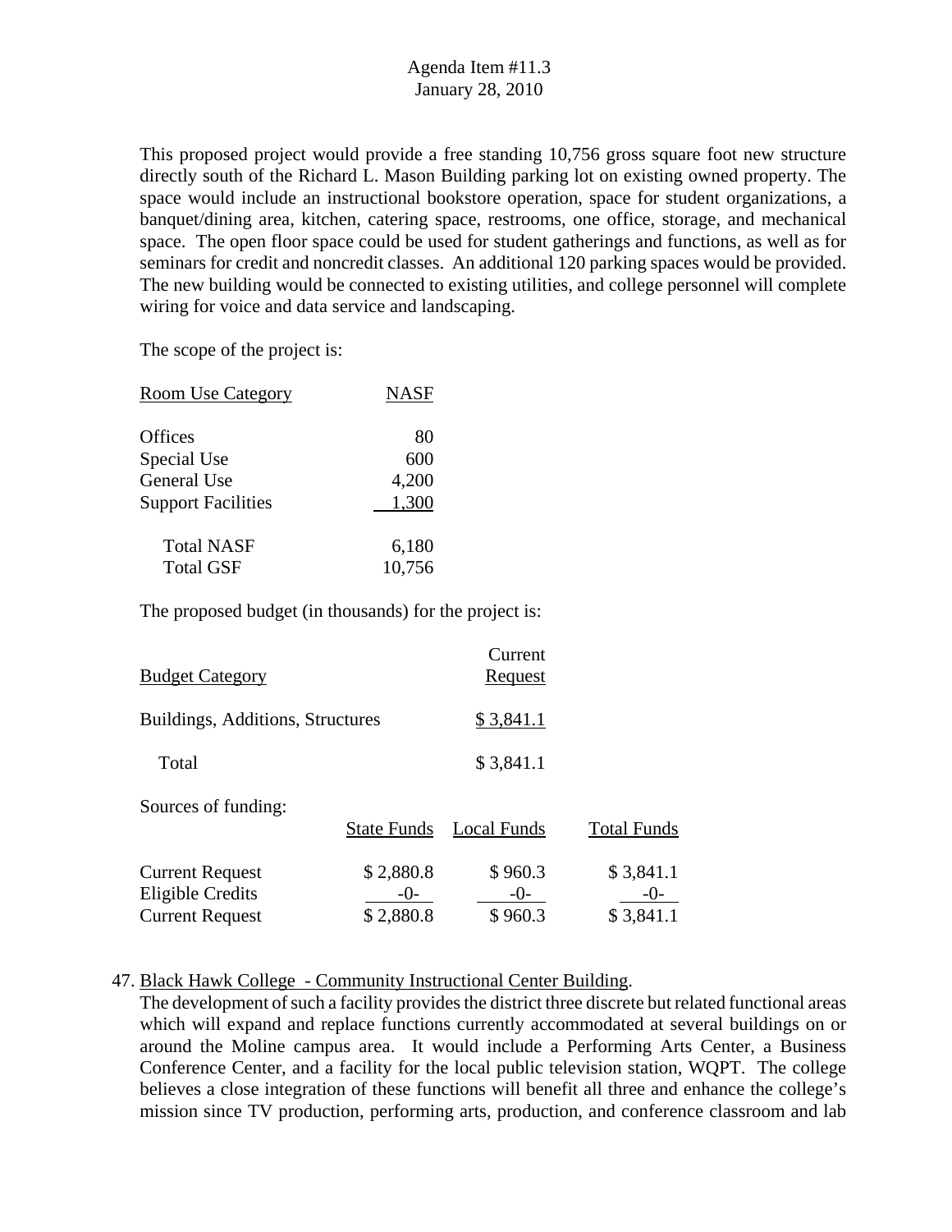This proposed project would provide a free standing 10,756 gross square foot new structure directly south of the Richard L. Mason Building parking lot on existing owned property. The space would include an instructional bookstore operation, space for student organizations, a banquet/dining area, kitchen, catering space, restrooms, one office, storage, and mechanical space. The open floor space could be used for student gatherings and functions, as well as for seminars for credit and noncredit classes. An additional 120 parking spaces would be provided. The new building would be connected to existing utilities, and college personnel will complete wiring for voice and data service and landscaping.

The scope of the project is:

| Room Use Category | NASF |
|---|---|
| Offices | 80 |
| Special Use | 600 |
| General Use | 4,200 |
| Support Facilities | 1,300 |
| Total NASF | 6,180 |
| Total GSF | 10,756 |

The proposed budget (in thousands) for the project is:

| Budget Category | Current Request |
|---|---|
| Buildings, Additions, Structures | $ 3,841.1 |
| Total | $ 3,841.1 |

Sources of funding:

| | State Funds | Local Funds | Total Funds |
|---|---|---|---|
| Current Request | $ 2,880.8 | $ 960.3 | $ 3,841.1 |
| Eligible Credits | -0- | -0- | -0- |
| Current Request | $ 2,880.8 | $ 960.3 | $ 3,841.1 |

47. Black Hawk College - Community Instructional Center Building.
The development of such a facility provides the district three discrete but related functional areas which will expand and replace functions currently accommodated at several buildings on or around the Moline campus area. It would include a Performing Arts Center, a Business Conference Center, and a facility for the local public television station, WQPT. The college believes a close integration of these functions will benefit all three and enhance the college's mission since TV production, performing arts, production, and conference classroom and lab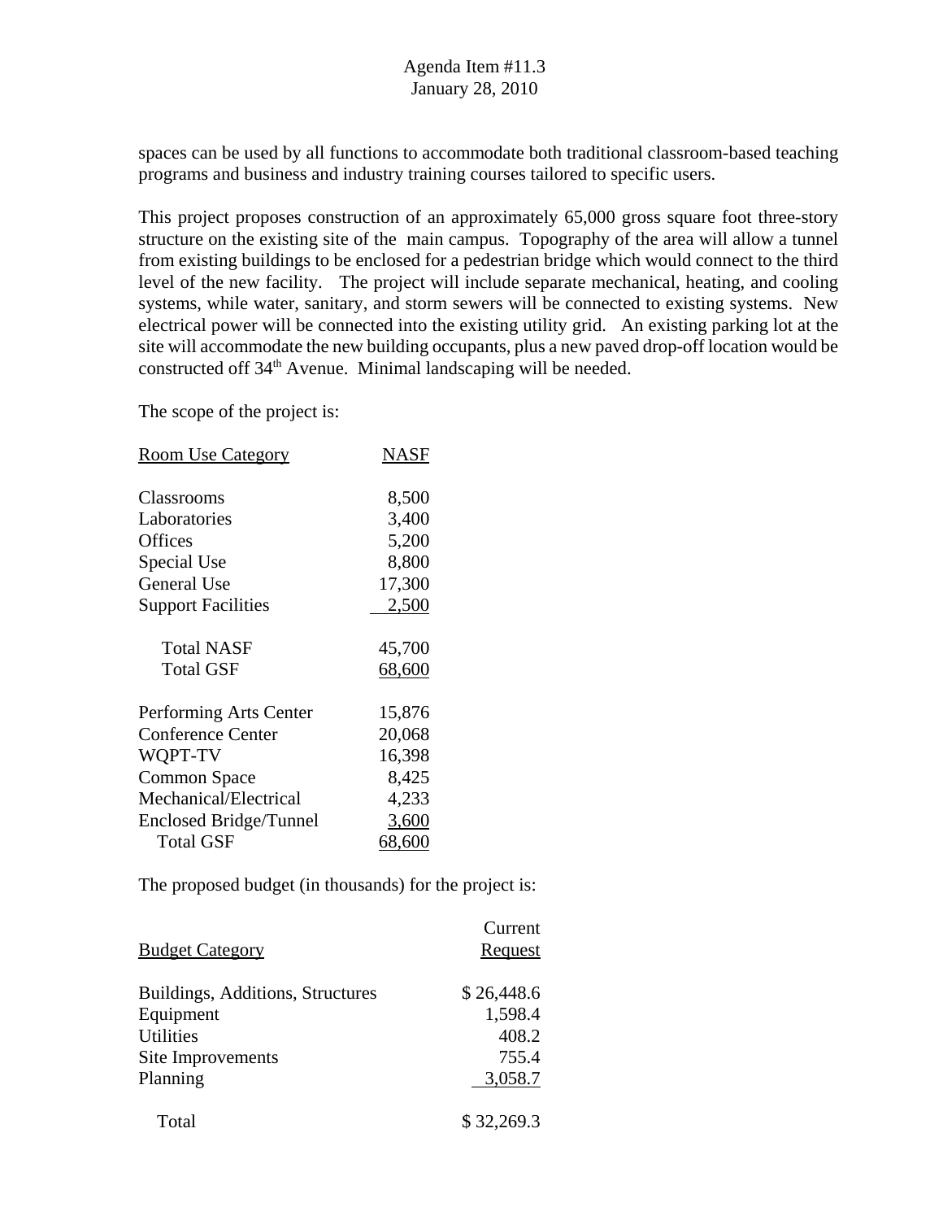spaces can be used by all functions to accommodate both traditional classroom-based teaching programs and business and industry training courses tailored to specific users.

This project proposes construction of an approximately 65,000 gross square foot three-story structure on the existing site of the main campus. Topography of the area will allow a tunnel from existing buildings to be enclosed for a pedestrian bridge which would connect to the third level of the new facility. The project will include separate mechanical, heating, and cooling systems, while water, sanitary, and storm sewers will be connected to existing systems. New electrical power will be connected into the existing utility grid. An existing parking lot at the site will accommodate the new building occupants, plus a new paved drop-off location would be constructed off 34th Avenue. Minimal landscaping will be needed.

The scope of the project is:

| Room Use Category | NASF |
|---|---|
| Classrooms | 8,500 |
| Laboratories | 3,400 |
| Offices | 5,200 |
| Special Use | 8,800 |
| General Use | 17,300 |
| Support Facilities | 2,500 |
| Total NASF | 45,700 |
| Total GSF | 68,600 |
| Performing Arts Center | 15,876 |
| Conference Center | 20,068 |
| WQPT-TV | 16,398 |
| Common Space | 8,425 |
| Mechanical/Electrical | 4,233 |
| Enclosed Bridge/Tunnel | 3,600 |
| Total GSF | 68,600 |

The proposed budget (in thousands) for the project is:

| Budget Category | Current Request |
|---|---|
| Buildings, Additions, Structures | $ 26,448.6 |
| Equipment | 1,598.4 |
| Utilities | 408.2 |
| Site Improvements | 755.4 |
| Planning | 3,058.7 |
| Total | $ 32,269.3 |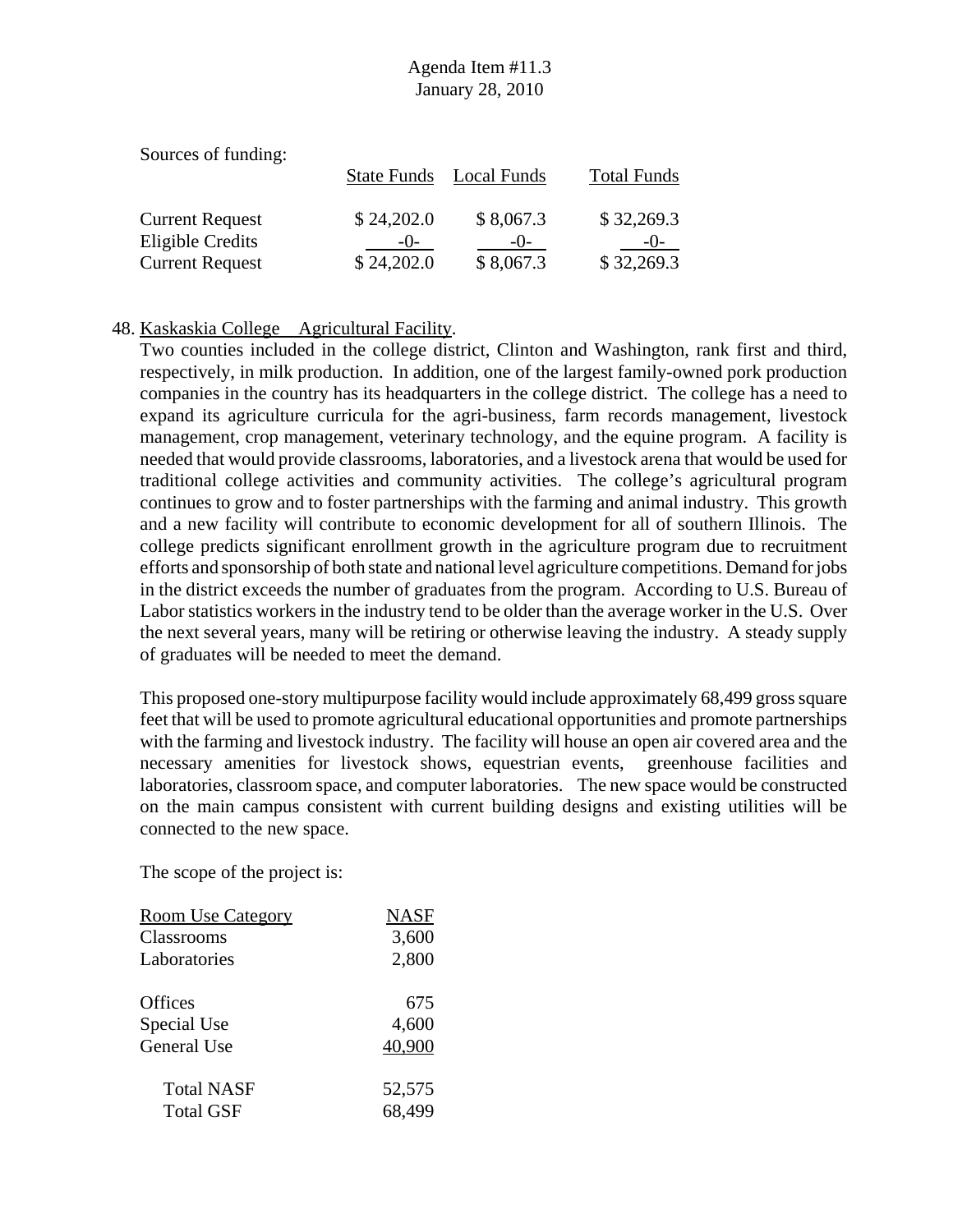Sources of funding:

| | State Funds | Local Funds | Total Funds |
|---|---|---|---|
| Current Request | $ 24,202.0 | $ 8,067.3 | $ 32,269.3 |
| Eligible Credits | -0- | -0- | -0- |
| Current Request | $ 24,202.0 | $ 8,067.3 | $ 32,269.3 |

48. Kaskaskia College   Agricultural Facility.

Two counties included in the college district, Clinton and Washington, rank first and third, respectively, in milk production. In addition, one of the largest family-owned pork production companies in the country has its headquarters in the college district. The college has a need to expand its agriculture curricula for the agri-business, farm records management, livestock management, crop management, veterinary technology, and the equine program. A facility is needed that would provide classrooms, laboratories, and a livestock arena that would be used for traditional college activities and community activities. The college's agricultural program continues to grow and to foster partnerships with the farming and animal industry. This growth and a new facility will contribute to economic development for all of southern Illinois. The college predicts significant enrollment growth in the agriculture program due to recruitment efforts and sponsorship of both state and national level agriculture competitions. Demand for jobs in the district exceeds the number of graduates from the program. According to U.S. Bureau of Labor statistics workers in the industry tend to be older than the average worker in the U.S. Over the next several years, many will be retiring or otherwise leaving the industry. A steady supply of graduates will be needed to meet the demand.

This proposed one-story multipurpose facility would include approximately 68,499 gross square feet that will be used to promote agricultural educational opportunities and promote partnerships with the farming and livestock industry. The facility will house an open air covered area and the necessary amenities for livestock shows, equestrian events, greenhouse facilities and laboratories, classroom space, and computer laboratories. The new space would be constructed on the main campus consistent with current building designs and existing utilities will be connected to the new space.

The scope of the project is:

| Room Use Category | NASF |
|---|---|
| Classrooms | 3,600 |
| Laboratories | 2,800 |
| Offices | 675 |
| Special Use | 4,600 |
| General Use | 40,900 |
| Total NASF | 52,575 |
| Total GSF | 68,499 |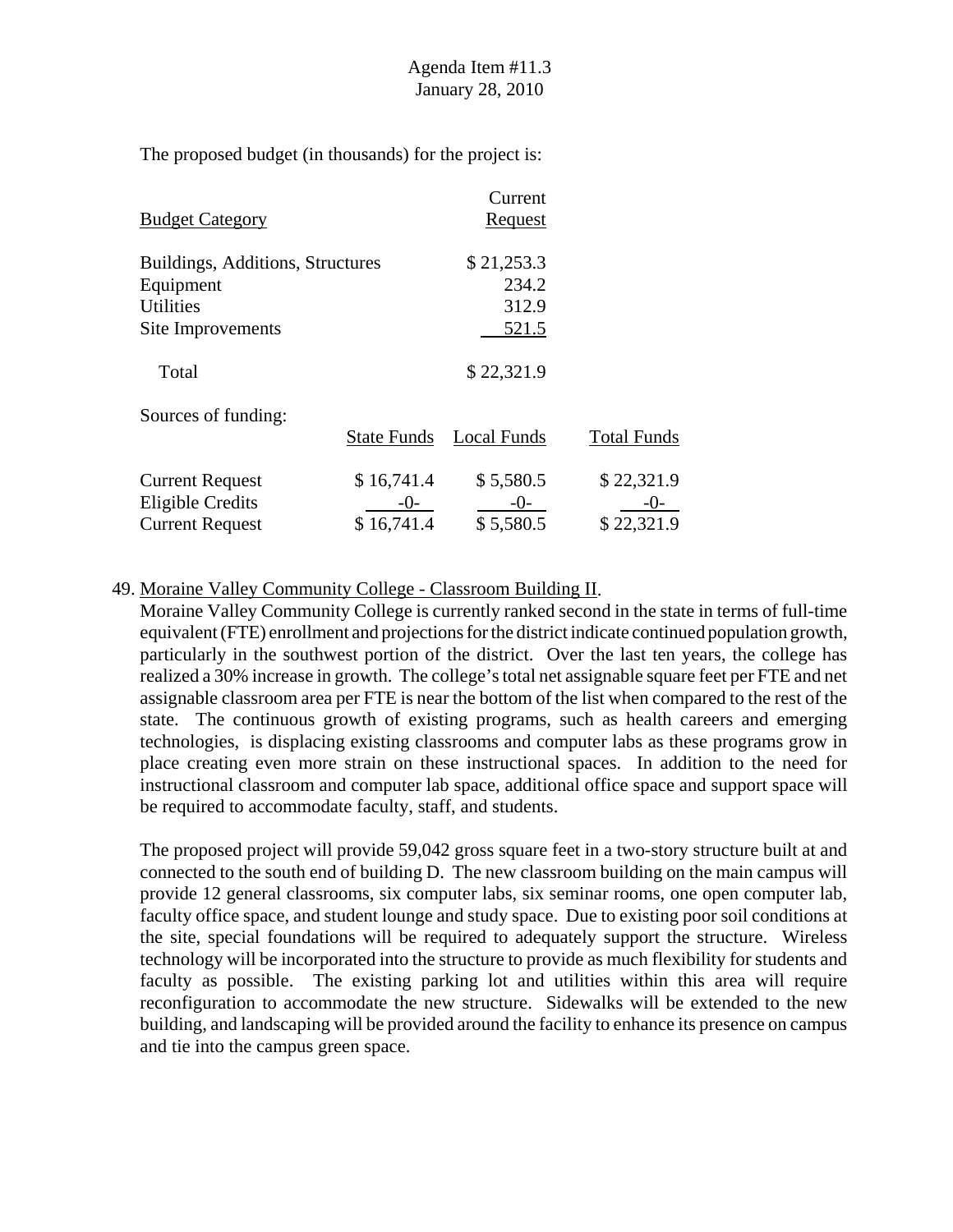Agenda Item #11.3
January 28, 2010

The proposed budget (in thousands) for the project is:

| Budget Category | Current Request |
|---|---|
| Buildings, Additions, Structures | $ 21,253.3 |
| Equipment | 234.2 |
| Utilities | 312.9 |
| Site Improvements | 521.5 |
| Total | $ 22,321.9 |

Sources of funding:

| | State Funds | Local Funds | Total Funds |
|---|---|---|---|
| Current Request | $ 16,741.4 | $ 5,580.5 | $ 22,321.9 |
| Eligible Credits | -0- | -0- | -0- |
| Current Request | $ 16,741.4 | $ 5,580.5 | $ 22,321.9 |

49. Moraine Valley Community College - Classroom Building II.

Moraine Valley Community College is currently ranked second in the state in terms of full-time equivalent (FTE) enrollment and projections for the district indicate continued population growth, particularly in the southwest portion of the district. Over the last ten years, the college has realized a 30% increase in growth. The college's total net assignable square feet per FTE and net assignable classroom area per FTE is near the bottom of the list when compared to the rest of the state. The continuous growth of existing programs, such as health careers and emerging technologies, is displacing existing classrooms and computer labs as these programs grow in place creating even more strain on these instructional spaces. In addition to the need for instructional classroom and computer lab space, additional office space and support space will be required to accommodate faculty, staff, and students.

The proposed project will provide 59,042 gross square feet in a two-story structure built at and connected to the south end of building D. The new classroom building on the main campus will provide 12 general classrooms, six computer labs, six seminar rooms, one open computer lab, faculty office space, and student lounge and study space. Due to existing poor soil conditions at the site, special foundations will be required to adequately support the structure. Wireless technology will be incorporated into the structure to provide as much flexibility for students and faculty as possible. The existing parking lot and utilities within this area will require reconfiguration to accommodate the new structure. Sidewalks will be extended to the new building, and landscaping will be provided around the facility to enhance its presence on campus and tie into the campus green space.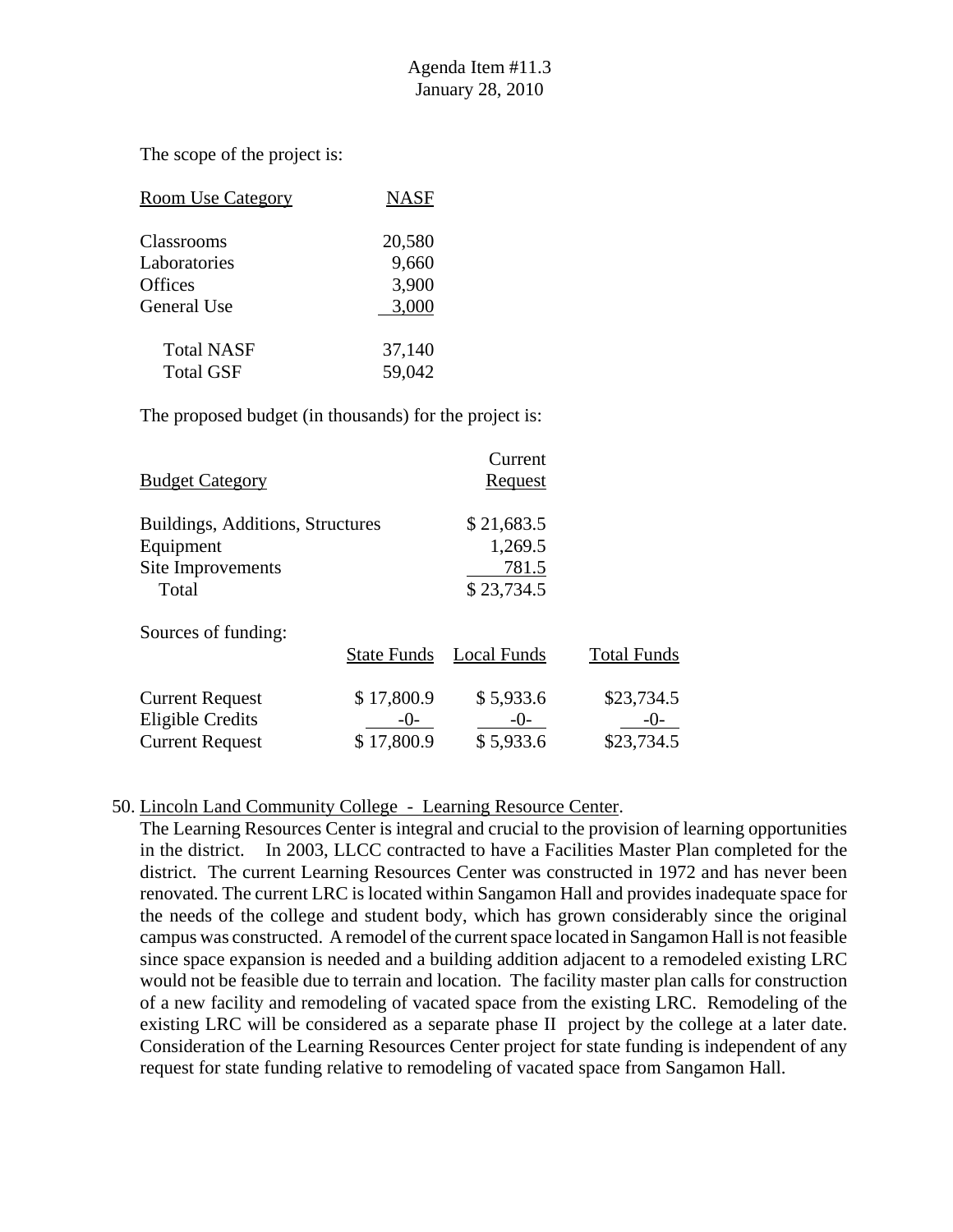The scope of the project is:

| Room Use Category | NASF |
|---|---|
| Classrooms | 20,580 |
| Laboratories | 9,660 |
| Offices | 3,900 |
| General Use | 3,000 |
| Total NASF | 37,140 |
| Total GSF | 59,042 |

The proposed budget (in thousands) for the project is:

| Budget Category | Current Request |
|---|---|
| Buildings, Additions, Structures | $ 21,683.5 |
| Equipment | 1,269.5 |
| Site Improvements | 781.5 |
| Total | $ 23,734.5 |

Sources of funding:

| | State Funds | Local Funds | Total Funds |
|---|---|---|---|
| Current Request | $ 17,800.9 | $ 5,933.6 | $23,734.5 |
| Eligible Credits | -0- | -0- | -0- |
| Current Request | $ 17,800.9 | $ 5,933.6 | $23,734.5 |

50. Lincoln Land Community College - Learning Resource Center.
The Learning Resources Center is integral and crucial to the provision of learning opportunities in the district. In 2003, LLCC contracted to have a Facilities Master Plan completed for the district. The current Learning Resources Center was constructed in 1972 and has never been renovated. The current LRC is located within Sangamon Hall and provides inadequate space for the needs of the college and student body, which has grown considerably since the original campus was constructed. A remodel of the current space located in Sangamon Hall is not feasible since space expansion is needed and a building addition adjacent to a remodeled existing LRC would not be feasible due to terrain and location. The facility master plan calls for construction of a new facility and remodeling of vacated space from the existing LRC. Remodeling of the existing LRC will be considered as a separate phase II project by the college at a later date. Consideration of the Learning Resources Center project for state funding is independent of any request for state funding relative to remodeling of vacated space from Sangamon Hall.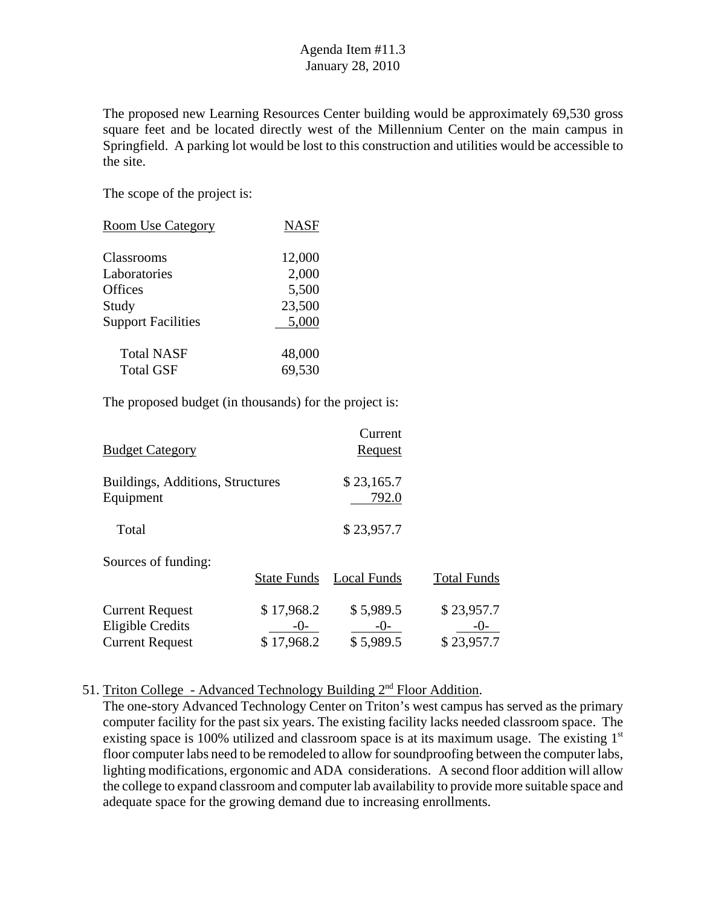The proposed new Learning Resources Center building would be approximately 69,530 gross square feet and be located directly west of the Millennium Center on the main campus in Springfield. A parking lot would be lost to this construction and utilities would be accessible to the site.

The scope of the project is:

| Room Use Category | NASF |
|---|---|
| Classrooms | 12,000 |
| Laboratories | 2,000 |
| Offices | 5,500 |
| Study | 23,500 |
| Support Facilities | 5,000 |
| Total NASF | 48,000 |
| Total GSF | 69,530 |

The proposed budget (in thousands) for the project is:

| Budget Category | Current Request |
|---|---|
| Buildings, Additions, Structures | $ 23,165.7 |
| Equipment | 792.0 |
| Total | $ 23,957.7 |

Sources of funding:

| | State Funds | Local Funds | Total Funds |
|---|---|---|---|
| Current Request | $ 17,968.2 | $ 5,989.5 | $ 23,957.7 |
| Eligible Credits | -0- | -0- | -0- |
| Current Request | $ 17,968.2 | $ 5,989.5 | $ 23,957.7 |

51. Triton College - Advanced Technology Building 2nd Floor Addition.

The one-story Advanced Technology Center on Triton's west campus has served as the primary computer facility for the past six years. The existing facility lacks needed classroom space. The existing space is 100% utilized and classroom space is at its maximum usage. The existing 1st floor computer labs need to be remodeled to allow for soundproofing between the computer labs, lighting modifications, ergonomic and ADA considerations. A second floor addition will allow the college to expand classroom and computer lab availability to provide more suitable space and adequate space for the growing demand due to increasing enrollments.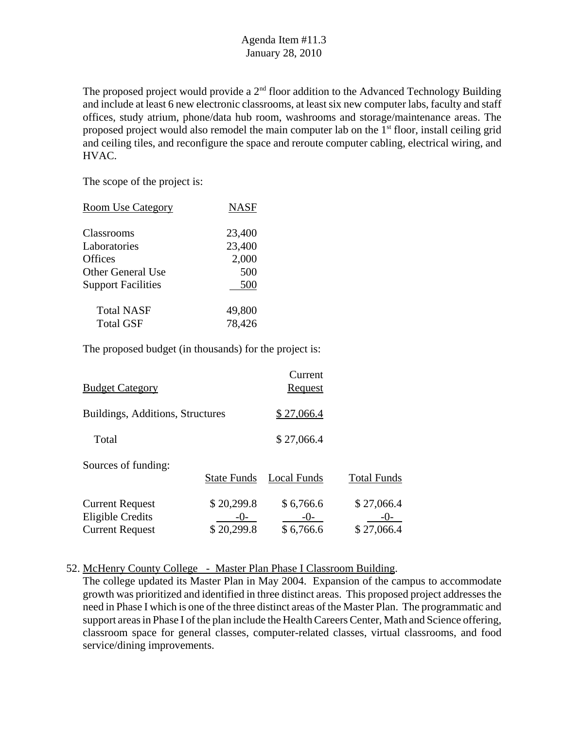Agenda Item #11.3
January 28, 2010

The proposed project would provide a 2nd floor addition to the Advanced Technology Building and include at least 6 new electronic classrooms, at least six new computer labs, faculty and staff offices, study atrium, phone/data hub room, washrooms and storage/maintenance areas. The proposed project would also remodel the main computer lab on the 1st floor, install ceiling grid and ceiling tiles, and reconfigure the space and reroute computer cabling, electrical wiring, and HVAC.

The scope of the project is:

| Room Use Category | NASF |
|---|---|
| Classrooms | 23,400 |
| Laboratories | 23,400 |
| Offices | 2,000 |
| Other General Use | 500 |
| Support Facilities | 500 |
| Total NASF | 49,800 |
| Total GSF | 78,426 |

The proposed budget (in thousands) for the project is:

| Budget Category | Current Request |
|---|---|
| Buildings, Additions, Structures | $ 27,066.4 |
| Total | $ 27,066.4 |

Sources of funding:

| | State Funds | Local Funds | Total Funds |
|---|---|---|---|
| Current Request | $ 20,299.8 | $ 6,766.6 | $ 27,066.4 |
| Eligible Credits | -0- | -0- | -0- |
| Current Request | $ 20,299.8 | $ 6,766.6 | $ 27,066.4 |

52. McHenry County College - Master Plan Phase I Classroom Building.
The college updated its Master Plan in May 2004. Expansion of the campus to accommodate growth was prioritized and identified in three distinct areas. This proposed project addresses the need in Phase I which is one of the three distinct areas of the Master Plan. The programmatic and support areas in Phase I of the plan include the Health Careers Center, Math and Science offering, classroom space for general classes, computer-related classes, virtual classrooms, and food service/dining improvements.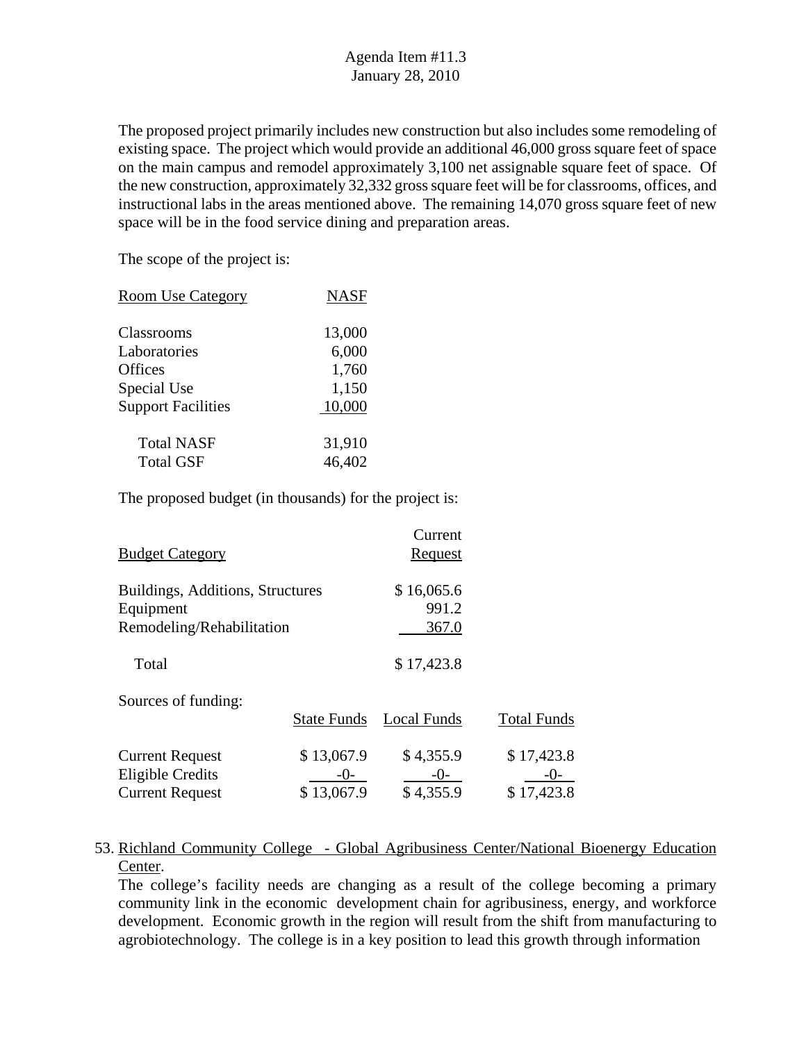The proposed project primarily includes new construction but also includes some remodeling of existing space. The project which would provide an additional 46,000 gross square feet of space on the main campus and remodel approximately 3,100 net assignable square feet of space. Of the new construction, approximately 32,332 gross square feet will be for classrooms, offices, and instructional labs in the areas mentioned above. The remaining 14,070 gross square feet of new space will be in the food service dining and preparation areas.

The scope of the project is:

| Room Use Category | NASF |
|---|---|
| Classrooms | 13,000 |
| Laboratories | 6,000 |
| Offices | 1,760 |
| Special Use | 1,150 |
| Support Facilities | 10,000 |
| Total NASF | 31,910 |
| Total GSF | 46,402 |

The proposed budget (in thousands) for the project is:

| Budget Category | Current Request |
|---|---|
| Buildings, Additions, Structures | $ 16,065.6 |
| Equipment | 991.2 |
| Remodeling/Rehabilitation | 367.0 |
| Total | $ 17,423.8 |

Sources of funding:

| | State Funds | Local Funds | Total Funds |
|---|---|---|---|
| Current Request | $ 13,067.9 | $ 4,355.9 | $ 17,423.8 |
| Eligible Credits | -0- | -0- | -0- |
| Current Request | $ 13,067.9 | $ 4,355.9 | $ 17,423.8 |

53. Richland Community College - Global Agribusiness Center/National Bioenergy Education Center.
The college's facility needs are changing as a result of the college becoming a primary community link in the economic development chain for agribusiness, energy, and workforce development. Economic growth in the region will result from the shift from manufacturing to agrobiotechnology. The college is in a key position to lead this growth through information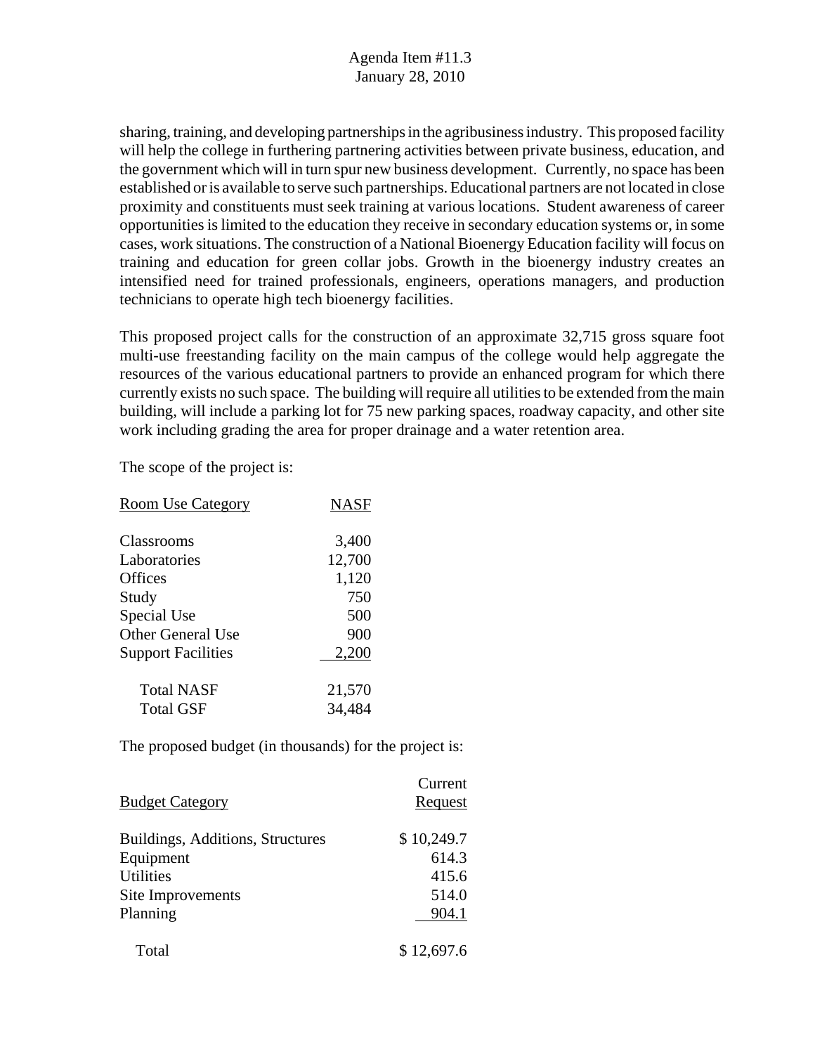sharing, training, and developing partnerships in the agribusiness industry. This proposed facility will help the college in furthering partnering activities between private business, education, and the government which will in turn spur new business development. Currently, no space has been established or is available to serve such partnerships. Educational partners are not located in close proximity and constituents must seek training at various locations. Student awareness of career opportunities is limited to the education they receive in secondary education systems or, in some cases, work situations. The construction of a National Bioenergy Education facility will focus on training and education for green collar jobs. Growth in the bioenergy industry creates an intensified need for trained professionals, engineers, operations managers, and production technicians to operate high tech bioenergy facilities.

This proposed project calls for the construction of an approximate 32,715 gross square foot multi-use freestanding facility on the main campus of the college would help aggregate the resources of the various educational partners to provide an enhanced program for which there currently exists no such space. The building will require all utilities to be extended from the main building, will include a parking lot for 75 new parking spaces, roadway capacity, and other site work including grading the area for proper drainage and a water retention area.

The scope of the project is:

| Room Use Category | NASF |
|---|---|
| Classrooms | 3,400 |
| Laboratories | 12,700 |
| Offices | 1,120 |
| Study | 750 |
| Special Use | 500 |
| Other General Use | 900 |
| Support Facilities | 2,200 |
| Total NASF | 21,570 |
| Total GSF | 34,484 |

The proposed budget (in thousands) for the project is:

| Budget Category | Current Request |
|---|---|
| Buildings, Additions, Structures | $ 10,249.7 |
| Equipment | 614.3 |
| Utilities | 415.6 |
| Site Improvements | 514.0 |
| Planning | 904.1 |
| Total | $ 12,697.6 |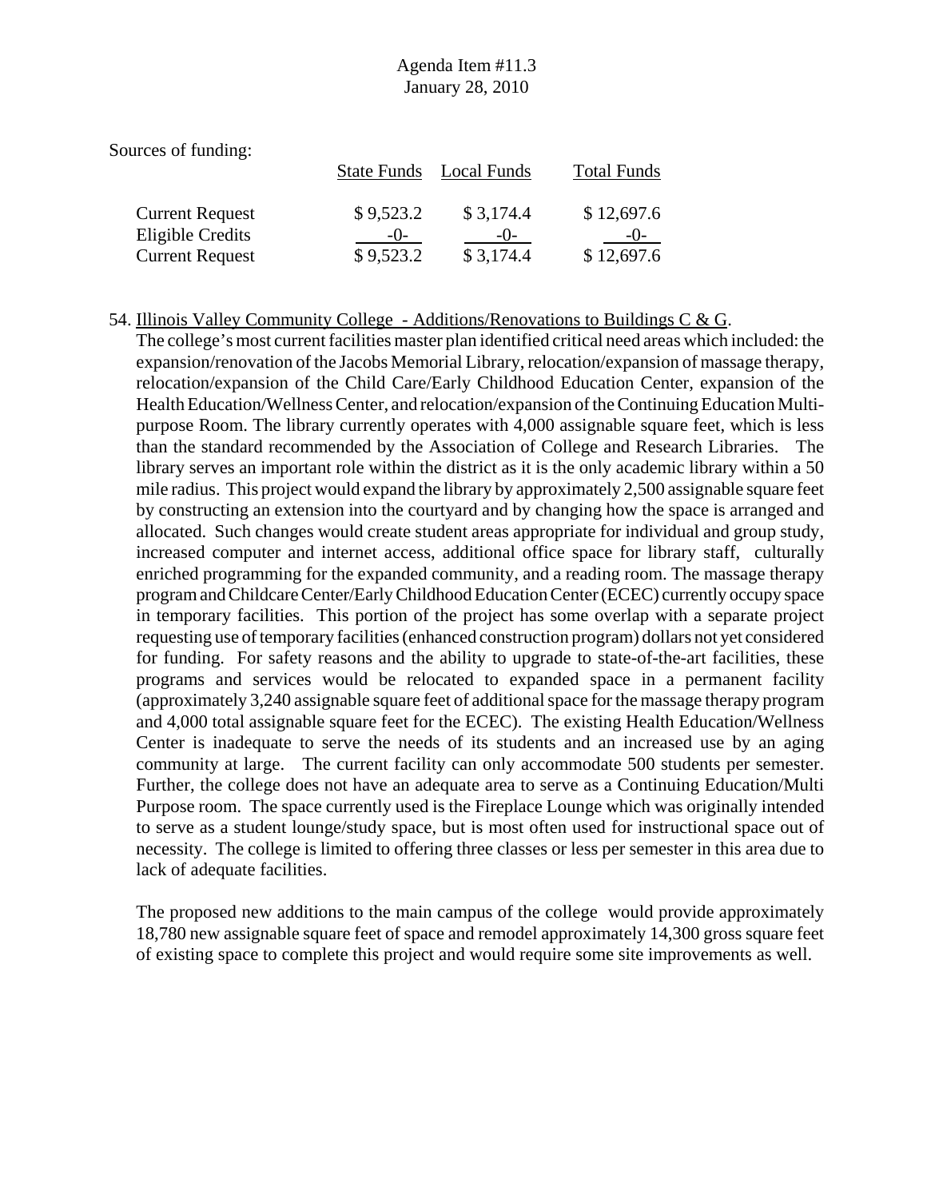Sources of funding:

| | State Funds | Local Funds | Total Funds |
|---|---|---|---|
| Current Request | $ 9,523.2 | $ 3,174.4 | $ 12,697.6 |
| Eligible Credits | -0- | -0- | -0- |
| Current Request | $ 9,523.2 | $ 3,174.4 | $ 12,697.6 |

54. Illinois Valley Community College - Additions/Renovations to Buildings C & G.
The college's most current facilities master plan identified critical need areas which included: the expansion/renovation of the Jacobs Memorial Library, relocation/expansion of massage therapy, relocation/expansion of the Child Care/Early Childhood Education Center, expansion of the Health Education/Wellness Center, and relocation/expansion of the Continuing Education Multi-purpose Room. The library currently operates with 4,000 assignable square feet, which is less than the standard recommended by the Association of College and Research Libraries. The library serves an important role within the district as it is the only academic library within a 50 mile radius. This project would expand the library by approximately 2,500 assignable square feet by constructing an extension into the courtyard and by changing how the space is arranged and allocated. Such changes would create student areas appropriate for individual and group study, increased computer and internet access, additional office space for library staff, culturally enriched programming for the expanded community, and a reading room. The massage therapy program and Childcare Center/Early Childhood Education Center (ECEC) currently occupy space in temporary facilities. This portion of the project has some overlap with a separate project requesting use of temporary facilities (enhanced construction program) dollars not yet considered for funding. For safety reasons and the ability to upgrade to state-of-the-art facilities, these programs and services would be relocated to expanded space in a permanent facility (approximately 3,240 assignable square feet of additional space for the massage therapy program and 4,000 total assignable square feet for the ECEC). The existing Health Education/Wellness Center is inadequate to serve the needs of its students and an increased use by an aging community at large. The current facility can only accommodate 500 students per semester. Further, the college does not have an adequate area to serve as a Continuing Education/Multi Purpose room. The space currently used is the Fireplace Lounge which was originally intended to serve as a student lounge/study space, but is most often used for instructional space out of necessity. The college is limited to offering three classes or less per semester in this area due to lack of adequate facilities.

The proposed new additions to the main campus of the college would provide approximately 18,780 new assignable square feet of space and remodel approximately 14,300 gross square feet of existing space to complete this project and would require some site improvements as well.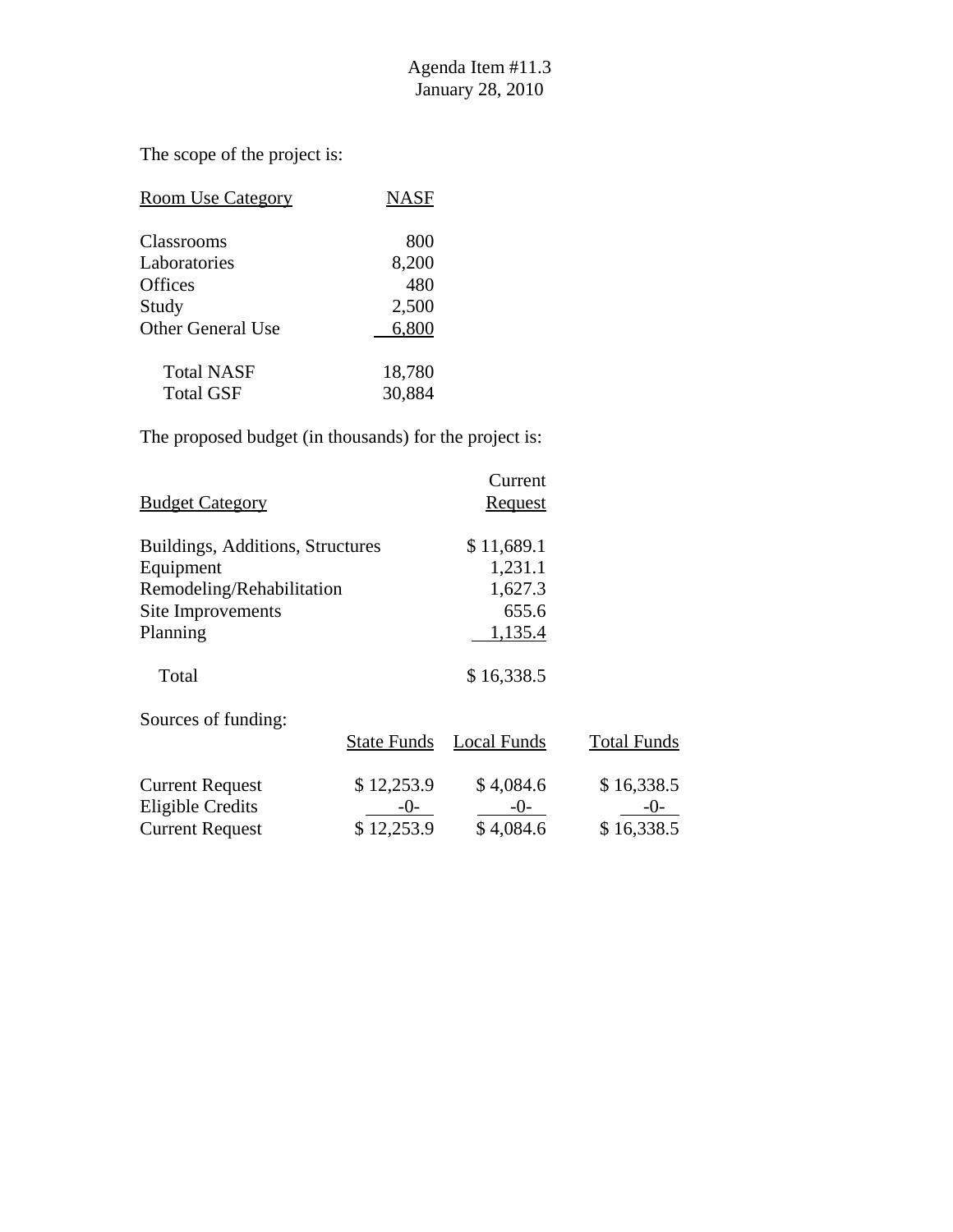Agenda Item #11.3
January 28, 2010

The scope of the project is:

| Room Use Category | NASF |
|---|---|
| Classrooms | 800 |
| Laboratories | 8,200 |
| Offices | 480 |
| Study | 2,500 |
| Other General Use | 6,800 |
| Total NASF | 18,780 |
| Total GSF | 30,884 |

The proposed budget (in thousands) for the project is:

| Budget Category | Current Request |
|---|---|
| Buildings, Additions, Structures | $ 11,689.1 |
| Equipment | 1,231.1 |
| Remodeling/Rehabilitation | 1,627.3 |
| Site Improvements | 655.6 |
| Planning | 1,135.4 |
| Total | $ 16,338.5 |

Sources of funding:

| | State Funds | Local Funds | Total Funds |
|---|---|---|---|
| Current Request | $ 12,253.9 | $ 4,084.6 | $ 16,338.5 |
| Eligible Credits | -0- | -0- | -0- |
| Current Request | $ 12,253.9 | $ 4,084.6 | $ 16,338.5 |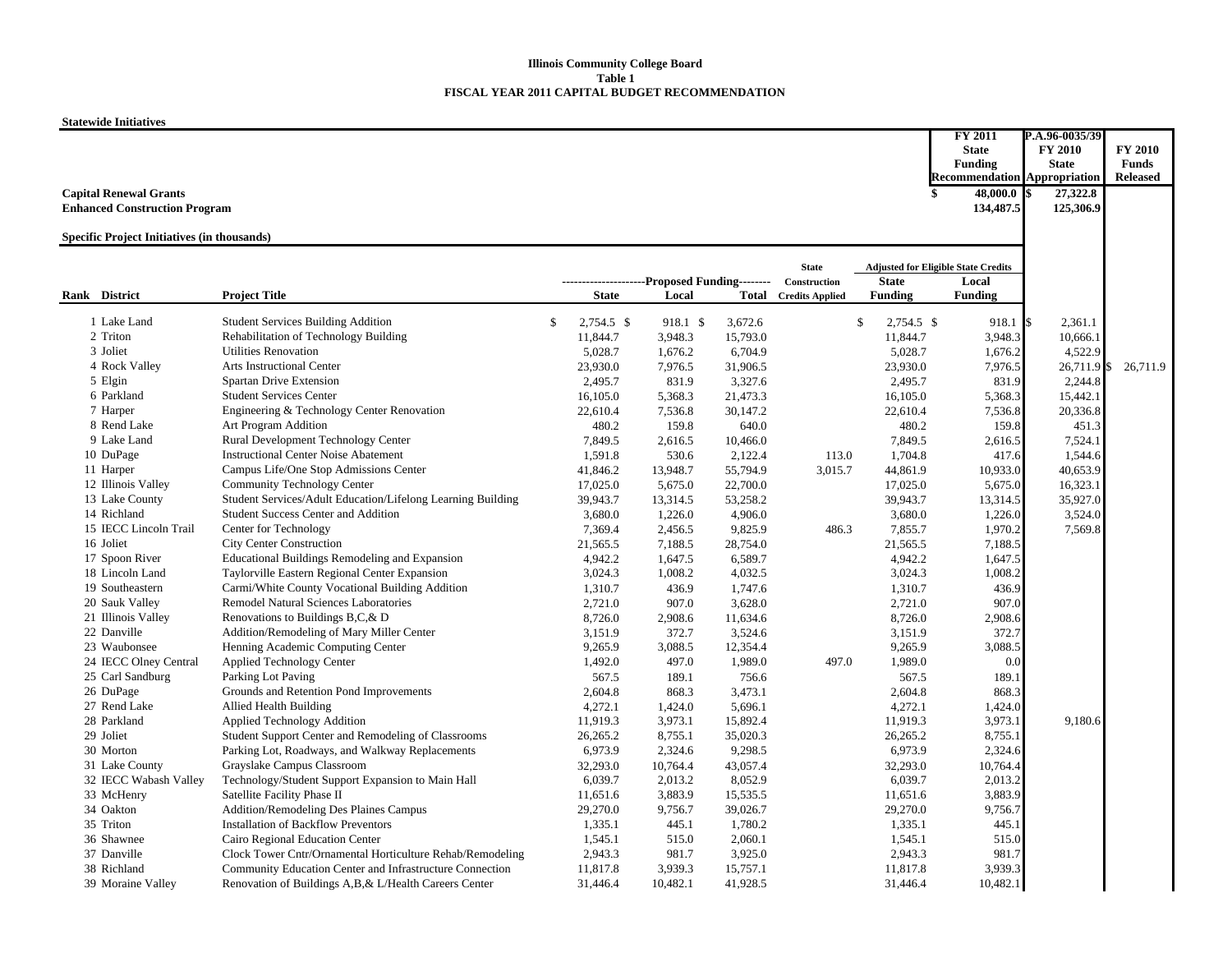**Illinois Community College Board**
**Table 1**
**FISCAL YEAR 2011 CAPITAL BUDGET RECOMMENDATION**

**Statewide Initiatives**

| | FY 2011 State Funding Recommendation | P.A.96-0035/39 FY 2010 State Appropriation | FY 2010 Funds Released |
|---|---|---|---|
| **Capital Renewal Grants** | **$ 48,000.0** | **$ 27,322.8** | |
| **Enhanced Construction Program** | **134,487.5** | **125,306.9** | |

**Specific Project Initiatives (in thousands)**

| Rank | District | Project Title | Proposed Funding State | Proposed Funding Local | Proposed Funding Total | State Construction Credits Applied | Adjusted for Eligible State Credits: State Funding | Adjusted for Eligible State Credits: Local Funding | P.A.96-0035/39 FY 2010 State Appropriation | FY 2010 Funds Released |
|---|---|---|---|---|---|---|---|---|---|---|
| 1 | Lake Land | Student Services Building Addition | $ 2,754.5 | $ 918.1 | $ 3,672.6 | | $ 2,754.5 | $ 918.1 | $ 2,361.1 | |
| 2 | Triton | Rehabilitation of Technology Building | 11,844.7 | 3,948.3 | 15,793.0 | | 11,844.7 | 3,948.3 | 10,666.1 | |
| 3 | Joliet | Utilities Renovation | 5,028.7 | 1,676.2 | 6,704.9 | | 5,028.7 | 1,676.2 | 4,522.9 | |
| 4 | Rock Valley | Arts Instructional Center | 23,930.0 | 7,976.5 | 31,906.5 | | 23,930.0 | 7,976.5 | 26,711.9 | $ 26,711.9 |
| 5 | Elgin | Spartan Drive Extension | 2,495.7 | 831.9 | 3,327.6 | | 2,495.7 | 831.9 | 2,244.8 | |
| 6 | Parkland | Student Services Center | 16,105.0 | 5,368.3 | 21,473.3 | | 16,105.0 | 5,368.3 | 15,442.1 | |
| 7 | Harper | Engineering & Technology Center Renovation | 22,610.4 | 7,536.8 | 30,147.2 | | 22,610.4 | 7,536.8 | 20,336.8 | |
| 8 | Rend Lake | Art Program Addition | 480.2 | 159.8 | 640.0 | | 480.2 | 159.8 | 451.3 | |
| 9 | Lake Land | Rural Development Technology Center | 7,849.5 | 2,616.5 | 10,466.0 | | 7,849.5 | 2,616.5 | 7,524.1 | |
| 10 | DuPage | Instructional Center Noise Abatement | 1,591.8 | 530.6 | 2,122.4 | 113.0 | 1,704.8 | 417.6 | 1,544.6 | |
| 11 | Harper | Campus Life/One Stop Admissions Center | 41,846.2 | 13,948.7 | 55,794.9 | 3,015.7 | 44,861.9 | 10,933.0 | 40,653.9 | |
| 12 | Illinois Valley | Community Technology Center | 17,025.0 | 5,675.0 | 22,700.0 | | 17,025.0 | 5,675.0 | 16,323.1 | |
| 13 | Lake County | Student Services/Adult Education/Lifelong Learning Building | 39,943.7 | 13,314.5 | 53,258.2 | | 39,943.7 | 13,314.5 | 35,927.0 | |
| 14 | Richland | Student Success Center and Addition | 3,680.0 | 1,226.0 | 4,906.0 | | 3,680.0 | 1,226.0 | 3,524.0 | |
| 15 | IECC Lincoln Trail | Center for Technology | 7,369.4 | 2,456.5 | 9,825.9 | 486.3 | 7,855.7 | 1,970.2 | 7,569.8 | |
| 16 | Joliet | City Center Construction | 21,565.5 | 7,188.5 | 28,754.0 | | 21,565.5 | 7,188.5 | | |
| 17 | Spoon River | Educational Buildings Remodeling and Expansion | 4,942.2 | 1,647.5 | 6,589.7 | | 4,942.2 | 1,647.5 | | |
| 18 | Lincoln Land | Taylorville Eastern Regional Center Expansion | 3,024.3 | 1,008.2 | 4,032.5 | | 3,024.3 | 1,008.2 | | |
| 19 | Southeastern | Carmi/White County Vocational Building Addition | 1,310.7 | 436.9 | 1,747.6 | | 1,310.7 | 436.9 | | |
| 20 | Sauk Valley | Remodel Natural Sciences Laboratories | 2,721.0 | 907.0 | 3,628.0 | | 2,721.0 | 907.0 | | |
| 21 | Illinois Valley | Renovations to Buildings B,C,& D | 8,726.0 | 2,908.6 | 11,634.6 | | 8,726.0 | 2,908.6 | | |
| 22 | Danville | Addition/Remodeling of Mary Miller Center | 3,151.9 | 372.7 | 3,524.6 | | 3,151.9 | 372.7 | | |
| 23 | Waubonsee | Henning Academic Computing Center | 9,265.9 | 3,088.5 | 12,354.4 | | 9,265.9 | 3,088.5 | | |
| 24 | IECC Olney Central | Applied Technology Center | 1,492.0 | 497.0 | 1,989.0 | 497.0 | 1,989.0 | 0.0 | | |
| 25 | Carl Sandburg | Parking Lot Paving | 567.5 | 189.1 | 756.6 | | 567.5 | 189.1 | | |
| 26 | DuPage | Grounds and Retention Pond Improvements | 2,604.8 | 868.3 | 3,473.1 | | 2,604.8 | 868.3 | | |
| 27 | Rend Lake | Allied Health Building | 4,272.1 | 1,424.0 | 5,696.1 | | 4,272.1 | 1,424.0 | | |
| 28 | Parkland | Applied Technology Addition | 11,919.3 | 3,973.1 | 15,892.4 | | 11,919.3 | 3,973.1 | 9,180.6 | |
| 29 | Joliet | Student Support Center and Remodeling of Classrooms | 26,265.2 | 8,755.1 | 35,020.3 | | 26,265.2 | 8,755.1 | | |
| 30 | Morton | Parking Lot, Roadways, and Walkway Replacements | 6,973.9 | 2,324.6 | 9,298.5 | | 6,973.9 | 2,324.6 | | |
| 31 | Lake County | Grayslake Campus Classroom | 32,293.0 | 10,764.4 | 43,057.4 | | 32,293.0 | 10,764.4 | | |
| 32 | IECC Wabash Valley | Technology/Student Support Expansion to Main Hall | 6,039.7 | 2,013.2 | 8,052.9 | | 6,039.7 | 2,013.2 | | |
| 33 | McHenry | Satellite Facility Phase II | 11,651.6 | 3,883.9 | 15,535.5 | | 11,651.6 | 3,883.9 | | |
| 34 | Oakton | Addition/Remodeling Des Plaines Campus | 29,270.0 | 9,756.7 | 39,026.7 | | 29,270.0 | 9,756.7 | | |
| 35 | Triton | Installation of Backflow Preventors | 1,335.1 | 445.1 | 1,780.2 | | 1,335.1 | 445.1 | | |
| 36 | Shawnee | Cairo Regional Education Center | 1,545.1 | 515.0 | 2,060.1 | | 1,545.1 | 515.0 | | |
| 37 | Danville | Clock Tower Cntr/Ornamental Horticulture Rehab/Remodeling | 2,943.3 | 981.7 | 3,925.0 | | 2,943.3 | 981.7 | | |
| 38 | Richland | Community Education Center and Infrastructure Connection | 11,817.8 | 3,939.3 | 15,757.1 | | 11,817.8 | 3,939.3 | | |
| 39 | Moraine Valley | Renovation of Buildings A,B,& L/Health Careers Center | 31,446.4 | 10,482.1 | 41,928.5 | | 31,446.4 | 10,482.1 | | |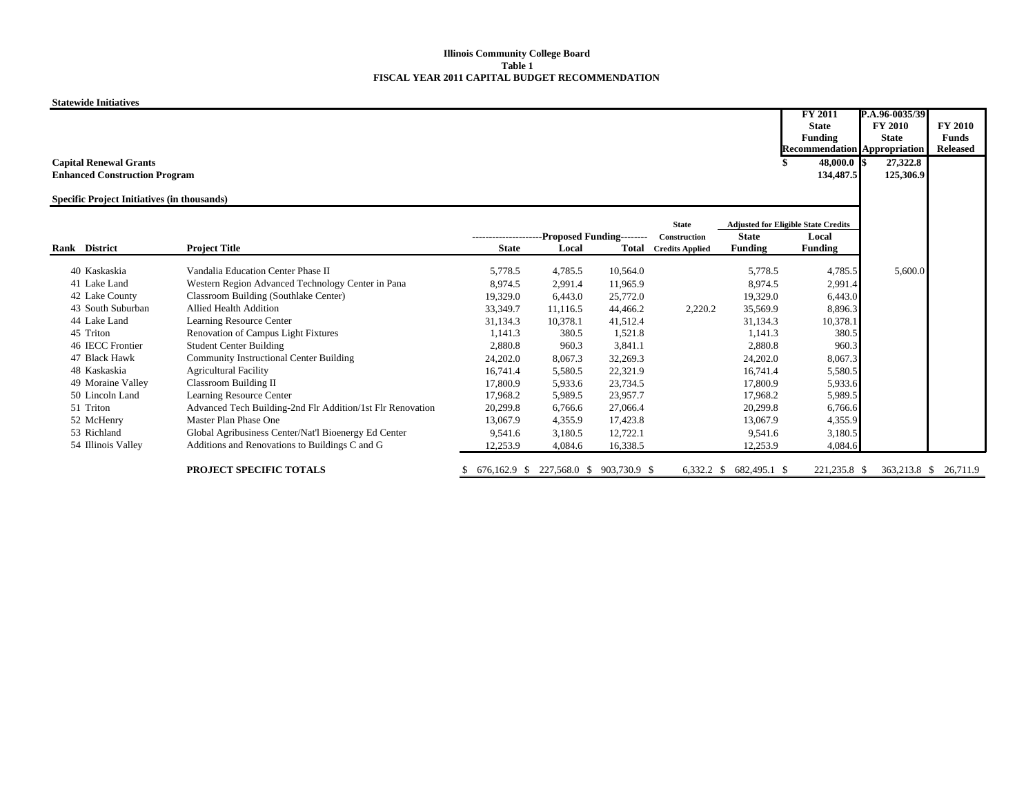**Illinois Community College Board**
**Table 1**
**FISCAL YEAR 2011 CAPITAL BUDGET RECOMMENDATION**

**Statewide Initiatives**

| | FY 2011 State Funding Recommendation | P.A.96-0035/39 FY 2010 State Appropriation | FY 2010 Funds Released |
|---|---|---|---|
| **Capital Renewal Grants** | $ 48,000.0 | $ 27,322.8 | |
| **Enhanced Construction Program** | 134,487.5 | 125,306.9 | |

**Specific Project Initiatives (in thousands)**

| Rank | District | Project Title | Proposed Funding State | Proposed Funding Local | Proposed Funding Total | State Construction Credits Applied | Adjusted for Eligible State Credits State Funding | Adjusted for Eligible State Credits Local Funding | P.A.96-0035/39 FY 2010 State Appropriation | FY 2010 Funds Released |
|---|---|---|---|---|---|---|---|---|---|---|
| 40 | Kaskaskia | Vandalia Education Center Phase II | 5,778.5 | 4,785.5 | 10,564.0 | | 5,778.5 | 4,785.5 | 5,600.0 | |
| 41 | Lake Land | Western Region Advanced Technology Center in Pana | 8,974.5 | 2,991.4 | 11,965.9 | | 8,974.5 | 2,991.4 | | |
| 42 | Lake County | Classroom Building (Southlake Center) | 19,329.0 | 6,443.0 | 25,772.0 | | 19,329.0 | 6,443.0 | | |
| 43 | South Suburban | Allied Health Addition | 33,349.7 | 11,116.5 | 44,466.2 | 2,220.2 | 35,569.9 | 8,896.3 | | |
| 44 | Lake Land | Learning Resource Center | 31,134.3 | 10,378.1 | 41,512.4 | | 31,134.3 | 10,378.1 | | |
| 45 | Triton | Renovation of Campus Light Fixtures | 1,141.3 | 380.5 | 1,521.8 | | 1,141.3 | 380.5 | | |
| 46 | IECC Frontier | Student Center Building | 2,880.8 | 960.3 | 3,841.1 | | 2,880.8 | 960.3 | | |
| 47 | Black Hawk | Community Instructional Center Building | 24,202.0 | 8,067.3 | 32,269.3 | | 24,202.0 | 8,067.3 | | |
| 48 | Kaskaskia | Agricultural Facility | 16,741.4 | 5,580.5 | 22,321.9 | | 16,741.4 | 5,580.5 | | |
| 49 | Moraine Valley | Classroom Building II | 17,800.9 | 5,933.6 | 23,734.5 | | 17,800.9 | 5,933.6 | | |
| 50 | Lincoln Land | Learning Resource Center | 17,968.2 | 5,989.5 | 23,957.7 | | 17,968.2 | 5,989.5 | | |
| 51 | Triton | Advanced Tech Building-2nd Flr Addition/1st Flr Renovation | 20,299.8 | 6,766.6 | 27,066.4 | | 20,299.8 | 6,766.6 | | |
| 52 | McHenry | Master Plan Phase One | 13,067.9 | 4,355.9 | 17,423.8 | | 13,067.9 | 4,355.9 | | |
| 53 | Richland | Global Agribusiness Center/Nat'l Bioenergy Ed Center | 9,541.6 | 3,180.5 | 12,722.1 | | 9,541.6 | 3,180.5 | | |
| 54 | Illinois Valley | Additions and Renovations to Buildings C and G | 12,253.9 | 4,084.6 | 16,338.5 | | 12,253.9 | 4,084.6 | | |
| | | **PROJECT SPECIFIC TOTALS** | $ 676,162.9 | $ 227,568.0 | $ 903,730.9 | $ 6,332.2 | $ 682,495.1 | $ 221,235.8 | $ 363,213.8 | $ 26,711.9 |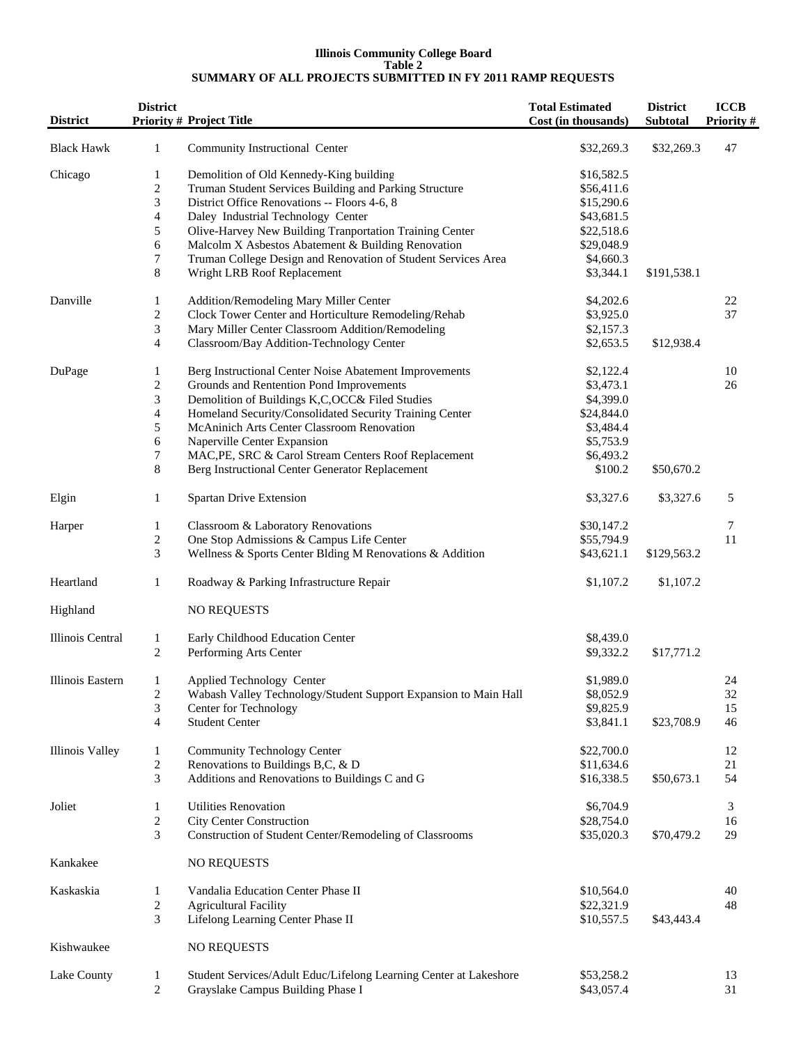**Illinois Community College Board**
**Table 2**
**SUMMARY OF ALL PROJECTS SUBMITTED IN FY 2011 RAMP REQUESTS**

| District | District Priority # | Project Title | Total Estimated Cost (in thousands) | District Subtotal | ICCB Priority # |
|---|---|---|---|---|---|
| Black Hawk | 1 | Community Instructional Center | $32,269.3 | $32,269.3 | 47 |
| Chicago | 1 | Demolition of Old Kennedy-King building | $16,582.5 | | |
| | 2 | Truman Student Services Building and Parking Structure | $56,411.6 | | |
| | 3 | District Office Renovations -- Floors 4-6, 8 | $15,290.6 | | |
| | 4 | Daley Industrial Technology Center | $43,681.5 | | |
| | 5 | Olive-Harvey New Building Tranportation Training Center | $22,518.6 | | |
| | 6 | Malcolm X Asbestos Abatement & Building Renovation | $29,048.9 | | |
| | 7 | Truman College Design and Renovation of Student Services Area | $4,660.3 | | |
| | 8 | Wright LRB Roof Replacement | $3,344.1 | $191,538.1 | |
| Danville | 1 | Addition/Remodeling Mary Miller Center | $4,202.6 | | 22 |
| | 2 | Clock Tower Center and Horticulture Remodeling/Rehab | $3,925.0 | | 37 |
| | 3 | Mary Miller Center Classroom Addition/Remodeling | $2,157.3 | | |
| | 4 | Classroom/Bay Addition-Technology Center | $2,653.5 | $12,938.4 | |
| DuPage | 1 | Berg Instructional Center Noise Abatement Improvements | $2,122.4 | | 10 |
| | 2 | Grounds and Rentention Pond Improvements | $3,473.1 | | 26 |
| | 3 | Demolition of Buildings K,C,OCC& Filed Studies | $4,399.0 | | |
| | 4 | Homeland Security/Consolidated Security Training Center | $24,844.0 | | |
| | 5 | McAninich Arts Center Classroom Renovation | $3,484.4 | | |
| | 6 | Naperville Center Expansion | $5,753.9 | | |
| | 7 | MAC,PE, SRC & Carol Stream Centers Roof Replacement | $6,493.2 | | |
| | 8 | Berg Instructional Center Generator Replacement | $100.2 | $50,670.2 | |
| Elgin | 1 | Spartan Drive Extension | $3,327.6 | $3,327.6 | 5 |
| Harper | 1 | Classroom & Laboratory Renovations | $30,147.2 | | 7 |
| | 2 | One Stop Admissions & Campus Life Center | $55,794.9 | | 11 |
| | 3 | Wellness & Sports Center Blding M Renovations & Addition | $43,621.1 | $129,563.2 | |
| Heartland | 1 | Roadway & Parking Infrastructure Repair | $1,107.2 | $1,107.2 | |
| Highland | | NO REQUESTS | | | |
| Illinois Central | 1 | Early Childhood Education Center | $8,439.0 | | |
| | 2 | Performing Arts Center | $9,332.2 | $17,771.2 | |
| Illinois Eastern | 1 | Applied Technology Center | $1,989.0 | | 24 |
| | 2 | Wabash Valley Technology/Student Support Expansion to Main Hall | $8,052.9 | | 32 |
| | 3 | Center for Technology | $9,825.9 | | 15 |
| | 4 | Student Center | $3,841.1 | $23,708.9 | 46 |
| Illinois Valley | 1 | Community Technology Center | $22,700.0 | | 12 |
| | 2 | Renovations to Buildings B,C, & D | $11,634.6 | | 21 |
| | 3 | Additions and Renovations to Buildings C and G | $16,338.5 | $50,673.1 | 54 |
| Joliet | 1 | Utilities Renovation | $6,704.9 | | 3 |
| | 2 | City Center Construction | $28,754.0 | | 16 |
| | 3 | Construction of Student Center/Remodeling of Classrooms | $35,020.3 | $70,479.2 | 29 |
| Kankakee | | NO REQUESTS | | | |
| Kaskaskia | 1 | Vandalia Education Center Phase II | $10,564.0 | | 40 |
| | 2 | Agricultural Facility | $22,321.9 | | 48 |
| | 3 | Lifelong Learning Center Phase II | $10,557.5 | $43,443.4 | |
| Kishwaukee | | NO REQUESTS | | | |
| Lake County | 1 | Student Services/Adult Educ/Lifelong Learning Center at Lakeshore | $53,258.2 | | 13 |
| | 2 | Grayslake Campus Building Phase I | $43,057.4 | | 31 |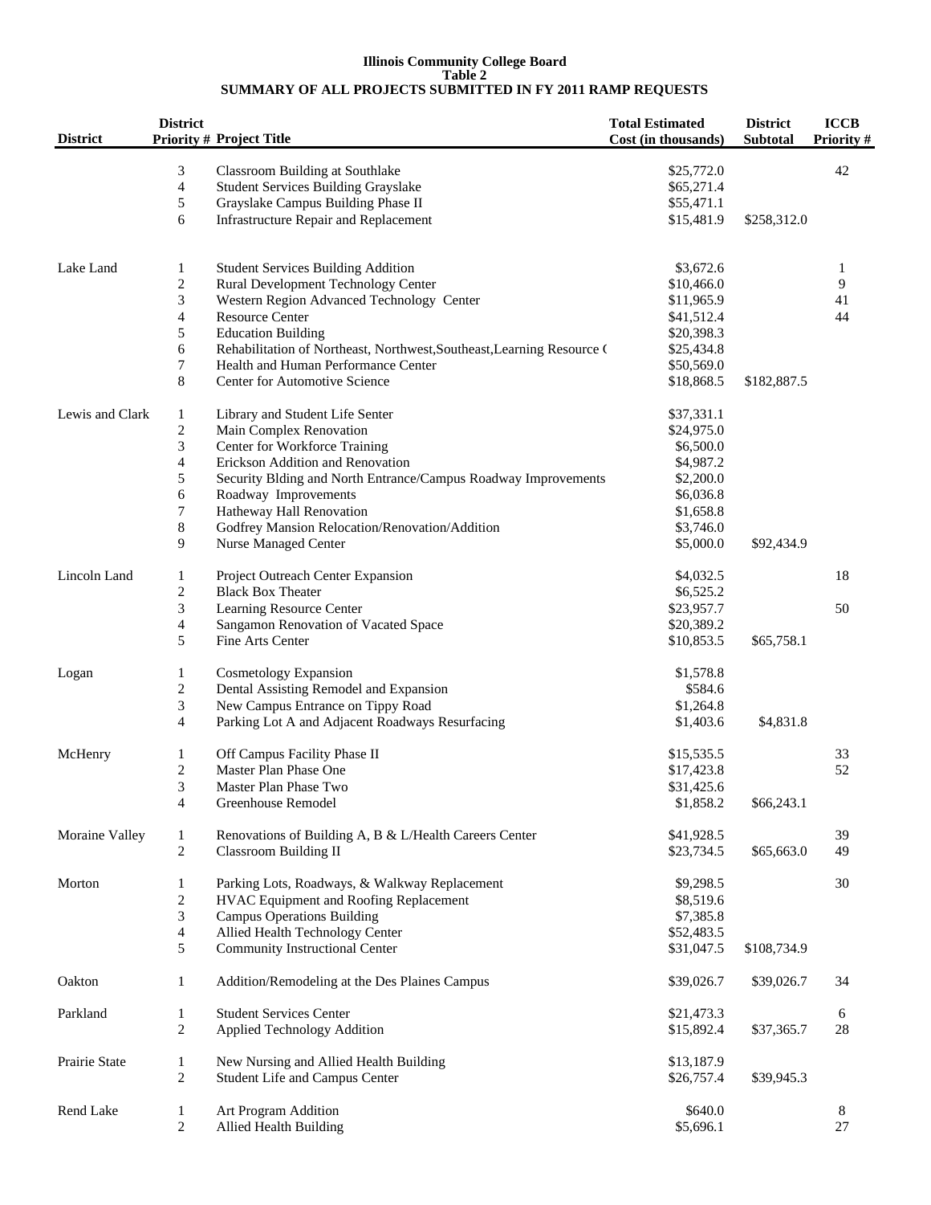**Illinois Community College Board**
**Table 2**
**SUMMARY OF ALL PROJECTS SUBMITTED IN FY 2011 RAMP REQUESTS**

| District | District Priority # | Project Title | Total Estimated Cost (in thousands) | District Subtotal | ICCB Priority # |
|---|---|---|---|---|---|
| | 3 | Classroom Building at Southlake | $25,772.0 | | 42 |
| | 4 | Student Services Building Grayslake | $65,271.4 | | |
| | 5 | Grayslake Campus Building Phase II | $55,471.1 | | |
| | 6 | Infrastructure Repair and Replacement | $15,481.9 | $258,312.0 | |
| Lake Land | 1 | Student Services Building Addition | $3,672.6 | | 1 |
| | 2 | Rural Development Technology Center | $10,466.0 | | 9 |
| | 3 | Western Region Advanced Technology Center | $11,965.9 | | 41 |
| | 4 | Resource Center | $41,512.4 | | 44 |
| | 5 | Education Building | $20,398.3 | | |
| | 6 | Rehabilitation of Northeast, Northwest,Southeast,Learning Resource ( | $25,434.8 | | |
| | 7 | Health and Human Performance Center | $50,569.0 | | |
| | 8 | Center for Automotive Science | $18,868.5 | $182,887.5 | |
| Lewis and Clark | 1 | Library and Student Life Senter | $37,331.1 | | |
| | 2 | Main Complex Renovation | $24,975.0 | | |
| | 3 | Center for Workforce Training | $6,500.0 | | |
| | 4 | Erickson Addition and Renovation | $4,987.2 | | |
| | 5 | Security Blding and North Entrance/Campus Roadway Improvements | $2,200.0 | | |
| | 6 | Roadway Improvements | $6,036.8 | | |
| | 7 | Hatheway Hall Renovation | $1,658.8 | | |
| | 8 | Godfrey Mansion Relocation/Renovation/Addition | $3,746.0 | | |
| | 9 | Nurse Managed Center | $5,000.0 | $92,434.9 | |
| Lincoln Land | 1 | Project Outreach Center Expansion | $4,032.5 | | 18 |
| | 2 | Black Box Theater | $6,525.2 | | |
| | 3 | Learning Resource Center | $23,957.7 | | 50 |
| | 4 | Sangamon Renovation of Vacated Space | $20,389.2 | | |
| | 5 | Fine Arts Center | $10,853.5 | $65,758.1 | |
| Logan | 1 | Cosmetology Expansion | $1,578.8 | | |
| | 2 | Dental Assisting Remodel and Expansion | $584.6 | | |
| | 3 | New Campus Entrance on Tippy Road | $1,264.8 | | |
| | 4 | Parking Lot A and Adjacent Roadways Resurfacing | $1,403.6 | $4,831.8 | |
| McHenry | 1 | Off Campus Facility Phase II | $15,535.5 | | 33 |
| | 2 | Master Plan Phase One | $17,423.8 | | 52 |
| | 3 | Master Plan Phase Two | $31,425.6 | | |
| | 4 | Greenhouse Remodel | $1,858.2 | $66,243.1 | |
| Moraine Valley | 1 | Renovations of Building A, B & L/Health Careers Center | $41,928.5 | | 39 |
| | 2 | Classroom Building II | $23,734.5 | $65,663.0 | 49 |
| Morton | 1 | Parking Lots, Roadways, & Walkway Replacement | $9,298.5 | | 30 |
| | 2 | HVAC Equipment and Roofing Replacement | $8,519.6 | | |
| | 3 | Campus Operations Building | $7,385.8 | | |
| | 4 | Allied Health Technology Center | $52,483.5 | | |
| | 5 | Community Instructional Center | $31,047.5 | $108,734.9 | |
| Oakton | 1 | Addition/Remodeling at the Des Plaines Campus | $39,026.7 | $39,026.7 | 34 |
| Parkland | 1 | Student Services Center | $21,473.3 | | 6 |
| | 2 | Applied Technology Addition | $15,892.4 | $37,365.7 | 28 |
| Prairie State | 1 | New Nursing and Allied Health Building | $13,187.9 | | |
| | 2 | Student Life and Campus Center | $26,757.4 | $39,945.3 | |
| Rend Lake | 1 | Art Program Addition | $640.0 | | 8 |
| | 2 | Allied Health Building | $5,696.1 | | 27 |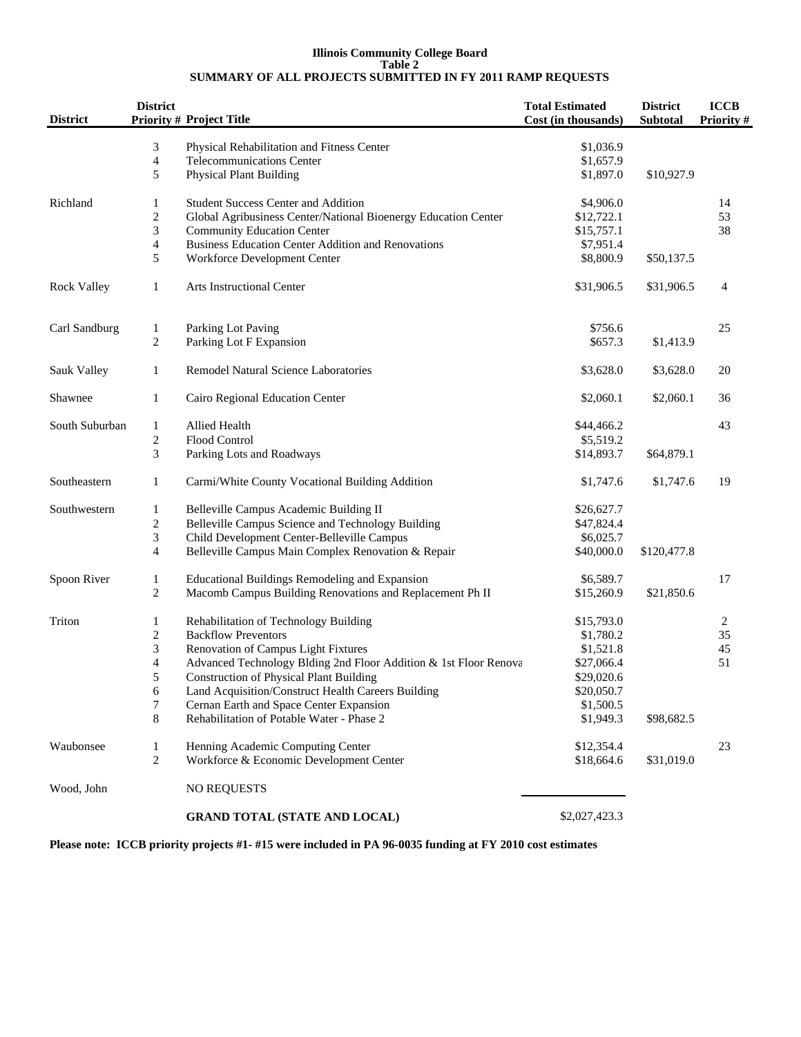**Illinois Community College Board**
**Table 2**
**SUMMARY OF ALL PROJECTS SUBMITTED IN FY 2011 RAMP REQUESTS**

| District | District Priority # | Project Title | Total Estimated Cost (in thousands) | District Subtotal | ICCB Priority # |
|---|---|---|---|---|---|
| | 3 | Physical Rehabilitation and Fitness Center | $1,036.9 | | |
| | 4 | Telecommunications Center | $1,657.9 | | |
| | 5 | Physical Plant Building | $1,897.0 | $10,927.9 | |
| Richland | 1 | Student Success Center and Addition | $4,906.0 | | 14 |
| | 2 | Global Agribusiness Center/National Bioenergy Education Center | $12,722.1 | | 53 |
| | 3 | Community Education Center | $15,757.1 | | 38 |
| | 4 | Business Education Center Addition and Renovations | $7,951.4 | | |
| | 5 | Workforce Development Center | $8,800.9 | $50,137.5 | |
| Rock Valley | 1 | Arts Instructional Center | $31,906.5 | $31,906.5 | 4 |
| Carl Sandburg | 1 | Parking Lot Paving | $756.6 | | 25 |
| | 2 | Parking Lot F Expansion | $657.3 | $1,413.9 | |
| Sauk Valley | 1 | Remodel Natural Science Laboratories | $3,628.0 | $3,628.0 | 20 |
| Shawnee | 1 | Cairo Regional Education Center | $2,060.1 | $2,060.1 | 36 |
| South Suburban | 1 | Allied Health | $44,466.2 | | 43 |
| | 2 | Flood Control | $5,519.2 | | |
| | 3 | Parking Lots and Roadways | $14,893.7 | $64,879.1 | |
| Southeastern | 1 | Carmi/White County Vocational Building Addition | $1,747.6 | $1,747.6 | 19 |
| Southwestern | 1 | Belleville Campus Academic Building II | $26,627.7 | | |
| | 2 | Belleville Campus Science and Technology Building | $47,824.4 | | |
| | 3 | Child Development Center-Belleville Campus | $6,025.7 | | |
| | 4 | Belleville Campus Main Complex Renovation & Repair | $40,000.0 | $120,477.8 | |
| Spoon River | 1 | Educational Buildings Remodeling and Expansion | $6,589.7 | | 17 |
| | 2 | Macomb Campus Building Renovations and Replacement Ph II | $15,260.9 | $21,850.6 | |
| Triton | 1 | Rehabilitation of Technology Building | $15,793.0 | | 2 |
| | 2 | Backflow Preventors | $1,780.2 | | 35 |
| | 3 | Renovation of Campus Light Fixtures | $1,521.8 | | 45 |
| | 4 | Advanced Technology Blding 2nd Floor Addition & 1st Floor Renova | $27,066.4 | | 51 |
| | 5 | Construction of Physical Plant Building | $29,020.6 | | |
| | 6 | Land Acquisition/Construct Health Careers Building | $20,050.7 | | |
| | 7 | Cernan Earth and Space Center Expansion | $1,500.5 | | |
| | 8 | Rehabilitation of Potable Water - Phase 2 | $1,949.3 | $98,682.5 | |
| Waubonsee | 1 | Henning Academic Computing Center | $12,354.4 | | 23 |
| | 2 | Workforce & Economic Development Center | $18,664.6 | $31,019.0 | |
| Wood, John | | NO REQUESTS | | | |
| | | **GRAND TOTAL (STATE AND LOCAL)** | $2,027,423.3 | | |

**Please note: ICCB priority projects #1- #15 were included in PA 96-0035 funding at FY 2010 cost estimates**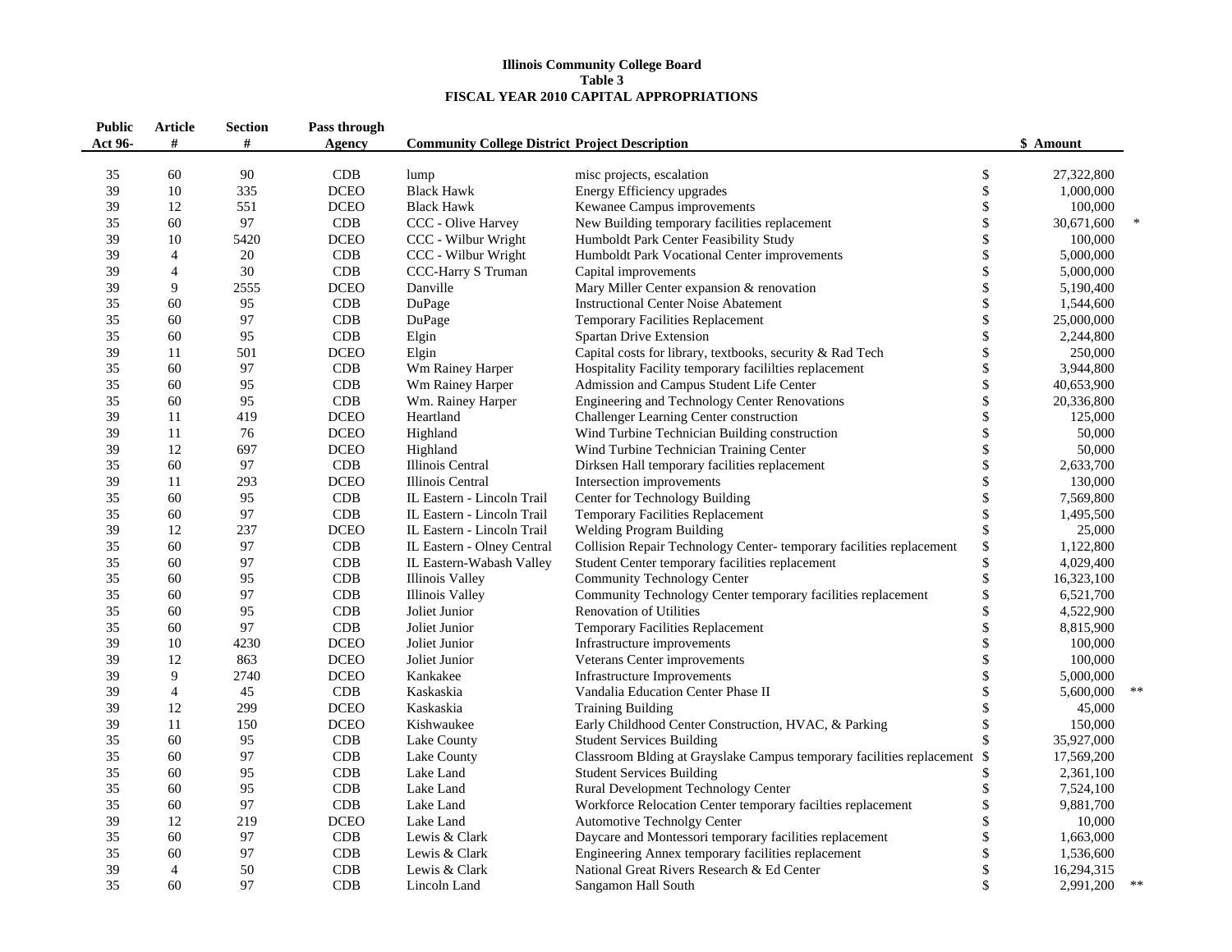**Illinois Community College Board**
**Table 3**
**FISCAL YEAR 2010 CAPITAL APPROPRIATIONS**

| Public Act 96- | Article # | Section # | Pass through Agency | Community College District | Project Description | $ Amount | |
|---|---|---|---|---|---|---|---|
| 35 | 60 | 90 | CDB | lump | misc projects, escalation | $ 27,322,800 | |
| 39 | 10 | 335 | DCEO | Black Hawk | Energy Efficiency upgrades | $ 1,000,000 | |
| 39 | 12 | 551 | DCEO | Black Hawk | Kewanee Campus improvements | $ 100,000 | |
| 35 | 60 | 97 | CDB | CCC - Olive Harvey | New Building temporary facilities replacement | $ 30,671,600 | * |
| 39 | 10 | 5420 | DCEO | CCC - Wilbur Wright | Humboldt Park Center Feasibility Study | $ 100,000 | |
| 39 | 4 | 20 | CDB | CCC - Wilbur Wright | Humboldt Park Vocational Center improvements | $ 5,000,000 | |
| 39 | 4 | 30 | CDB | CCC-Harry S Truman | Capital improvements | $ 5,000,000 | |
| 39 | 9 | 2555 | DCEO | Danville | Mary Miller Center expansion & renovation | $ 5,190,400 | |
| 35 | 60 | 95 | CDB | DuPage | Instructional Center Noise Abatement | $ 1,544,600 | |
| 35 | 60 | 97 | CDB | DuPage | Temporary Facilities Replacement | $ 25,000,000 | |
| 35 | 60 | 95 | CDB | Elgin | Spartan Drive Extension | $ 2,244,800 | |
| 39 | 11 | 501 | DCEO | Elgin | Capital costs for library, textbooks, security & Rad Tech | $ 250,000 | |
| 35 | 60 | 97 | CDB | Wm Rainey Harper | Hospitality Facility temporary facililties replacement | $ 3,944,800 | |
| 35 | 60 | 95 | CDB | Wm Rainey Harper | Admission and Campus Student Life Center | $ 40,653,900 | |
| 35 | 60 | 95 | CDB | Wm. Rainey Harper | Engineering and Technology Center Renovations | $ 20,336,800 | |
| 39 | 11 | 419 | DCEO | Heartland | Challenger Learning Center construction | $ 125,000 | |
| 39 | 11 | 76 | DCEO | Highland | Wind Turbine Technician Building construction | $ 50,000 | |
| 39 | 12 | 697 | DCEO | Highland | Wind Turbine Technician Training Center | $ 50,000 | |
| 35 | 60 | 97 | CDB | Illinois Central | Dirksen Hall temporary facilities replacement | $ 2,633,700 | |
| 39 | 11 | 293 | DCEO | Illinois Central | Intersection improvements | $ 130,000 | |
| 35 | 60 | 95 | CDB | IL Eastern - Lincoln Trail | Center for Technology Building | $ 7,569,800 | |
| 35 | 60 | 97 | CDB | IL Eastern - Lincoln Trail | Temporary Facilities Replacement | $ 1,495,500 | |
| 39 | 12 | 237 | DCEO | IL Eastern - Lincoln Trail | Welding Program Building | $ 25,000 | |
| 35 | 60 | 97 | CDB | IL Eastern - Olney Central | Collision Repair Technology Center- temporary facilities replacement | $ 1,122,800 | |
| 35 | 60 | 97 | CDB | IL Eastern-Wabash Valley | Student Center temporary facilities replacement | $ 4,029,400 | |
| 35 | 60 | 95 | CDB | Illinois Valley | Community Technology Center | $ 16,323,100 | |
| 35 | 60 | 97 | CDB | Illinois Valley | Community Technology Center temporary facilities replacement | $ 6,521,700 | |
| 35 | 60 | 95 | CDB | Joliet Junior | Renovation of Utilities | $ 4,522,900 | |
| 35 | 60 | 97 | CDB | Joliet Junior | Temporary Facilities Replacement | $ 8,815,900 | |
| 39 | 10 | 4230 | DCEO | Joliet Junior | Infrastructure improvements | $ 100,000 | |
| 39 | 12 | 863 | DCEO | Joliet Junior | Veterans Center improvements | $ 100,000 | |
| 39 | 9 | 2740 | DCEO | Kankakee | Infrastructure Improvements | $ 5,000,000 | |
| 39 | 4 | 45 | CDB | Kaskaskia | Vandalia Education Center Phase II | $ 5,600,000 | ** |
| 39 | 12 | 299 | DCEO | Kaskaskia | Training Building | $ 45,000 | |
| 39 | 11 | 150 | DCEO | Kishwaukee | Early Childhood Center Construction, HVAC, & Parking | $ 150,000 | |
| 35 | 60 | 95 | CDB | Lake County | Student Services Building | $ 35,927,000 | |
| 35 | 60 | 97 | CDB | Lake County | Classroom Blding at Grayslake Campus temporary facilities replacement | $ 17,569,200 | |
| 35 | 60 | 95 | CDB | Lake Land | Student Services Building | $ 2,361,100 | |
| 35 | 60 | 95 | CDB | Lake Land | Rural Development Technology Center | $ 7,524,100 | |
| 35 | 60 | 97 | CDB | Lake Land | Workforce Relocation Center temporary facilties replacement | $ 9,881,700 | |
| 39 | 12 | 219 | DCEO | Lake Land | Automotive Technolgy Center | $ 10,000 | |
| 35 | 60 | 97 | CDB | Lewis & Clark | Daycare and Montessori temporary facilities replacement | $ 1,663,000 | |
| 35 | 60 | 97 | CDB | Lewis & Clark | Engineering Annex temporary facilities replacement | $ 1,536,600 | |
| 39 | 4 | 50 | CDB | Lewis & Clark | National Great Rivers Research & Ed Center | $ 16,294,315 | |
| 35 | 60 | 97 | CDB | Lincoln Land | Sangamon Hall South | $ 2,991,200 | ** |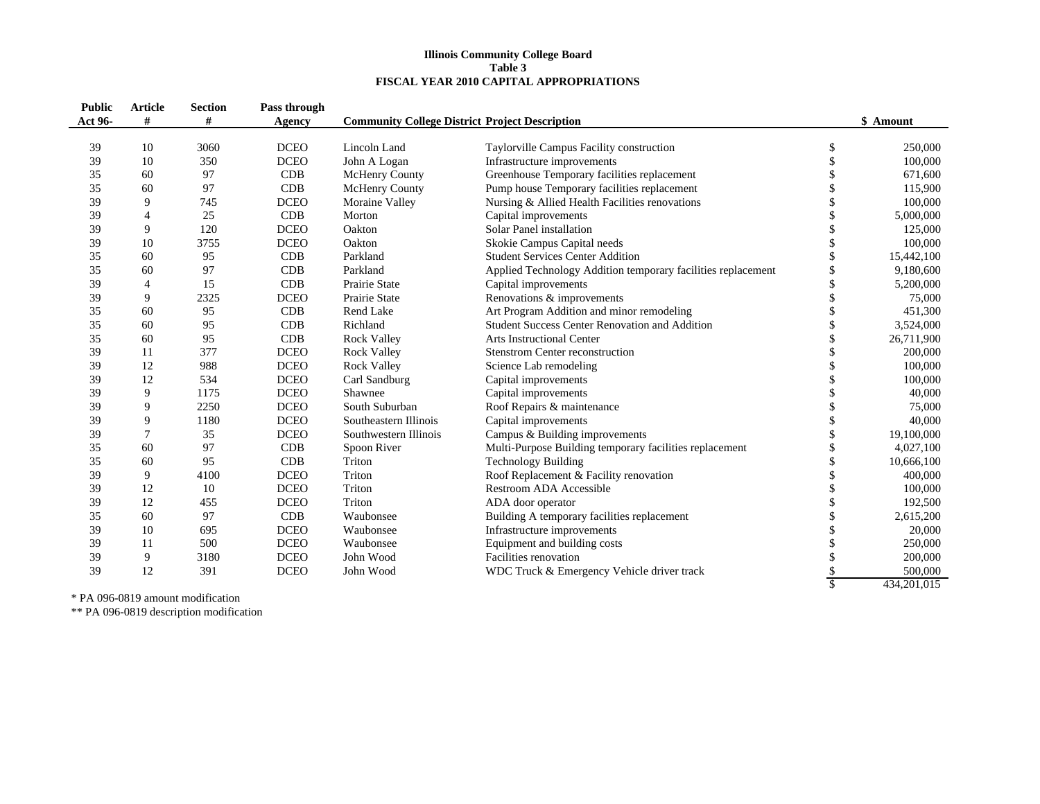**Illinois Community College Board**
**Table 3**
**FISCAL YEAR 2010 CAPITAL APPROPRIATIONS**

| Public Act 96- | Article # | Section # | Pass through Agency | Community College District | Project Description | $ Amount |
|---|---|---|---|---|---|---|
| 39 | 10 | 3060 | DCEO | Lincoln Land | Taylorville Campus Facility construction | $ 250,000 |
| 39 | 10 | 350 | DCEO | John A Logan | Infrastructure improvements | $ 100,000 |
| 35 | 60 | 97 | CDB | McHenry County | Greenhouse Temporary facilities replacement | $ 671,600 |
| 35 | 60 | 97 | CDB | McHenry County | Pump house Temporary facilities replacement | $ 115,900 |
| 39 | 9 | 745 | DCEO | Moraine Valley | Nursing & Allied Health Facilities renovations | $ 100,000 |
| 39 | 4 | 25 | CDB | Morton | Capital improvements | $ 5,000,000 |
| 39 | 9 | 120 | DCEO | Oakton | Solar Panel installation | $ 125,000 |
| 39 | 10 | 3755 | DCEO | Oakton | Skokie Campus Capital needs | $ 100,000 |
| 35 | 60 | 95 | CDB | Parkland | Student Services Center Addition | $ 15,442,100 |
| 35 | 60 | 97 | CDB | Parkland | Applied Technology Addition temporary facilities replacement | $ 9,180,600 |
| 39 | 4 | 15 | CDB | Prairie State | Capital improvements | $ 5,200,000 |
| 39 | 9 | 2325 | DCEO | Prairie State | Renovations & improvements | $ 75,000 |
| 35 | 60 | 95 | CDB | Rend Lake | Art Program Addition and minor remodeling | $ 451,300 |
| 35 | 60 | 95 | CDB | Richland | Student Success Center Renovation and Addition | $ 3,524,000 |
| 35 | 60 | 95 | CDB | Rock Valley | Arts Instructional Center | $ 26,711,900 |
| 39 | 11 | 377 | DCEO | Rock Valley | Stenstrom Center reconstruction | $ 200,000 |
| 39 | 12 | 988 | DCEO | Rock Valley | Science Lab remodeling | $ 100,000 |
| 39 | 12 | 534 | DCEO | Carl Sandburg | Capital improvements | $ 100,000 |
| 39 | 9 | 1175 | DCEO | Shawnee | Capital improvements | $ 40,000 |
| 39 | 9 | 2250 | DCEO | South Suburban | Roof Repairs & maintenance | $ 75,000 |
| 39 | 9 | 1180 | DCEO | Southeastern Illinois | Capital improvements | $ 40,000 |
| 39 | 7 | 35 | DCEO | Southwestern Illinois | Campus & Building improvements | $ 19,100,000 |
| 35 | 60 | 97 | CDB | Spoon River | Multi-Purpose Building temporary facilities replacement | $ 4,027,100 |
| 35 | 60 | 95 | CDB | Triton | Technology Building | $ 10,666,100 |
| 39 | 9 | 4100 | DCEO | Triton | Roof Replacement & Facility renovation | $ 400,000 |
| 39 | 12 | 10 | DCEO | Triton | Restroom ADA Accessible | $ 100,000 |
| 39 | 12 | 455 | DCEO | Triton | ADA door operator | $ 192,500 |
| 35 | 60 | 97 | CDB | Waubonsee | Building A temporary facilities replacement | $ 2,615,200 |
| 39 | 10 | 695 | DCEO | Waubonsee | Infrastructure improvements | $ 20,000 |
| 39 | 11 | 500 | DCEO | Waubonsee | Equipment and building costs | $ 250,000 |
| 39 | 9 | 3180 | DCEO | John Wood | Facilities renovation | $ 200,000 |
| 39 | 12 | 391 | DCEO | John Wood | WDC Truck & Emergency Vehicle driver track | $ 500,000 |
| | | | | | | $ 434,201,015 |

* PA 096-0819 amount modification
** PA 096-0819 description modification